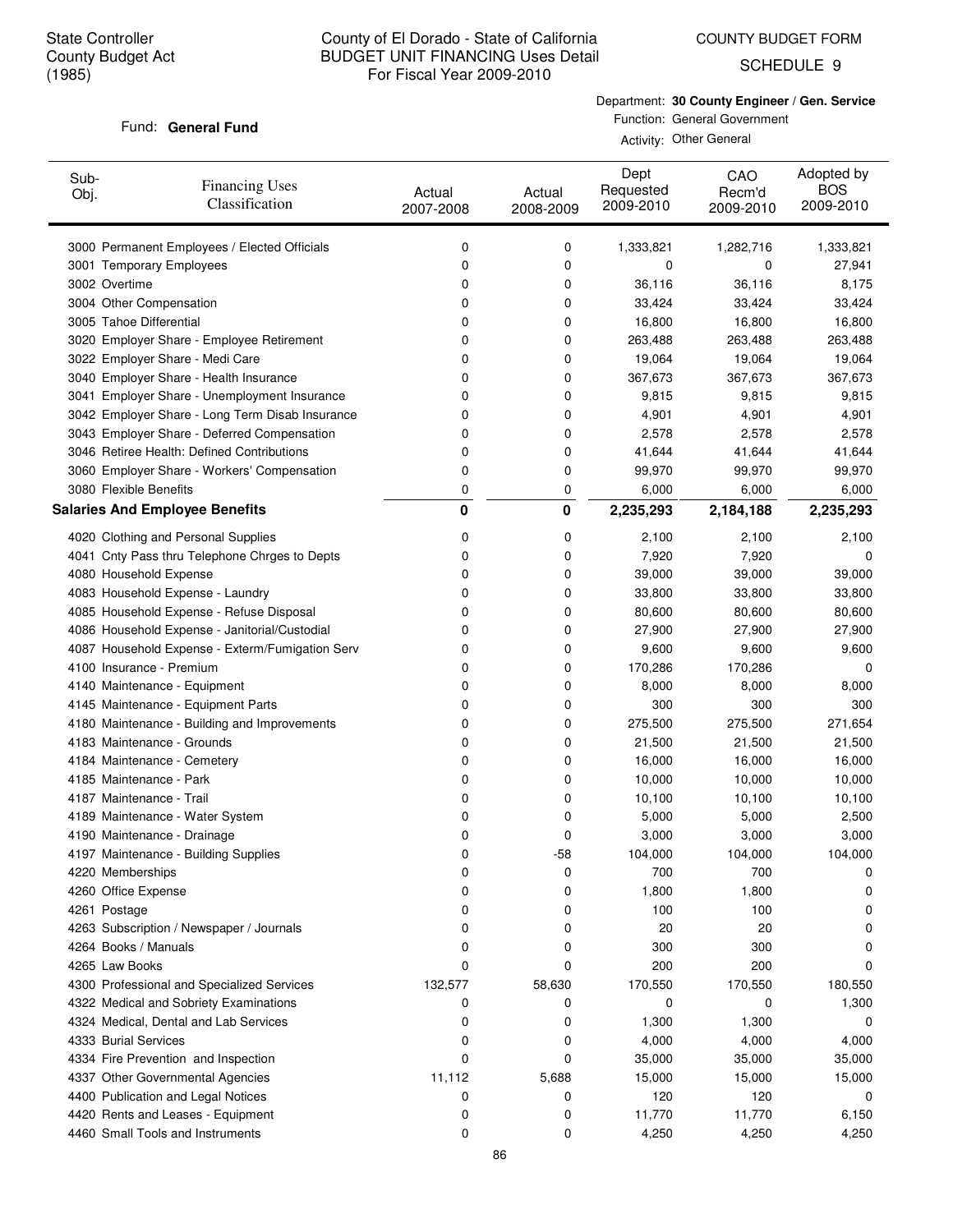State Controller
County Budget Act
(1985)

# County of El Dorado - State of California
## BUDGET UNIT FINANCING Uses Detail
For Fiscal Year 2009-2010

COUNTY BUDGET FORM
SCHEDULE 9

Fund: **General Fund**

Department: **30 County Engineer / Gen. Service**
Function: General Government
Activity: Other General

| Sub-Obj. | Financing Uses Classification | Actual 2007-2008 | Actual 2008-2009 | Dept Requested 2009-2010 | CAO Recm'd 2009-2010 | Adopted by BOS 2009-2010 |
|---|---|---|---|---|---|---|
| 3000 | Permanent Employees / Elected Officials | 0 | 0 | 1,333,821 | 1,282,716 | 1,333,821 |
| 3001 | Temporary Employees | 0 | 0 | 0 | 0 | 27,941 |
| 3002 | Overtime | 0 | 0 | 36,116 | 36,116 | 8,175 |
| 3004 | Other Compensation | 0 | 0 | 33,424 | 33,424 | 33,424 |
| 3005 | Tahoe Differential | 0 | 0 | 16,800 | 16,800 | 16,800 |
| 3020 | Employer Share - Employee Retirement | 0 | 0 | 263,488 | 263,488 | 263,488 |
| 3022 | Employer Share - Medi Care | 0 | 0 | 19,064 | 19,064 | 19,064 |
| 3040 | Employer Share - Health Insurance | 0 | 0 | 367,673 | 367,673 | 367,673 |
| 3041 | Employer Share - Unemployment Insurance | 0 | 0 | 9,815 | 9,815 | 9,815 |
| 3042 | Employer Share - Long Term Disab Insurance | 0 | 0 | 4,901 | 4,901 | 4,901 |
| 3043 | Employer Share - Deferred Compensation | 0 | 0 | 2,578 | 2,578 | 2,578 |
| 3046 | Retiree Health: Defined Contributions | 0 | 0 | 41,644 | 41,644 | 41,644 |
| 3060 | Employer Share - Workers' Compensation | 0 | 0 | 99,970 | 99,970 | 99,970 |
| 3080 | Flexible Benefits | 0 | 0 | 6,000 | 6,000 | 6,000 |
| **Salaries And Employee Benefits** | | **0** | **0** | **2,235,293** | **2,184,188** | **2,235,293** |
| 4020 | Clothing and Personal Supplies | 0 | 0 | 2,100 | 2,100 | 2,100 |
| 4041 | Cnty Pass thru Telephone Chrges to Depts | 0 | 0 | 7,920 | 7,920 | 0 |
| 4080 | Household Expense | 0 | 0 | 39,000 | 39,000 | 39,000 |
| 4083 | Household Expense - Laundry | 0 | 0 | 33,800 | 33,800 | 33,800 |
| 4085 | Household Expense - Refuse Disposal | 0 | 0 | 80,600 | 80,600 | 80,600 |
| 4086 | Household Expense - Janitorial/Custodial | 0 | 0 | 27,900 | 27,900 | 27,900 |
| 4087 | Household Expense - Exterm/Fumigation Serv | 0 | 0 | 9,600 | 9,600 | 9,600 |
| 4100 | Insurance - Premium | 0 | 0 | 170,286 | 170,286 | 0 |
| 4140 | Maintenance - Equipment | 0 | 0 | 8,000 | 8,000 | 8,000 |
| 4145 | Maintenance - Equipment Parts | 0 | 0 | 300 | 300 | 300 |
| 4180 | Maintenance - Building and Improvements | 0 | 0 | 275,500 | 275,500 | 271,654 |
| 4183 | Maintenance - Grounds | 0 | 0 | 21,500 | 21,500 | 21,500 |
| 4184 | Maintenance - Cemetery | 0 | 0 | 16,000 | 16,000 | 16,000 |
| 4185 | Maintenance - Park | 0 | 0 | 10,000 | 10,000 | 10,000 |
| 4187 | Maintenance - Trail | 0 | 0 | 10,100 | 10,100 | 10,100 |
| 4189 | Maintenance - Water System | 0 | 0 | 5,000 | 5,000 | 2,500 |
| 4190 | Maintenance - Drainage | 0 | 0 | 3,000 | 3,000 | 3,000 |
| 4197 | Maintenance - Building Supplies | 0 | -58 | 104,000 | 104,000 | 104,000 |
| 4220 | Memberships | 0 | 0 | 700 | 700 | 0 |
| 4260 | Office Expense | 0 | 0 | 1,800 | 1,800 | 0 |
| 4261 | Postage | 0 | 0 | 100 | 100 | 0 |
| 4263 | Subscription / Newspaper / Journals | 0 | 0 | 20 | 20 | 0 |
| 4264 | Books / Manuals | 0 | 0 | 300 | 300 | 0 |
| 4265 | Law Books | 0 | 0 | 200 | 200 | 0 |
| 4300 | Professional and Specialized Services | 132,577 | 58,630 | 170,550 | 170,550 | 180,550 |
| 4322 | Medical and Sobriety Examinations | 0 | 0 | 0 | 0 | 1,300 |
| 4324 | Medical, Dental and Lab Services | 0 | 0 | 1,300 | 1,300 | 0 |
| 4333 | Burial Services | 0 | 0 | 4,000 | 4,000 | 4,000 |
| 4334 | Fire Prevention and Inspection | 0 | 0 | 35,000 | 35,000 | 35,000 |
| 4337 | Other Governmental Agencies | 11,112 | 5,688 | 15,000 | 15,000 | 15,000 |
| 4400 | Publication and Legal Notices | 0 | 0 | 120 | 120 | 0 |
| 4420 | Rents and Leases - Equipment | 0 | 0 | 11,770 | 11,770 | 6,150 |
| 4460 | Small Tools and Instruments | 0 | 0 | 4,250 | 4,250 | 4,250 |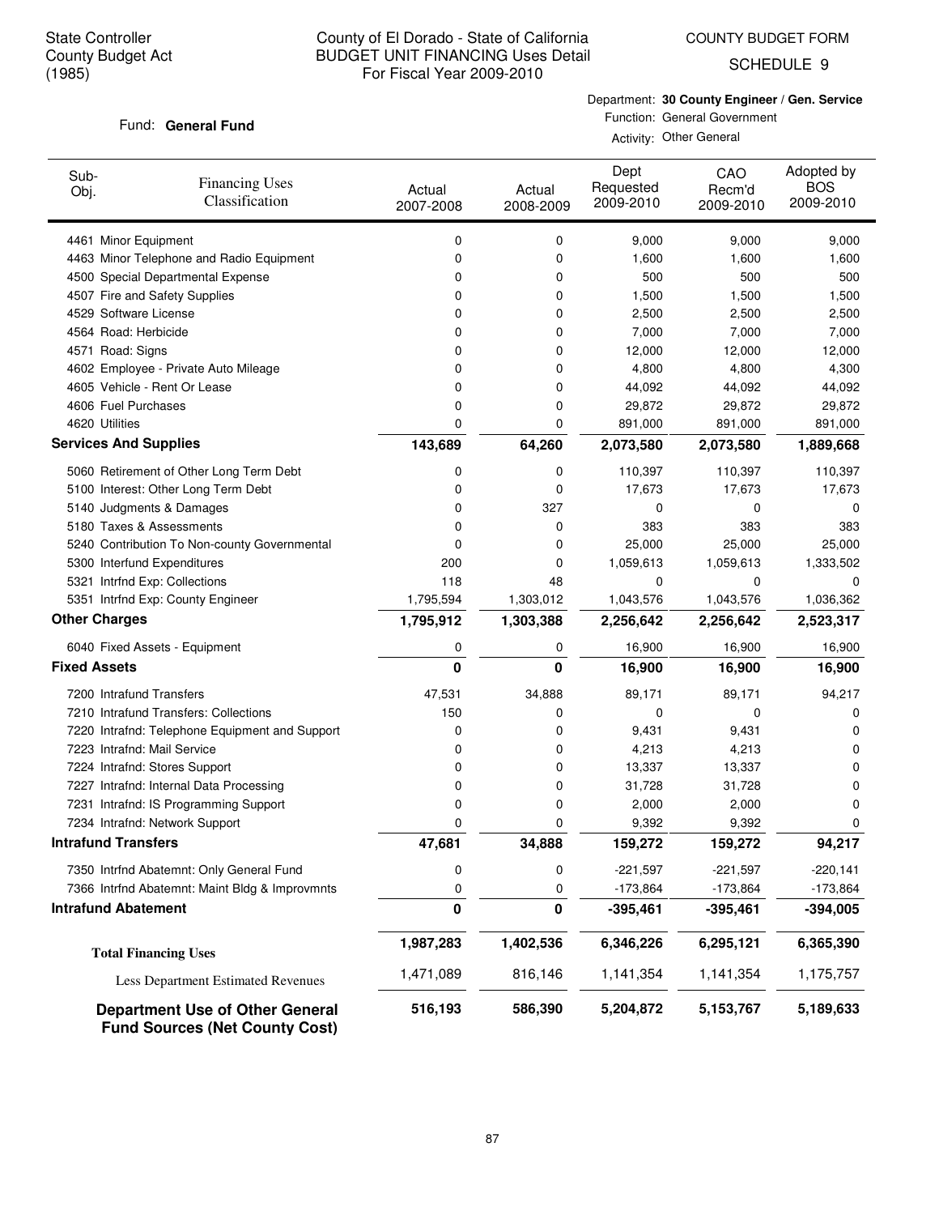State Controller
County Budget Act
(1985)

# County of El Dorado - State of California
## BUDGET UNIT FINANCING Uses Detail
For Fiscal Year 2009-2010

COUNTY BUDGET FORM
SCHEDULE 9

Fund: **General Fund**

Department: **30 County Engineer / Gen. Service**
Function: General Government
Activity: Other General

| Sub-Obj. | Financing Uses Classification | Actual 2007-2008 | Actual 2008-2009 | Dept Requested 2009-2010 | CAO Recm'd 2009-2010 | Adopted by BOS 2009-2010 |
|---|---|---|---|---|---|---|
| 4461 | Minor Equipment | 0 | 0 | 9,000 | 9,000 | 9,000 |
| 4463 | Minor Telephone and Radio Equipment | 0 | 0 | 1,600 | 1,600 | 1,600 |
| 4500 | Special Departmental Expense | 0 | 0 | 500 | 500 | 500 |
| 4507 | Fire and Safety Supplies | 0 | 0 | 1,500 | 1,500 | 1,500 |
| 4529 | Software License | 0 | 0 | 2,500 | 2,500 | 2,500 |
| 4564 | Road: Herbicide | 0 | 0 | 7,000 | 7,000 | 7,000 |
| 4571 | Road: Signs | 0 | 0 | 12,000 | 12,000 | 12,000 |
| 4602 | Employee - Private Auto Mileage | 0 | 0 | 4,800 | 4,800 | 4,300 |
| 4605 | Vehicle - Rent Or Lease | 0 | 0 | 44,092 | 44,092 | 44,092 |
| 4606 | Fuel Purchases | 0 | 0 | 29,872 | 29,872 | 29,872 |
| 4620 | Utilities | 0 | 0 | 891,000 | 891,000 | 891,000 |
| **Services And Supplies** | | **143,689** | **64,260** | **2,073,580** | **2,073,580** | **1,889,668** |
| 5060 | Retirement of Other Long Term Debt | 0 | 0 | 110,397 | 110,397 | 110,397 |
| 5100 | Interest: Other Long Term Debt | 0 | 0 | 17,673 | 17,673 | 17,673 |
| 5140 | Judgments & Damages | 0 | 327 | 0 | 0 | 0 |
| 5180 | Taxes & Assessments | 0 | 0 | 383 | 383 | 383 |
| 5240 | Contribution To Non-county Governmental | 0 | 0 | 25,000 | 25,000 | 25,000 |
| 5300 | Interfund Expenditures | 200 | 0 | 1,059,613 | 1,059,613 | 1,333,502 |
| 5321 | Intrfnd Exp: Collections | 118 | 48 | 0 | 0 | 0 |
| 5351 | Intrfnd Exp: County Engineer | 1,795,594 | 1,303,012 | 1,043,576 | 1,043,576 | 1,036,362 |
| **Other Charges** | | **1,795,912** | **1,303,388** | **2,256,642** | **2,256,642** | **2,523,317** |
| 6040 | Fixed Assets - Equipment | 0 | 0 | 16,900 | 16,900 | 16,900 |
| **Fixed Assets** | | **0** | **0** | **16,900** | **16,900** | **16,900** |
| 7200 | Intrafund Transfers | 47,531 | 34,888 | 89,171 | 89,171 | 94,217 |
| 7210 | Intrafund Transfers: Collections | 150 | 0 | 0 | 0 | 0 |
| 7220 | Intrafnd: Telephone Equipment and Support | 0 | 0 | 9,431 | 9,431 | 0 |
| 7223 | Intrafnd: Mail Service | 0 | 0 | 4,213 | 4,213 | 0 |
| 7224 | Intrafnd: Stores Support | 0 | 0 | 13,337 | 13,337 | 0 |
| 7227 | Intrafnd: Internal Data Processing | 0 | 0 | 31,728 | 31,728 | 0 |
| 7231 | Intrafnd: IS Programming Support | 0 | 0 | 2,000 | 2,000 | 0 |
| 7234 | Intrafnd: Network Support | 0 | 0 | 9,392 | 9,392 | 0 |
| **Intrafund Transfers** | | **47,681** | **34,888** | **159,272** | **159,272** | **94,217** |
| 7350 | Intrfnd Abatemnt: Only General Fund | 0 | 0 | -221,597 | -221,597 | -220,141 |
| 7366 | Intrfnd Abatemnt: Maint Bldg & Improvmnts | 0 | 0 | -173,864 | -173,864 | -173,864 |
| **Intrafund Abatement** | | **0** | **0** | **-395,461** | **-395,461** | **-394,005** |
| **Total Financing Uses** | | **1,987,283** | **1,402,536** | **6,346,226** | **6,295,121** | **6,365,390** |
| Less Department Estimated Revenues | | 1,471,089 | 816,146 | 1,141,354 | 1,141,354 | 1,175,757 |
| **Department Use of Other General Fund Sources (Net County Cost)** | | **516,193** | **586,390** | **5,204,872** | **5,153,767** | **5,189,633** |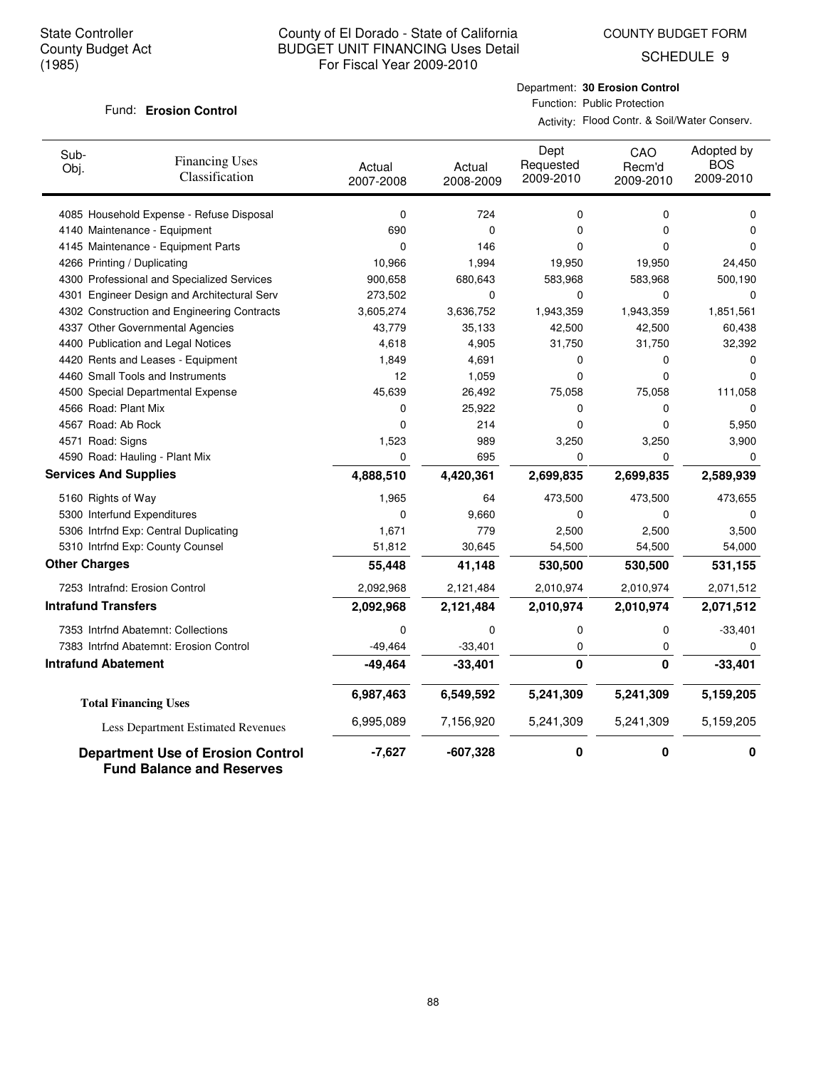State Controller
County Budget Act
(1985)

County of El Dorado - State of California
BUDGET UNIT FINANCING Uses Detail
For Fiscal Year 2009-2010

COUNTY BUDGET FORM
SCHEDULE 9

Fund: **Erosion Control**

Department: **30 Erosion Control**
Function: Public Protection
Activity: Flood Contr. & Soil/Water Conserv.

| Sub-Obj. | Financing Uses Classification | Actual 2007-2008 | Actual 2008-2009 | Dept Requested 2009-2010 | CAO Recm'd 2009-2010 | Adopted by BOS 2009-2010 |
|---|---|---|---|---|---|---|
| 4085 | Household Expense - Refuse Disposal | 0 | 724 | 0 | 0 | 0 |
| 4140 | Maintenance - Equipment | 690 | 0 | 0 | 0 | 0 |
| 4145 | Maintenance - Equipment Parts | 0 | 146 | 0 | 0 | 0 |
| 4266 | Printing / Duplicating | 10,966 | 1,994 | 19,950 | 19,950 | 24,450 |
| 4300 | Professional and Specialized Services | 900,658 | 680,643 | 583,968 | 583,968 | 500,190 |
| 4301 | Engineer Design and Architectural Serv | 273,502 | 0 | 0 | 0 | 0 |
| 4302 | Construction and Engineering Contracts | 3,605,274 | 3,636,752 | 1,943,359 | 1,943,359 | 1,851,561 |
| 4337 | Other Governmental Agencies | 43,779 | 35,133 | 42,500 | 42,500 | 60,438 |
| 4400 | Publication and Legal Notices | 4,618 | 4,905 | 31,750 | 31,750 | 32,392 |
| 4420 | Rents and Leases - Equipment | 1,849 | 4,691 | 0 | 0 | 0 |
| 4460 | Small Tools and Instruments | 12 | 1,059 | 0 | 0 | 0 |
| 4500 | Special Departmental Expense | 45,639 | 26,492 | 75,058 | 75,058 | 111,058 |
| 4566 | Road: Plant Mix | 0 | 25,922 | 0 | 0 | 0 |
| 4567 | Road: Ab Rock | 0 | 214 | 0 | 0 | 5,950 |
| 4571 | Road: Signs | 1,523 | 989 | 3,250 | 3,250 | 3,900 |
| 4590 | Road: Hauling - Plant Mix | 0 | 695 | 0 | 0 | 0 |
| **Services And Supplies** | | **4,888,510** | **4,420,361** | **2,699,835** | **2,699,835** | **2,589,939** |
| 5160 | Rights of Way | 1,965 | 64 | 473,500 | 473,500 | 473,655 |
| 5300 | Interfund Expenditures | 0 | 9,660 | 0 | 0 | 0 |
| 5306 | Intrfnd Exp: Central Duplicating | 1,671 | 779 | 2,500 | 2,500 | 3,500 |
| 5310 | Intrfnd Exp: County Counsel | 51,812 | 30,645 | 54,500 | 54,500 | 54,000 |
| **Other Charges** | | **55,448** | **41,148** | **530,500** | **530,500** | **531,155** |
| 7253 | Intrafnd: Erosion Control | 2,092,968 | 2,121,484 | 2,010,974 | 2,010,974 | 2,071,512 |
| **Intrafund Transfers** | | **2,092,968** | **2,121,484** | **2,010,974** | **2,010,974** | **2,071,512** |
| 7353 | Intrfnd Abatemnt: Collections | 0 | 0 | 0 | 0 | -33,401 |
| 7383 | Intrfnd Abatemnt: Erosion Control | -49,464 | -33,401 | 0 | 0 | 0 |
| **Intrafund Abatement** | | **-49,464** | **-33,401** | **0** | **0** | **-33,401** |
| **Total Financing Uses** | | **6,987,463** | **6,549,592** | **5,241,309** | **5,241,309** | **5,159,205** |
| Less Department Estimated Revenues | | 6,995,089 | 7,156,920 | 5,241,309 | 5,241,309 | 5,159,205 |
| **Department Use of Erosion Control Fund Balance and Reserves** | | **-7,627** | **-607,328** | **0** | **0** | **0** |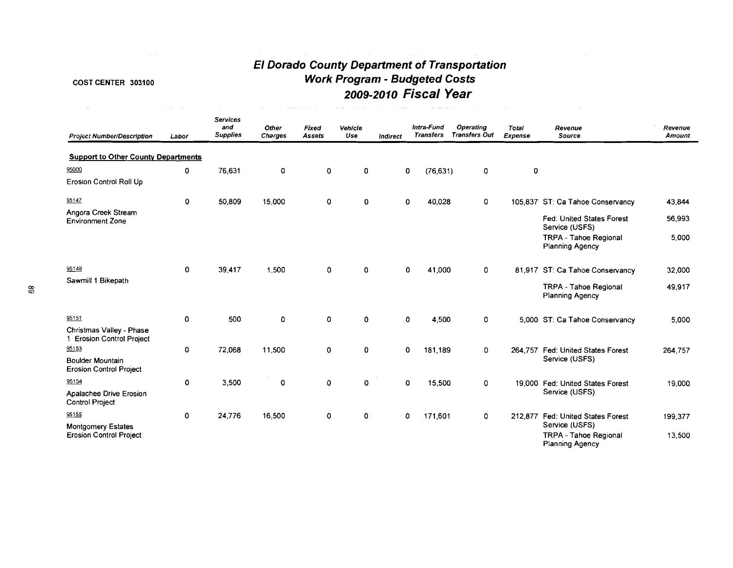COST CENTER 303100

# El Dorado County Department of Transportation
## Work Program - Budgeted Costs
## 2009-2010 Fiscal Year

| Project Number/Description | Labor | Services and Supplies | Other Charges | Fixed Assets | Vehicle Use | Indirect | Intra-Fund Transfers | Operating Transfers Out | Total Expense | Revenue Source | Revenue Amount |
|---|---|---|---|---|---|---|---|---|---|---|---|
| **Support to Other County Departments** | | | | | | | | | | | |
| 95000 Erosion Control Roll Up | 0 | 76,631 | 0 | 0 | 0 | 0 | (76,631) | 0 | 0 | | |
| 95147 Angora Creek Stream Environment Zone | 0 | 50,809 | 15,000 | 0 | 0 | 0 | 40,028 | 0 | 105,837 | ST: Ca Tahoe Conservancy | 43,844 |
| | | | | | | | | | | Fed: United States Forest Service (USFS) | 56,993 |
| | | | | | | | | | | TRPA - Tahoe Regional Planning Agency | 5,000 |
| 95148 Sawmill 1 Bikepath | 0 | 39,417 | 1,500 | 0 | 0 | 0 | 41,000 | 0 | 81,917 | ST: Ca Tahoe Conservancy | 32,000 |
| | | | | | | | | | | TRPA - Tahoe Regional Planning Agency | 49,917 |
| 95151 Christmas Valley - Phase 1 Erosion Control Project | 0 | 500 | 0 | 0 | 0 | 0 | 4,500 | 0 | 5,000 | ST: Ca Tahoe Conservancy | 5,000 |
| 95153 Boulder Mountain Erosion Control Project | 0 | 72,068 | 11,500 | 0 | 0 | 0 | 181,189 | 0 | 264,757 | Fed: United States Forest Service (USFS) | 264,757 |
| 95154 Apalachee Drive Erosion Control Project | 0 | 3,500 | 0 | 0 | 0 | 0 | 15,500 | 0 | 19,000 | Fed: United States Forest Service (USFS) | 19,000 |
| 95155 Montgomery Estates Erosion Control Project | 0 | 24,776 | 16,500 | 0 | 0 | 0 | 171,601 | 0 | 212,877 | Fed: United States Forest Service (USFS) | 199,377 |
| | | | | | | | | | | TRPA - Tahoe Regional Planning Agency | 13,500 |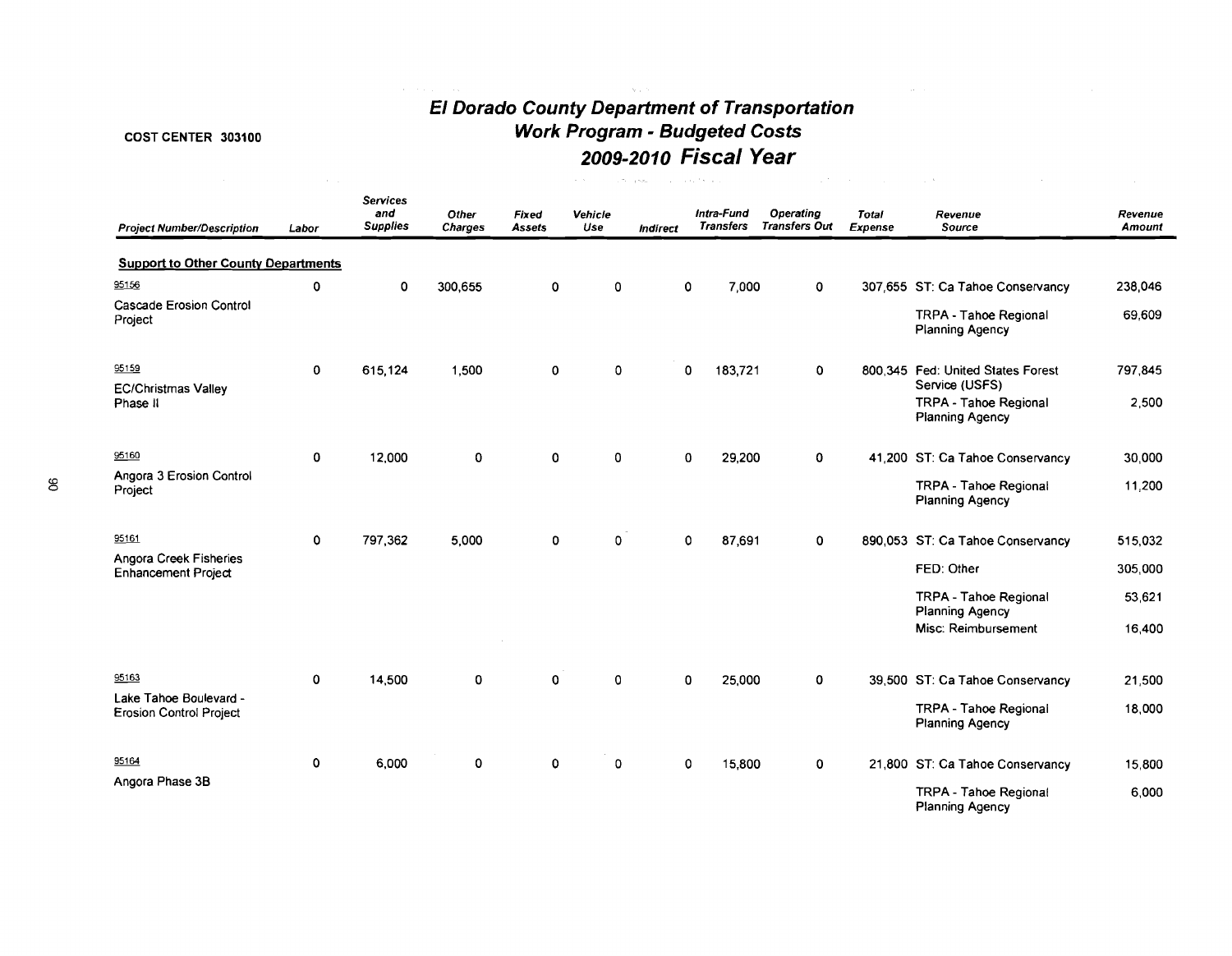COST CENTER 303100

# El Dorado County Department of Transportation
## Work Program - Budgeted Costs
## 2009-2010 Fiscal Year

| Project Number/Description | Labor | Services and Supplies | Other Charges | Fixed Assets | Vehicle Use | Indirect | Intra-Fund Transfers | Operating Transfers Out | Total Expense | Revenue Source | Revenue Amount |
|---|---|---|---|---|---|---|---|---|---|---|---|
| **Support to Other County Departments** | | | | | | | | | | | |
| 95156 Cascade Erosion Control Project | 0 | 0 | 300,655 | 0 | 0 | 0 | 7,000 | 0 | 307,655 | ST: Ca Tahoe Conservancy | 238,046 |
| | | | | | | | | | | TRPA - Tahoe Regional Planning Agency | 69,609 |
| 95159 EC/Christmas Valley Phase II | 0 | 615,124 | 1,500 | 0 | 0 | 0 | 183,721 | 0 | 800,345 | Fed: United States Forest Service (USFS) | 797,845 |
| | | | | | | | | | | TRPA - Tahoe Regional Planning Agency | 2,500 |
| 95160 Angora 3 Erosion Control Project | 0 | 12,000 | 0 | 0 | 0 | 0 | 29,200 | 0 | 41,200 | ST: Ca Tahoe Conservancy | 30,000 |
| | | | | | | | | | | TRPA - Tahoe Regional Planning Agency | 11,200 |
| 95161 Angora Creek Fisheries Enhancement Project | 0 | 797,362 | 5,000 | 0 | 0 | 0 | 87,691 | 0 | 890,053 | ST: Ca Tahoe Conservancy | 515,032 |
| | | | | | | | | | | FED: Other | 305,000 |
| | | | | | | | | | | TRPA - Tahoe Regional Planning Agency | 53,621 |
| | | | | | | | | | | Misc: Reimbursement | 16,400 |
| 95163 Lake Tahoe Boulevard - Erosion Control Project | 0 | 14,500 | 0 | 0 | 0 | 0 | 25,000 | 0 | 39,500 | ST: Ca Tahoe Conservancy | 21,500 |
| | | | | | | | | | | TRPA - Tahoe Regional Planning Agency | 18,000 |
| 95164 Angora Phase 3B | 0 | 6,000 | 0 | 0 | 0 | 0 | 15,800 | 0 | 21,800 | ST: Ca Tahoe Conservancy | 15,800 |
| | | | | | | | | | | TRPA - Tahoe Regional Planning Agency | 6,000 |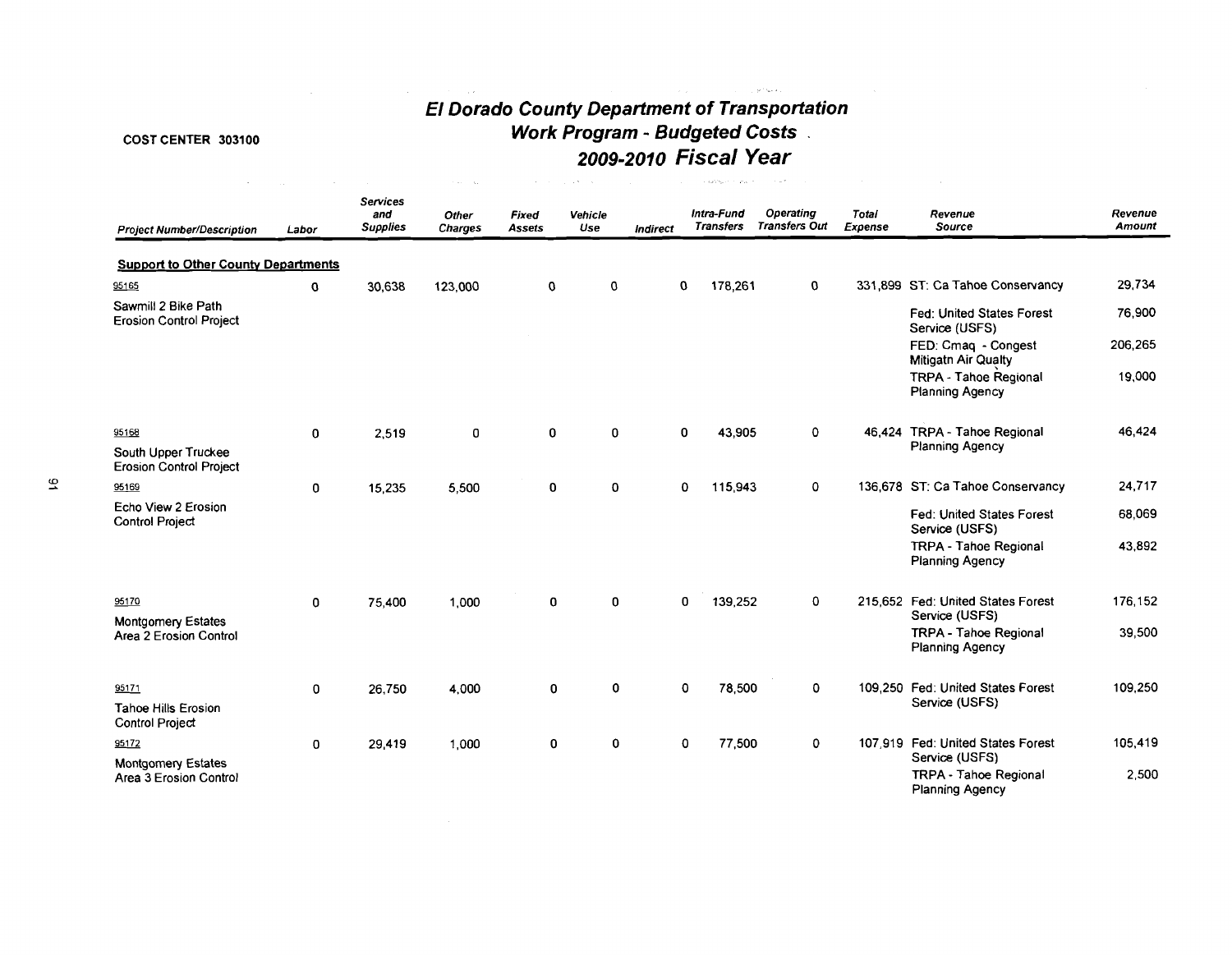COST CENTER 303100

# El Dorado County Department of Transportation
## Work Program - Budgeted Costs
## 2009-2010 Fiscal Year

| Project Number/Description | Labor | Services and Supplies | Other Charges | Fixed Assets | Vehicle Use | Indirect | Intra-Fund Transfers | Operating Transfers Out | Total Expense | Revenue Source | Revenue Amount |
|---|---|---|---|---|---|---|---|---|---|---|---|
| **Support to Other County Departments** | | | | | | | | | | | |
| 95165 | 0 | 30,638 | 123,000 | 0 | 0 | 0 | 178,261 | 0 | 331,899 | ST: Ca Tahoe Conservancy | 29,734 |
| Sawmill 2 Bike Path Erosion Control Project | | | | | | | | | | Fed: United States Forest Service (USFS) | 76,900 |
| | | | | | | | | | | FED: Cmaq - Congest Mitigatn Air Qualty | 206,265 |
| | | | | | | | | | | TRPA - Tahoe Regional Planning Agency | 19,000 |
| 95168 | 0 | 2,519 | 0 | 0 | 0 | 0 | 43,905 | 0 | 46,424 | TRPA - Tahoe Regional Planning Agency | 46,424 |
| South Upper Truckee Erosion Control Project | | | | | | | | | | | |
| 95169 | 0 | 15,235 | 5,500 | 0 | 0 | 0 | 115,943 | 0 | 136,678 | ST: Ca Tahoe Conservancy | 24,717 |
| Echo View 2 Erosion Control Project | | | | | | | | | | Fed: United States Forest Service (USFS) | 68,069 |
| | | | | | | | | | | TRPA - Tahoe Regional Planning Agency | 43,892 |
| 95170 | 0 | 75,400 | 1,000 | 0 | 0 | 0 | 139,252 | 0 | 215,652 | Fed: United States Forest Service (USFS) | 176,152 |
| Montgomery Estates Area 2 Erosion Control | | | | | | | | | | TRPA - Tahoe Regional Planning Agency | 39,500 |
| 95171 | 0 | 26,750 | 4,000 | 0 | 0 | 0 | 78,500 | 0 | 109,250 | Fed: United States Forest Service (USFS) | 109,250 |
| Tahoe Hills Erosion Control Project | | | | | | | | | | | |
| 95172 | 0 | 29,419 | 1,000 | 0 | 0 | 0 | 77,500 | 0 | 107,919 | Fed: United States Forest Service (USFS) | 105,419 |
| Montgomery Estates Area 3 Erosion Control | | | | | | | | | | TRPA - Tahoe Regional Planning Agency | 2,500 |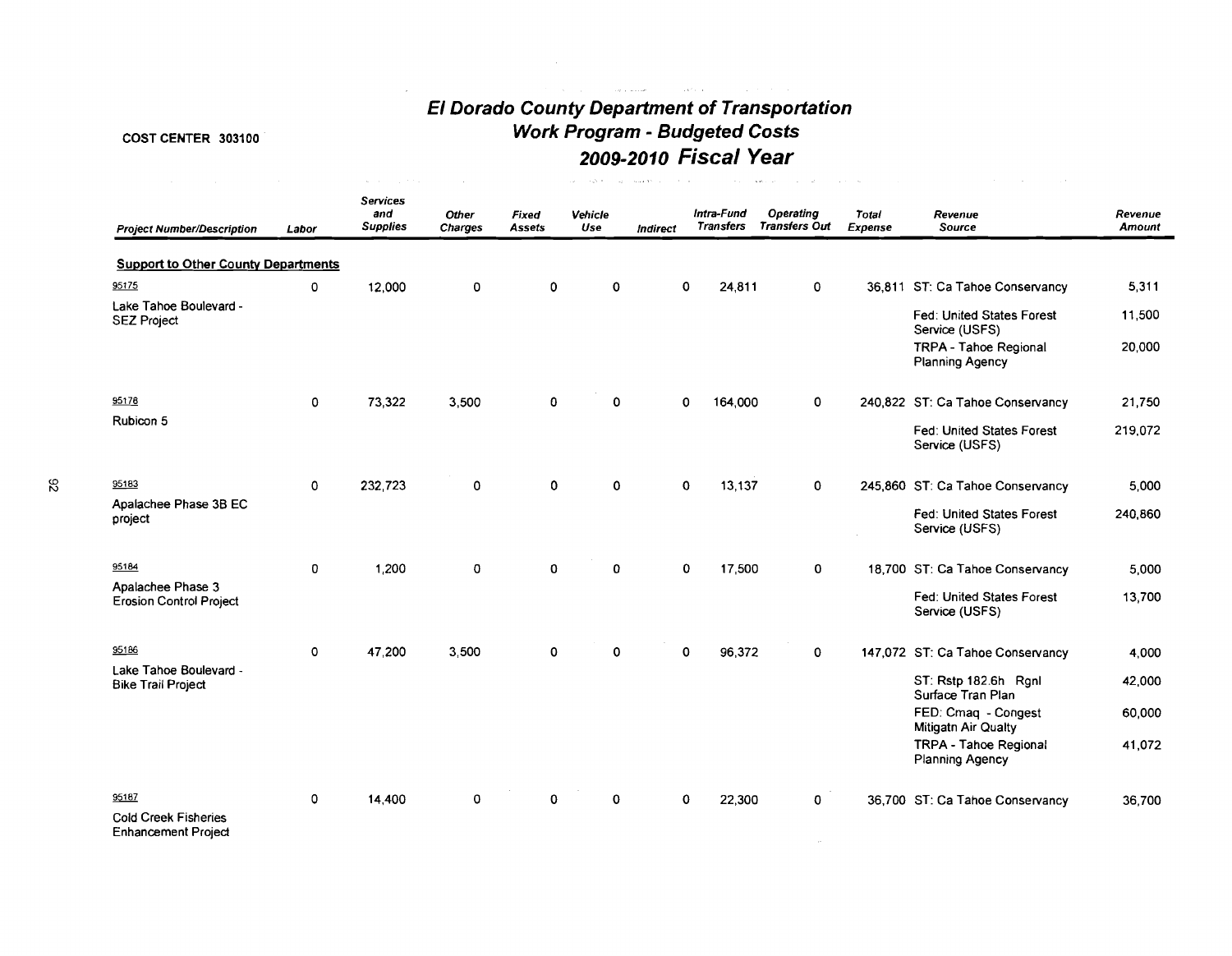# El Dorado County Department of Transportation
## Work Program - Budgeted Costs
## 2009-2010 Fiscal Year

COST CENTER 303100

| Project Number/Description | Labor | Services and Supplies | Other Charges | Fixed Assets | Vehicle Use | Indirect | Intra-Fund Transfers | Operating Transfers Out | Total Expense | Revenue Source | Revenue Amount |
|---|---|---|---|---|---|---|---|---|---|---|---|
| **Support to Other County Departments** | | | | | | | | | | | |
| 95175 Lake Tahoe Boulevard - SEZ Project | 0 | 12,000 | 0 | 0 | 0 | 0 | 24,811 | 0 | 36,811 | ST: Ca Tahoe Conservancy | 5,311 |
| | | | | | | | | | | Fed: United States Forest Service (USFS) | 11,500 |
| | | | | | | | | | | TRPA - Tahoe Regional Planning Agency | 20,000 |
| 95178 Rubicon 5 | 0 | 73,322 | 3,500 | 0 | 0 | 0 | 164,000 | 0 | 240,822 | ST: Ca Tahoe Conservancy | 21,750 |
| | | | | | | | | | | Fed: United States Forest Service (USFS) | 219,072 |
| 95183 Apalachee Phase 3B EC project | 0 | 232,723 | 0 | 0 | 0 | 0 | 13,137 | 0 | 245,860 | ST: Ca Tahoe Conservancy | 5,000 |
| | | | | | | | | | | Fed: United States Forest Service (USFS) | 240,860 |
| 95184 Apalachee Phase 3 Erosion Control Project | 0 | 1,200 | 0 | 0 | 0 | 0 | 17,500 | 0 | 18,700 | ST: Ca Tahoe Conservancy | 5,000 |
| | | | | | | | | | | Fed: United States Forest Service (USFS) | 13,700 |
| 95186 Lake Tahoe Boulevard - Bike Trail Project | 0 | 47,200 | 3,500 | 0 | 0 | 0 | 96,372 | 0 | 147,072 | ST: Ca Tahoe Conservancy | 4,000 |
| | | | | | | | | | | ST: Rstp 182.6h Rgnl Surface Tran Plan | 42,000 |
| | | | | | | | | | | FED: Cmaq - Congest Mitigatn Air Qualty | 60,000 |
| | | | | | | | | | | TRPA - Tahoe Regional Planning Agency | 41,072 |
| 95187 Cold Creek Fisheries Enhancement Project | 0 | 14,400 | 0 | 0 | 0 | 0 | 22,300 | 0 | 36,700 | ST: Ca Tahoe Conservancy | 36,700 |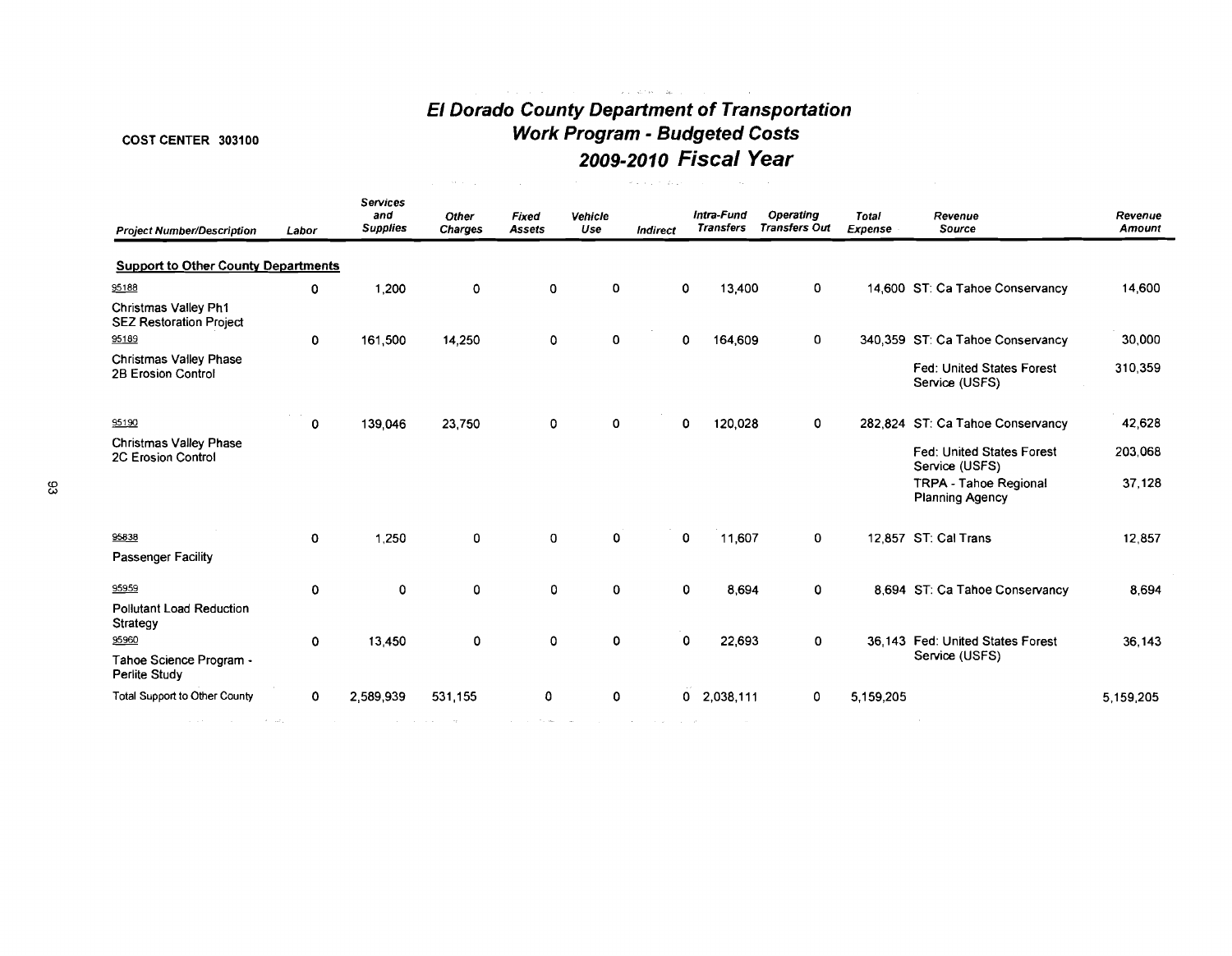**COST CENTER 303100**

# El Dorado County Department of Transportation
## Work Program - Budgeted Costs
## 2009-2010 Fiscal Year

| Project Number/Description | Labor | Services and Supplies | Other Charges | Fixed Assets | Vehicle Use | Indirect | Intra-Fund Transfers | Operating Transfers Out | Total Expense | Revenue Source | Revenue Amount |
|---|---|---|---|---|---|---|---|---|---|---|---|
| **Support to Other County Departments** | | | | | | | | | | | |
| 95188 Christmas Valley Ph1 SEZ Restoration Project | 0 | 1,200 | 0 | 0 | 0 | 0 | 13,400 | 0 | 14,600 | ST: Ca Tahoe Conservancy | 14,600 |
| 95189 Christmas Valley Phase 2B Erosion Control | 0 | 161,500 | 14,250 | 0 | 0 | 0 | 164,609 | 0 | 340,359 | ST: Ca Tahoe Conservancy | 30,000 |
| | | | | | | | | | | Fed: United States Forest Service (USFS) | 310,359 |
| 95190 Christmas Valley Phase 2C Erosion Control | 0 | 139,046 | 23,750 | 0 | 0 | 0 | 120,028 | 0 | 282,824 | ST: Ca Tahoe Conservancy | 42,628 |
| | | | | | | | | | | Fed: United States Forest Service (USFS) | 203,068 |
| | | | | | | | | | | TRPA - Tahoe Regional Planning Agency | 37,128 |
| 95838 Passenger Facility | 0 | 1,250 | 0 | 0 | 0 | 0 | 11,607 | 0 | 12,857 | ST: Cal Trans | 12,857 |
| 95959 Pollutant Load Reduction Strategy | 0 | 0 | 0 | 0 | 0 | 0 | 8,694 | 0 | 8,694 | ST: Ca Tahoe Conservancy | 8,694 |
| 95960 Tahoe Science Program - Perlite Study | 0 | 13,450 | 0 | 0 | 0 | 0 | 22,693 | 0 | 36,143 | Fed: United States Forest Service (USFS) | 36,143 |
| Total Support to Other County | 0 | 2,589,939 | 531,155 | 0 | 0 | 0 | 2,038,111 | 0 | 5,159,205 | | 5,159,205 |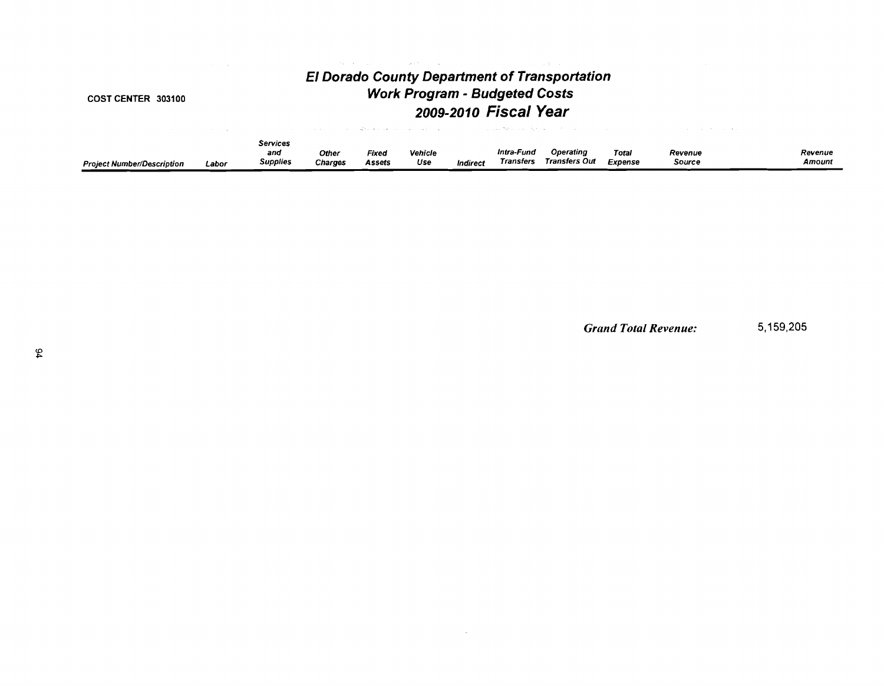COST CENTER 303100

# El Dorado County Department of Transportation
## Work Program - Budgeted Costs
## 2009-2010 Fiscal Year

| Project Number/Description | Labor | Services and Supplies | Other Charges | Fixed Assets | Vehicle Use | Indirect | Intra-Fund Transfers | Operating Transfers Out | Total Expense | Revenue Source | Revenue Amount |
|---|---|---|---|---|---|---|---|---|---|---|---|
| | | | | | | | | | | ***Grand Total Revenue:*** | 5,159,205 |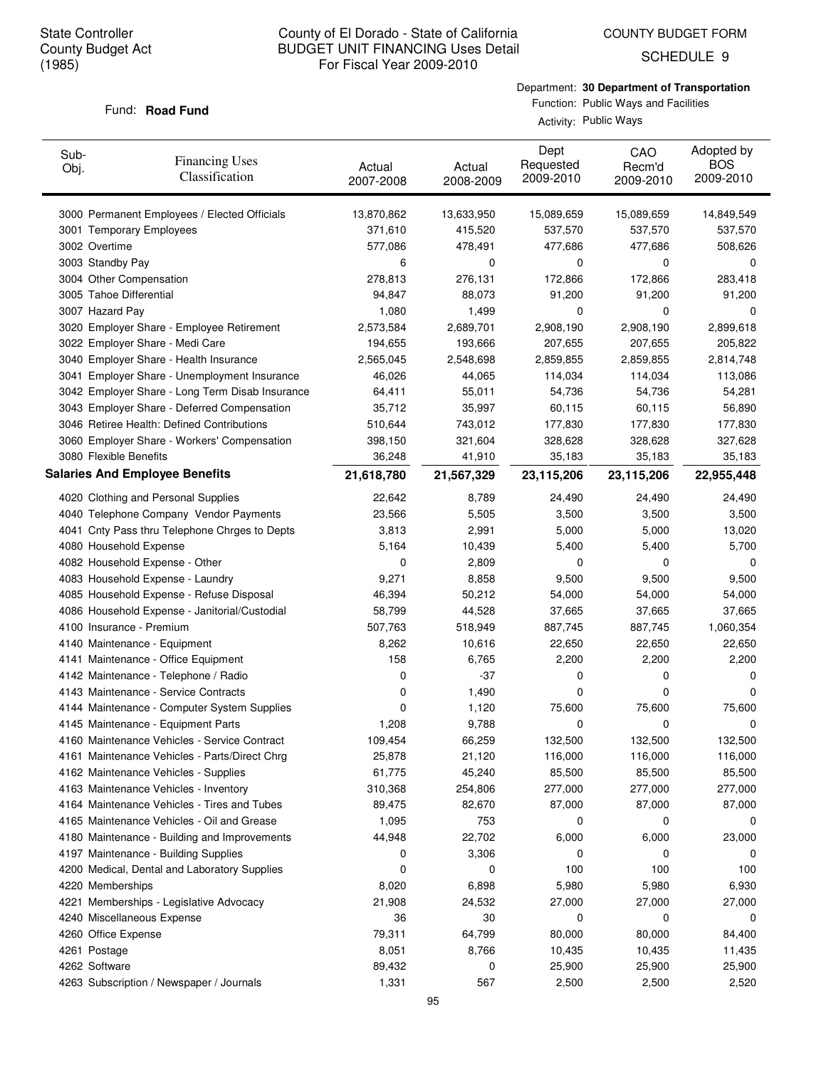State Controller
County Budget Act
(1985)

# County of El Dorado - State of California
## BUDGET UNIT FINANCING Uses Detail
For Fiscal Year 2009-2010

COUNTY BUDGET FORM
SCHEDULE 9

Fund: **Road Fund**

Department: **30 Department of Transportation**
Function: Public Ways and Facilities
Activity: Public Ways

| Sub-Obj. | Financing Uses Classification | Actual 2007-2008 | Actual 2008-2009 | Dept Requested 2009-2010 | CAO Recm'd 2009-2010 | Adopted by BOS 2009-2010 |
|---|---|---|---|---|---|---|
| 3000 | Permanent Employees / Elected Officials | 13,870,862 | 13,633,950 | 15,089,659 | 15,089,659 | 14,849,549 |
| 3001 | Temporary Employees | 371,610 | 415,520 | 537,570 | 537,570 | 537,570 |
| 3002 | Overtime | 577,086 | 478,491 | 477,686 | 477,686 | 508,626 |
| 3003 | Standby Pay | 6 | 0 | 0 | 0 | 0 |
| 3004 | Other Compensation | 278,813 | 276,131 | 172,866 | 172,866 | 283,418 |
| 3005 | Tahoe Differential | 94,847 | 88,073 | 91,200 | 91,200 | 91,200 |
| 3007 | Hazard Pay | 1,080 | 1,499 | 0 | 0 | 0 |
| 3020 | Employer Share - Employee Retirement | 2,573,584 | 2,689,701 | 2,908,190 | 2,908,190 | 2,899,618 |
| 3022 | Employer Share - Medi Care | 194,655 | 193,666 | 207,655 | 207,655 | 205,822 |
| 3040 | Employer Share - Health Insurance | 2,565,045 | 2,548,698 | 2,859,855 | 2,859,855 | 2,814,748 |
| 3041 | Employer Share - Unemployment Insurance | 46,026 | 44,065 | 114,034 | 114,034 | 113,086 |
| 3042 | Employer Share - Long Term Disab Insurance | 64,411 | 55,011 | 54,736 | 54,736 | 54,281 |
| 3043 | Employer Share - Deferred Compensation | 35,712 | 35,997 | 60,115 | 60,115 | 56,890 |
| 3046 | Retiree Health: Defined Contributions | 510,644 | 743,012 | 177,830 | 177,830 | 177,830 |
| 3060 | Employer Share - Workers' Compensation | 398,150 | 321,604 | 328,628 | 328,628 | 327,628 |
| 3080 | Flexible Benefits | 36,248 | 41,910 | 35,183 | 35,183 | 35,183 |
| **Salaries And Employee Benefits** | | **21,618,780** | **21,567,329** | **23,115,206** | **23,115,206** | **22,955,448** |
| 4020 | Clothing and Personal Supplies | 22,642 | 8,789 | 24,490 | 24,490 | 24,490 |
| 4040 | Telephone Company Vendor Payments | 23,566 | 5,505 | 3,500 | 3,500 | 3,500 |
| 4041 | Cnty Pass thru Telephone Chrges to Depts | 3,813 | 2,991 | 5,000 | 5,000 | 13,020 |
| 4080 | Household Expense | 5,164 | 10,439 | 5,400 | 5,400 | 5,700 |
| 4082 | Household Expense - Other | 0 | 2,809 | 0 | 0 | 0 |
| 4083 | Household Expense - Laundry | 9,271 | 8,858 | 9,500 | 9,500 | 9,500 |
| 4085 | Household Expense - Refuse Disposal | 46,394 | 50,212 | 54,000 | 54,000 | 54,000 |
| 4086 | Household Expense - Janitorial/Custodial | 58,799 | 44,528 | 37,665 | 37,665 | 37,665 |
| 4100 | Insurance - Premium | 507,763 | 518,949 | 887,745 | 887,745 | 1,060,354 |
| 4140 | Maintenance - Equipment | 8,262 | 10,616 | 22,650 | 22,650 | 22,650 |
| 4141 | Maintenance - Office Equipment | 158 | 6,765 | 2,200 | 2,200 | 2,200 |
| 4142 | Maintenance - Telephone / Radio | 0 | -37 | 0 | 0 | 0 |
| 4143 | Maintenance - Service Contracts | 0 | 1,490 | 0 | 0 | 0 |
| 4144 | Maintenance - Computer System Supplies | 0 | 1,120 | 75,600 | 75,600 | 75,600 |
| 4145 | Maintenance - Equipment Parts | 1,208 | 9,788 | 0 | 0 | 0 |
| 4160 | Maintenance Vehicles - Service Contract | 109,454 | 66,259 | 132,500 | 132,500 | 132,500 |
| 4161 | Maintenance Vehicles - Parts/Direct Chrg | 25,878 | 21,120 | 116,000 | 116,000 | 116,000 |
| 4162 | Maintenance Vehicles - Supplies | 61,775 | 45,240 | 85,500 | 85,500 | 85,500 |
| 4163 | Maintenance Vehicles - Inventory | 310,368 | 254,806 | 277,000 | 277,000 | 277,000 |
| 4164 | Maintenance Vehicles - Tires and Tubes | 89,475 | 82,670 | 87,000 | 87,000 | 87,000 |
| 4165 | Maintenance Vehicles - Oil and Grease | 1,095 | 753 | 0 | 0 | 0 |
| 4180 | Maintenance - Building and Improvements | 44,948 | 22,702 | 6,000 | 6,000 | 23,000 |
| 4197 | Maintenance - Building Supplies | 0 | 3,306 | 0 | 0 | 0 |
| 4200 | Medical, Dental and Laboratory Supplies | 0 | 0 | 100 | 100 | 100 |
| 4220 | Memberships | 8,020 | 6,898 | 5,980 | 5,980 | 6,930 |
| 4221 | Memberships - Legislative Advocacy | 21,908 | 24,532 | 27,000 | 27,000 | 27,000 |
| 4240 | Miscellaneous Expense | 36 | 30 | 0 | 0 | 0 |
| 4260 | Office Expense | 79,311 | 64,799 | 80,000 | 80,000 | 84,400 |
| 4261 | Postage | 8,051 | 8,766 | 10,435 | 10,435 | 11,435 |
| 4262 | Software | 89,432 | 0 | 25,900 | 25,900 | 25,900 |
| 4263 | Subscription / Newspaper / Journals | 1,331 | 567 | 2,500 | 2,500 | 2,520 |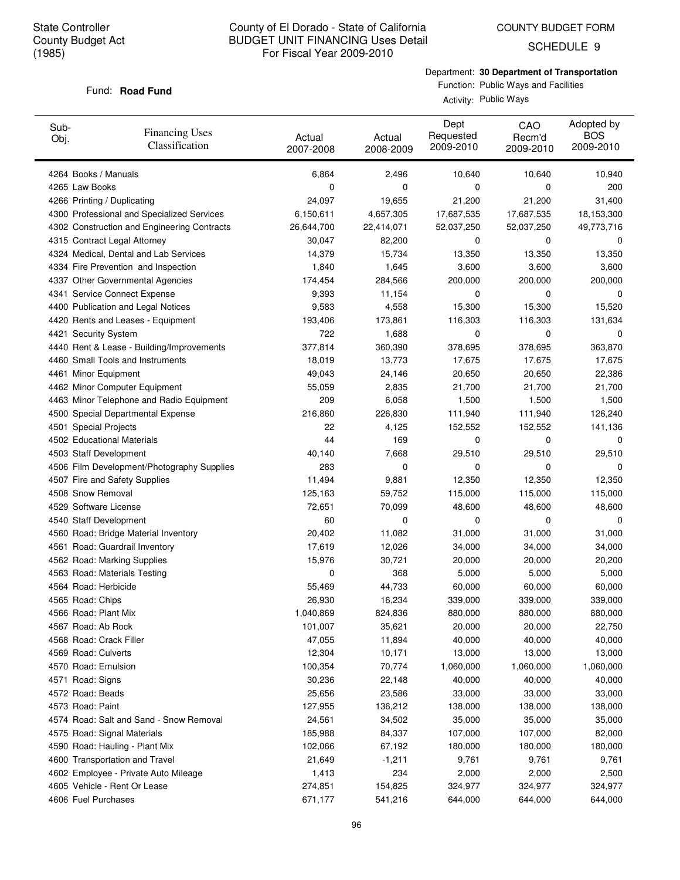State Controller
County Budget Act
(1985)

County of El Dorado - State of California
BUDGET UNIT FINANCING Uses Detail
For Fiscal Year 2009-2010

COUNTY BUDGET FORM
SCHEDULE 9

Fund: **Road Fund**

Department: **30 Department of Transportation**
Function: Public Ways and Facilities
Activity: Public Ways

| Sub-Obj. | Financing Uses Classification | Actual 2007-2008 | Actual 2008-2009 | Dept Requested 2009-2010 | CAO Recm'd 2009-2010 | Adopted by BOS 2009-2010 |
|---|---|---|---|---|---|---|
| 4264 | Books / Manuals | 6,864 | 2,496 | 10,640 | 10,640 | 10,940 |
| 4265 | Law Books | 0 | 0 | 0 | 0 | 200 |
| 4266 | Printing / Duplicating | 24,097 | 19,655 | 21,200 | 21,200 | 31,400 |
| 4300 | Professional and Specialized Services | 6,150,611 | 4,657,305 | 17,687,535 | 17,687,535 | 18,153,300 |
| 4302 | Construction and Engineering Contracts | 26,644,700 | 22,414,071 | 52,037,250 | 52,037,250 | 49,773,716 |
| 4315 | Contract Legal Attorney | 30,047 | 82,200 | 0 | 0 | 0 |
| 4324 | Medical, Dental and Lab Services | 14,379 | 15,734 | 13,350 | 13,350 | 13,350 |
| 4334 | Fire Prevention and Inspection | 1,840 | 1,645 | 3,600 | 3,600 | 3,600 |
| 4337 | Other Governmental Agencies | 174,454 | 284,566 | 200,000 | 200,000 | 200,000 |
| 4341 | Service Connect Expense | 9,393 | 11,154 | 0 | 0 | 0 |
| 4400 | Publication and Legal Notices | 9,583 | 4,558 | 15,300 | 15,300 | 15,520 |
| 4420 | Rents and Leases - Equipment | 193,406 | 173,861 | 116,303 | 116,303 | 131,634 |
| 4421 | Security System | 722 | 1,688 | 0 | 0 | 0 |
| 4440 | Rent & Lease - Building/Improvements | 377,814 | 360,390 | 378,695 | 378,695 | 363,870 |
| 4460 | Small Tools and Instruments | 18,019 | 13,773 | 17,675 | 17,675 | 17,675 |
| 4461 | Minor Equipment | 49,043 | 24,146 | 20,650 | 20,650 | 22,386 |
| 4462 | Minor Computer Equipment | 55,059 | 2,835 | 21,700 | 21,700 | 21,700 |
| 4463 | Minor Telephone and Radio Equipment | 209 | 6,058 | 1,500 | 1,500 | 1,500 |
| 4500 | Special Departmental Expense | 216,860 | 226,830 | 111,940 | 111,940 | 126,240 |
| 4501 | Special Projects | 22 | 4,125 | 152,552 | 152,552 | 141,136 |
| 4502 | Educational Materials | 44 | 169 | 0 | 0 | 0 |
| 4503 | Staff Development | 40,140 | 7,668 | 29,510 | 29,510 | 29,510 |
| 4506 | Film Development/Photography Supplies | 283 | 0 | 0 | 0 | 0 |
| 4507 | Fire and Safety Supplies | 11,494 | 9,881 | 12,350 | 12,350 | 12,350 |
| 4508 | Snow Removal | 125,163 | 59,752 | 115,000 | 115,000 | 115,000 |
| 4529 | Software License | 72,651 | 70,099 | 48,600 | 48,600 | 48,600 |
| 4540 | Staff Development | 60 | 0 | 0 | 0 | 0 |
| 4560 | Road: Bridge Material Inventory | 20,402 | 11,082 | 31,000 | 31,000 | 31,000 |
| 4561 | Road: Guardrail Inventory | 17,619 | 12,026 | 34,000 | 34,000 | 34,000 |
| 4562 | Road: Marking Supplies | 15,976 | 30,721 | 20,000 | 20,000 | 20,200 |
| 4563 | Road: Materials Testing | 0 | 368 | 5,000 | 5,000 | 5,000 |
| 4564 | Road: Herbicide | 55,469 | 44,733 | 60,000 | 60,000 | 60,000 |
| 4565 | Road: Chips | 26,930 | 16,234 | 339,000 | 339,000 | 339,000 |
| 4566 | Road: Plant Mix | 1,040,869 | 824,836 | 880,000 | 880,000 | 880,000 |
| 4567 | Road: Ab Rock | 101,007 | 35,621 | 20,000 | 20,000 | 22,750 |
| 4568 | Road: Crack Filler | 47,055 | 11,894 | 40,000 | 40,000 | 40,000 |
| 4569 | Road: Culverts | 12,304 | 10,171 | 13,000 | 13,000 | 13,000 |
| 4570 | Road: Emulsion | 100,354 | 70,774 | 1,060,000 | 1,060,000 | 1,060,000 |
| 4571 | Road: Signs | 30,236 | 22,148 | 40,000 | 40,000 | 40,000 |
| 4572 | Road: Beads | 25,656 | 23,586 | 33,000 | 33,000 | 33,000 |
| 4573 | Road: Paint | 127,955 | 136,212 | 138,000 | 138,000 | 138,000 |
| 4574 | Road: Salt and Sand - Snow Removal | 24,561 | 34,502 | 35,000 | 35,000 | 35,000 |
| 4575 | Road: Signal Materials | 185,988 | 84,337 | 107,000 | 107,000 | 82,000 |
| 4590 | Road: Hauling - Plant Mix | 102,066 | 67,192 | 180,000 | 180,000 | 180,000 |
| 4600 | Transportation and Travel | 21,649 | -1,211 | 9,761 | 9,761 | 9,761 |
| 4602 | Employee - Private Auto Mileage | 1,413 | 234 | 2,000 | 2,000 | 2,500 |
| 4605 | Vehicle - Rent Or Lease | 274,851 | 154,825 | 324,977 | 324,977 | 324,977 |
| 4606 | Fuel Purchases | 671,177 | 541,216 | 644,000 | 644,000 | 644,000 |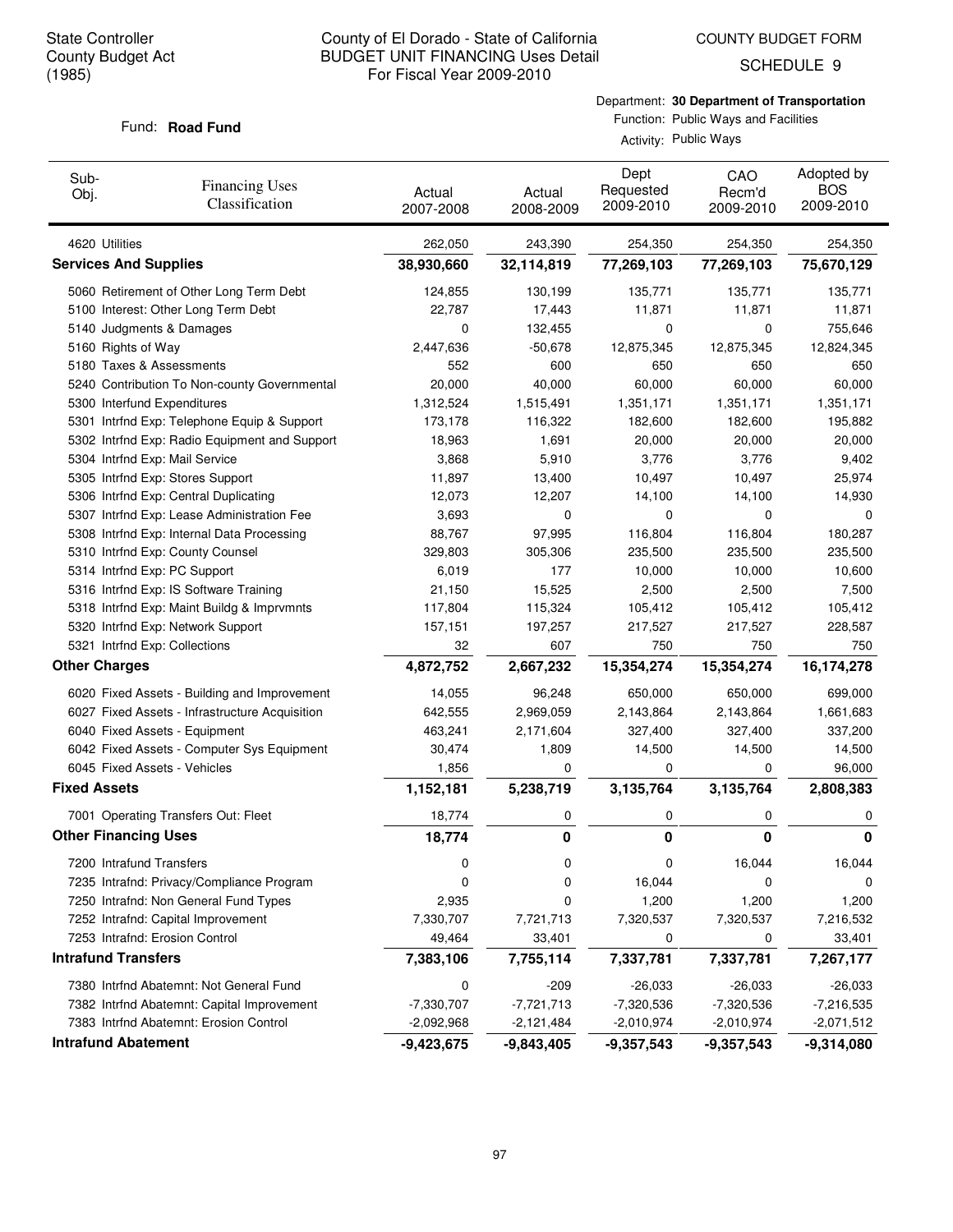State Controller
County Budget Act
(1985)

County of El Dorado - State of California
BUDGET UNIT FINANCING Uses Detail
For Fiscal Year 2009-2010

COUNTY BUDGET FORM
SCHEDULE 9

Fund: **Road Fund**

Department: **30 Department of Transportation**
Function: Public Ways and Facilities
Activity: Public Ways

| Sub-Obj. | Financing Uses Classification | Actual 2007-2008 | Actual 2008-2009 | Dept Requested 2009-2010 | CAO Recm'd 2009-2010 | Adopted by BOS 2009-2010 |
|---|---|---|---|---|---|---|
| 4620 | Utilities | 262,050 | 243,390 | 254,350 | 254,350 | 254,350 |
| **Services And Supplies** | | **38,930,660** | **32,114,819** | **77,269,103** | **77,269,103** | **75,670,129** |
| 5060 | Retirement of Other Long Term Debt | 124,855 | 130,199 | 135,771 | 135,771 | 135,771 |
| 5100 | Interest: Other Long Term Debt | 22,787 | 17,443 | 11,871 | 11,871 | 11,871 |
| 5140 | Judgments & Damages | 0 | 132,455 | 0 | 0 | 755,646 |
| 5160 | Rights of Way | 2,447,636 | -50,678 | 12,875,345 | 12,875,345 | 12,824,345 |
| 5180 | Taxes & Assessments | 552 | 600 | 650 | 650 | 650 |
| 5240 | Contribution To Non-county Governmental | 20,000 | 40,000 | 60,000 | 60,000 | 60,000 |
| 5300 | Interfund Expenditures | 1,312,524 | 1,515,491 | 1,351,171 | 1,351,171 | 1,351,171 |
| 5301 | Intrfnd Exp: Telephone Equip & Support | 173,178 | 116,322 | 182,600 | 182,600 | 195,882 |
| 5302 | Intrfnd Exp: Radio Equipment and Support | 18,963 | 1,691 | 20,000 | 20,000 | 20,000 |
| 5304 | Intrfnd Exp: Mail Service | 3,868 | 5,910 | 3,776 | 3,776 | 9,402 |
| 5305 | Intrfnd Exp: Stores Support | 11,897 | 13,400 | 10,497 | 10,497 | 25,974 |
| 5306 | Intrfnd Exp: Central Duplicating | 12,073 | 12,207 | 14,100 | 14,100 | 14,930 |
| 5307 | Intrfnd Exp: Lease Administration Fee | 3,693 | 0 | 0 | 0 | 0 |
| 5308 | Intrfnd Exp: Internal Data Processing | 88,767 | 97,995 | 116,804 | 116,804 | 180,287 |
| 5310 | Intrfnd Exp: County Counsel | 329,803 | 305,306 | 235,500 | 235,500 | 235,500 |
| 5314 | Intrfnd Exp: PC Support | 6,019 | 177 | 10,000 | 10,000 | 10,600 |
| 5316 | Intrfnd Exp: IS Software Training | 21,150 | 15,525 | 2,500 | 2,500 | 7,500 |
| 5318 | Intrfnd Exp: Maint Buildg & Imprvmnts | 117,804 | 115,324 | 105,412 | 105,412 | 105,412 |
| 5320 | Intrfnd Exp: Network Support | 157,151 | 197,257 | 217,527 | 217,527 | 228,587 |
| 5321 | Intrfnd Exp: Collections | 32 | 607 | 750 | 750 | 750 |
| **Other Charges** | | **4,872,752** | **2,667,232** | **15,354,274** | **15,354,274** | **16,174,278** |
| 6020 | Fixed Assets - Building and Improvement | 14,055 | 96,248 | 650,000 | 650,000 | 699,000 |
| 6027 | Fixed Assets - Infrastructure Acquisition | 642,555 | 2,969,059 | 2,143,864 | 2,143,864 | 1,661,683 |
| 6040 | Fixed Assets - Equipment | 463,241 | 2,171,604 | 327,400 | 327,400 | 337,200 |
| 6042 | Fixed Assets - Computer Sys Equipment | 30,474 | 1,809 | 14,500 | 14,500 | 14,500 |
| 6045 | Fixed Assets - Vehicles | 1,856 | 0 | 0 | 0 | 96,000 |
| **Fixed Assets** | | **1,152,181** | **5,238,719** | **3,135,764** | **3,135,764** | **2,808,383** |
| 7001 | Operating Transfers Out: Fleet | 18,774 | 0 | 0 | 0 | 0 |
| **Other Financing Uses** | | **18,774** | **0** | **0** | **0** | **0** |
| 7200 | Intrafund Transfers | 0 | 0 | 0 | 16,044 | 16,044 |
| 7235 | Intrafnd: Privacy/Compliance Program | 0 | 0 | 16,044 | 0 | 0 |
| 7250 | Intrafnd: Non General Fund Types | 2,935 | 0 | 1,200 | 1,200 | 1,200 |
| 7252 | Intrafnd: Capital Improvement | 7,330,707 | 7,721,713 | 7,320,537 | 7,320,537 | 7,216,532 |
| 7253 | Intrafnd: Erosion Control | 49,464 | 33,401 | 0 | 0 | 33,401 |
| **Intrafund Transfers** | | **7,383,106** | **7,755,114** | **7,337,781** | **7,337,781** | **7,267,177** |
| 7380 | Intrfnd Abatemnt: Not General Fund | 0 | -209 | -26,033 | -26,033 | -26,033 |
| 7382 | Intrfnd Abatemnt: Capital Improvement | -7,330,707 | -7,721,713 | -7,320,536 | -7,320,536 | -7,216,535 |
| 7383 | Intrfnd Abatemnt: Erosion Control | -2,092,968 | -2,121,484 | -2,010,974 | -2,010,974 | -2,071,512 |
| **Intrafund Abatement** | | **-9,423,675** | **-9,843,405** | **-9,357,543** | **-9,357,543** | **-9,314,080** |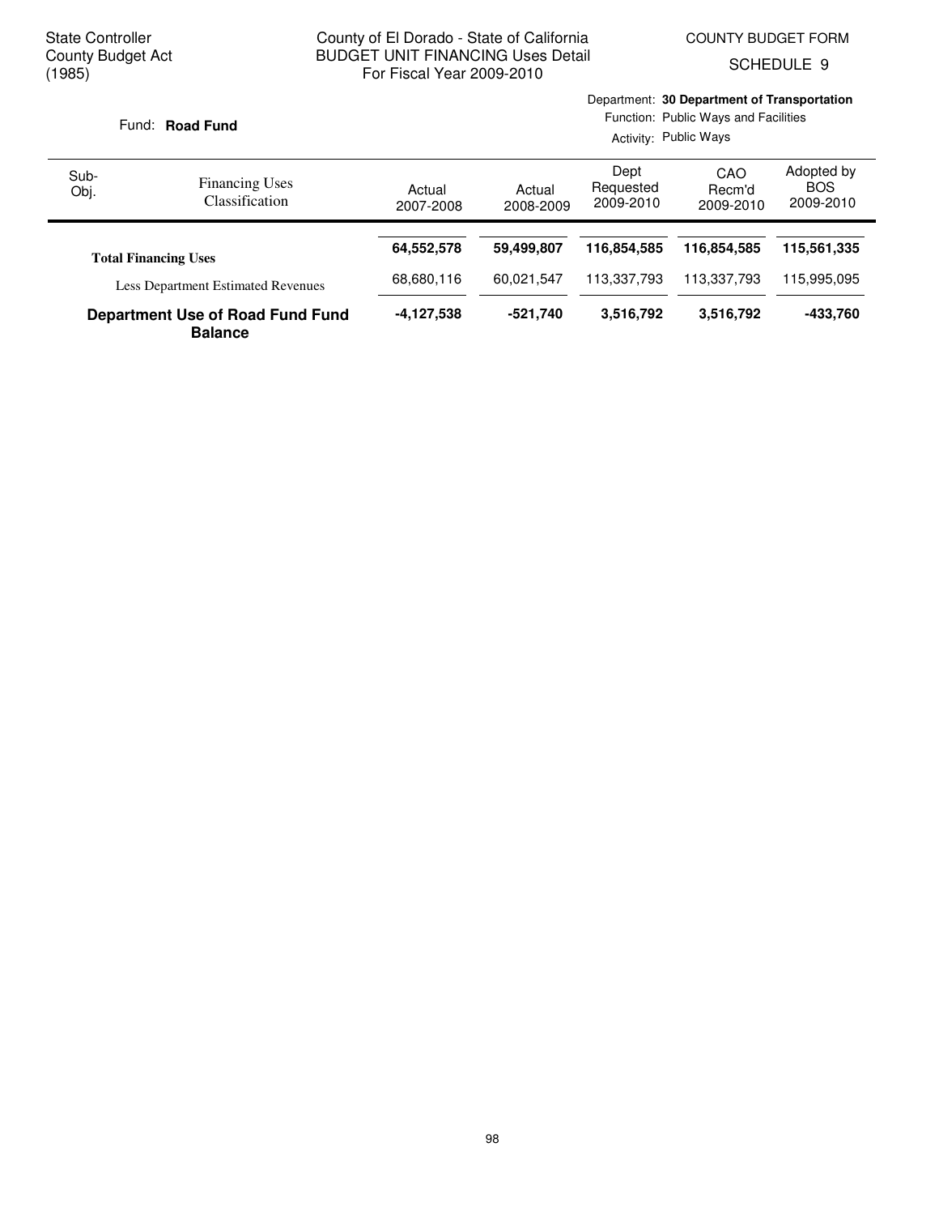State Controller
County Budget Act
(1985)

County of El Dorado - State of California
BUDGET UNIT FINANCING Uses Detail
For Fiscal Year 2009-2010

COUNTY BUDGET FORM
SCHEDULE 9

Fund: **Road Fund**

Department: **30 Department of Transportation**
Function: Public Ways and Facilities
Activity: Public Ways

| Sub-Obj. | Financing Uses Classification | Actual 2007-2008 | Actual 2008-2009 | Dept Requested 2009-2010 | CAO Recm'd 2009-2010 | Adopted by BOS 2009-2010 |
|---|---|---|---|---|---|---|
| | **Total Financing Uses** | **64,552,578** | **59,499,807** | **116,854,585** | **116,854,585** | **115,561,335** |
| | Less Department Estimated Revenues | 68,680,116 | 60,021,547 | 113,337,793 | 113,337,793 | 115,995,095 |
| | **Department Use of Road Fund Fund Balance** | **-4,127,538** | **-521,740** | **3,516,792** | **3,516,792** | **-433,760** |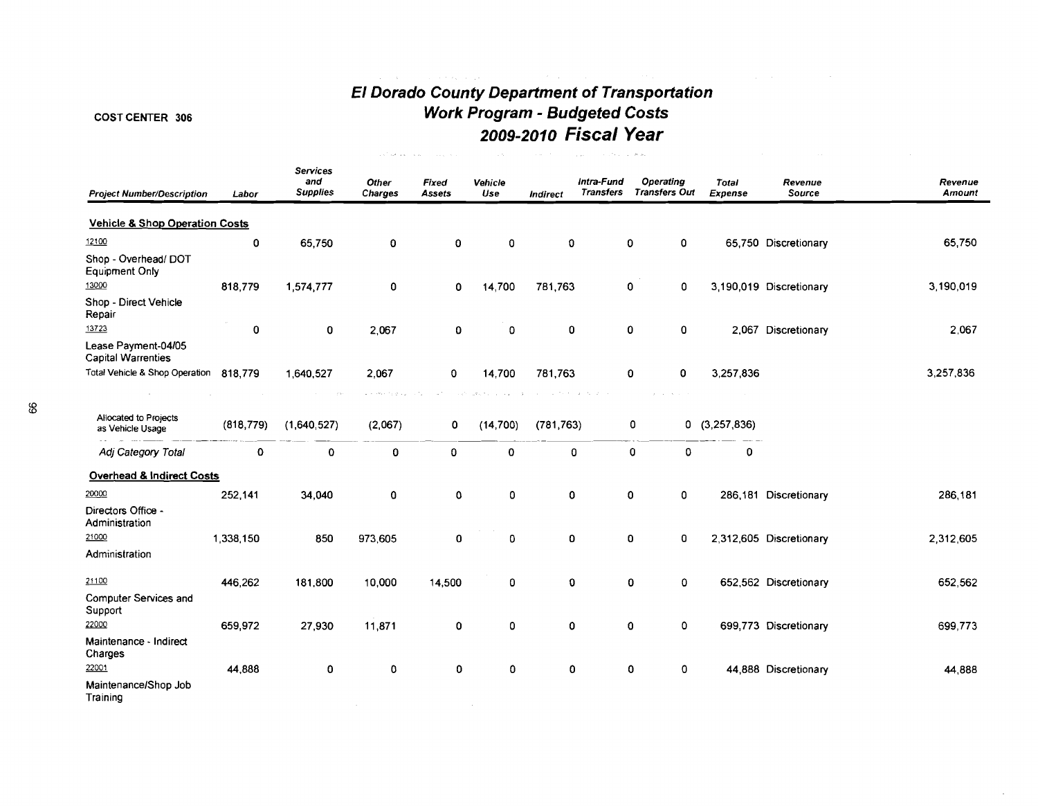COST CENTER 306

# El Dorado County Department of Transportation
## Work Program - Budgeted Costs
## 2009-2010 Fiscal Year

| Project Number/Description | Labor | Services and Supplies | Other Charges | Fixed Assets | Vehicle Use | Indirect | Intra-Fund Transfers | Operating Transfers Out | Total Expense | Revenue Source | Revenue Amount |
|---|---|---|---|---|---|---|---|---|---|---|---|
| **Vehicle & Shop Operation Costs** | | | | | | | | | | | |
| 12100 Shop - Overhead/ DOT Equipment Only | 0 | 65,750 | 0 | 0 | 0 | 0 | 0 | 0 | 65,750 | Discretionary | 65,750 |
| 13000 Shop - Direct Vehicle Repair | 818,779 | 1,574,777 | 0 | 0 | 14,700 | 781,763 | 0 | 0 | 3,190,019 | Discretionary | 3,190,019 |
| 13723 Lease Payment-04/05 Capital Warrenties | 0 | 0 | 2,067 | 0 | 0 | 0 | 0 | 0 | 2,067 | Discretionary | 2,067 |
| Total Vehicle & Shop Operation | 818,779 | 1,640,527 | 2,067 | 0 | 14,700 | 781,763 | 0 | 0 | 3,257,836 | | 3,257,836 |
| Allocated to Projects as Vehicle Usage | (818,779) | (1,640,527) | (2,067) | 0 | (14,700) | (781,763) | 0 | 0 | (3,257,836) | | |
| *Adj Category Total* | 0 | 0 | 0 | 0 | 0 | 0 | 0 | 0 | 0 | | |
| **Overhead & Indirect Costs** | | | | | | | | | | | |
| 20000 Directors Office - Administration | 252,141 | 34,040 | 0 | 0 | 0 | 0 | 0 | 0 | 286,181 | Discretionary | 286,181 |
| 21000 Administration | 1,338,150 | 850 | 973,605 | 0 | 0 | 0 | 0 | 0 | 2,312,605 | Discretionary | 2,312,605 |
| 21100 Computer Services and Support | 446,262 | 181,800 | 10,000 | 14,500 | 0 | 0 | 0 | 0 | 652,562 | Discretionary | 652,562 |
| 22000 Maintenance - Indirect Charges | 659,972 | 27,930 | 11,871 | 0 | 0 | 0 | 0 | 0 | 699,773 | Discretionary | 699,773 |
| 22001 Maintenance/Shop Job Training | 44,888 | 0 | 0 | 0 | 0 | 0 | 0 | 0 | 44,888 | Discretionary | 44,888 |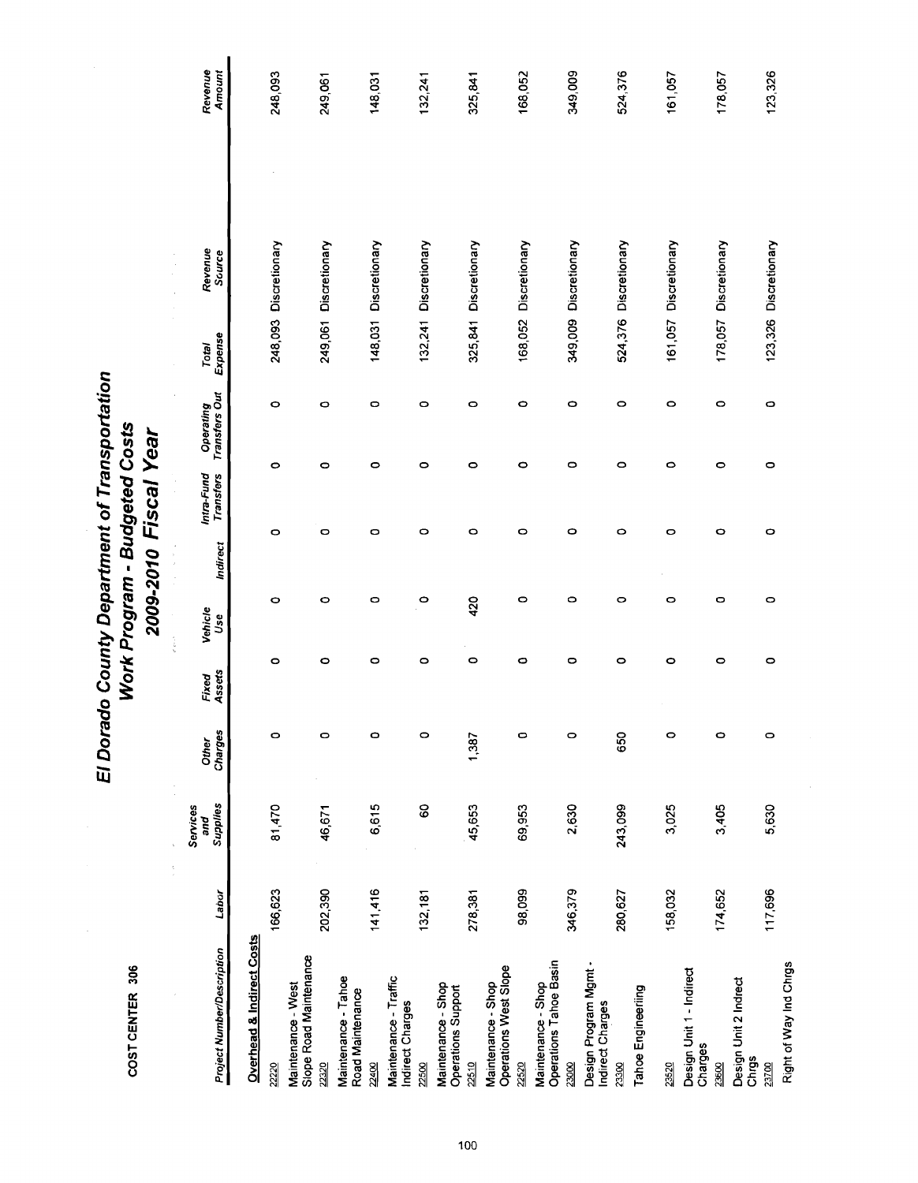COST CENTER 306

# El Dorado County Department of Transportation
## Work Program - Budgeted Costs
## 2009-2010 Fiscal Year

| Project Number/Description | Labor | Services and Supplies | Other Charges | Fixed Assets | Vehicle Use | Indirect | Intra-Fund Transfers | Operating Transfers Out | Total Expense | Revenue Source | Revenue Amount |
|---|---|---|---|---|---|---|---|---|---|---|---|
| **Overhead & Indirect Costs** | | | | | | | | | | | |
| 22220 Maintenance - West Slope Road Maintenance | 166,623 | 81,470 | 0 | 0 | 0 | 0 | 0 | 0 | 248,093 | Discretionary | 248,093 |
| 22320 Maintenance - Tahoe Road Maintenance | 202,390 | 46,671 | 0 | 0 | 0 | 0 | 0 | 0 | 249,061 | Discretionary | 249,061 |
| 22400 Maintenance - Traffic Indirect Charges | 141,416 | 6,615 | 0 | 0 | 0 | 0 | 0 | 0 | 148,031 | Discretionary | 148,031 |
| 22500 Maintenance - Shop Operations Support | 132,181 | 60 | 0 | 0 | 0 | 0 | 0 | 0 | 132,241 | Discretionary | 132,241 |
| 22510 Maintenance - Shop Operations West Slope | 278,381 | 45,653 | 1,387 | 0 | 420 | 0 | 0 | 0 | 325,841 | Discretionary | 325,841 |
| 22520 Maintenance - Shop Operations Tahoe Basin | 98,099 | 69,953 | 0 | 0 | 0 | 0 | 0 | 0 | 168,052 | Discretionary | 168,052 |
| 23000 Design Program Mgmt - Indirect Charges | 346,379 | 2,630 | 0 | 0 | 0 | 0 | 0 | 0 | 349,009 | Discretionary | 349,009 |
| 23300 Tahoe Engineeriing | 280,627 | 243,099 | 650 | 0 | 0 | 0 | 0 | 0 | 524,376 | Discretionary | 524,376 |
| 23520 Design Unit 1 - Indirect Charges | 158,032 | 3,025 | 0 | 0 | 0 | 0 | 0 | 0 | 161,057 | Discretionary | 161,057 |
| 23600 Design Unit 2 Indrect Chrgs | 174,652 | 3,405 | 0 | 0 | 0 | 0 | 0 | 0 | 178,057 | Discretionary | 178,057 |
| 23700 Right of Way Ind Chrgs | 117,696 | 5,630 | 0 | 0 | 0 | 0 | 0 | 0 | 123,326 | Discretionary | 123,326 |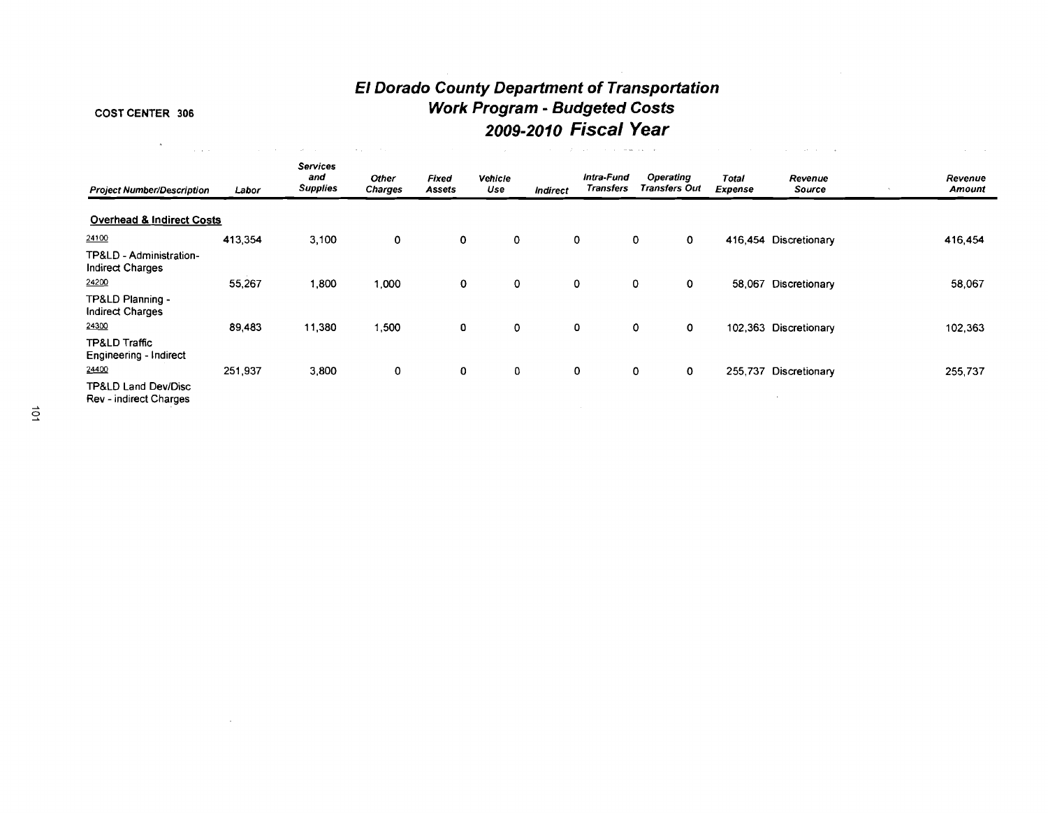# El Dorado County Department of Transportation
## Work Program - Budgeted Costs
## 2009-2010 Fiscal Year

COST CENTER 306

| Project Number/Description | Labor | Services and Supplies | Other Charges | Fixed Assets | Vehicle Use | Indirect | Intra-Fund Transfers | Operating Transfers Out | Total Expense | Revenue Source | Revenue Amount |
|---|---|---|---|---|---|---|---|---|---|---|---|
| **Overhead & Indirect Costs** | | | | | | | | | | | |
| 24100 TP&LD - Administration-Indirect Charges | 413,354 | 3,100 | 0 | 0 | 0 | 0 | 0 | 0 | 416,454 | Discretionary | 416,454 |
| 24200 TP&LD Planning - Indirect Charges | 55,267 | 1,800 | 1,000 | 0 | 0 | 0 | 0 | 0 | 58,067 | Discretionary | 58,067 |
| 24300 TP&LD Traffic Engineering - Indirect | 89,483 | 11,380 | 1,500 | 0 | 0 | 0 | 0 | 0 | 102,363 | Discretionary | 102,363 |
| 24400 TP&LD Land Dev/Disc Rev - indirect Charges | 251,937 | 3,800 | 0 | 0 | 0 | 0 | 0 | 0 | 255,737 | Discretionary | 255,737 |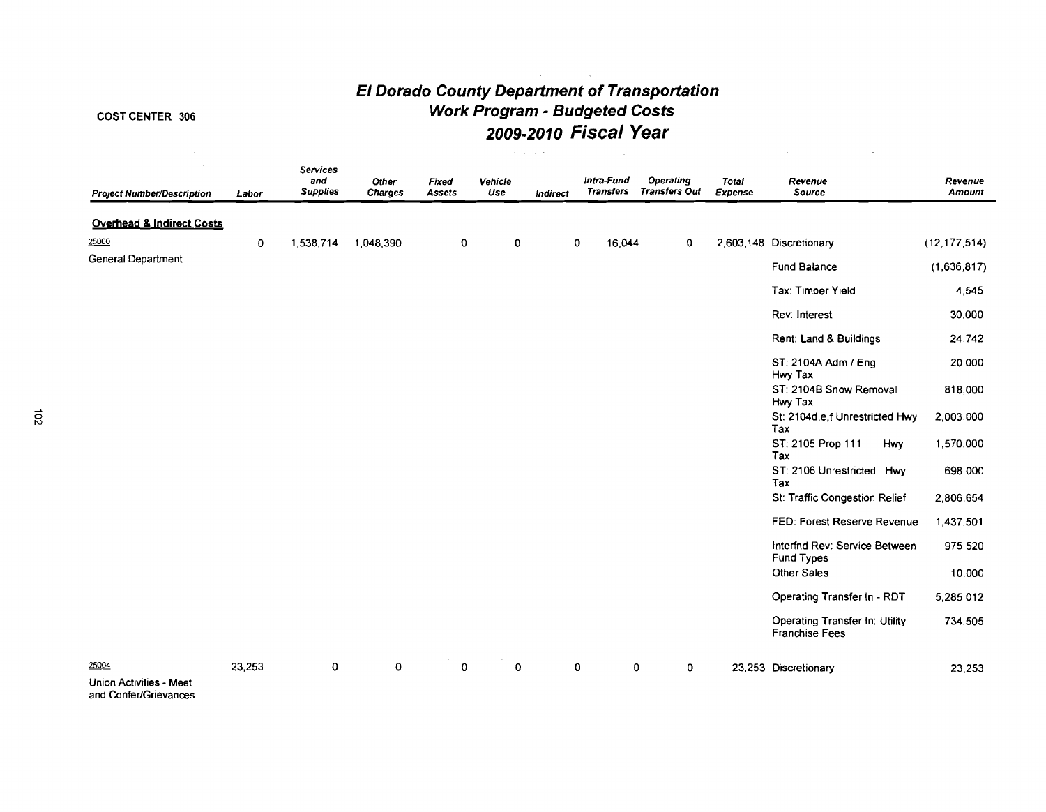COST CENTER 306

# El Dorado County Department of Transportation
## Work Program - Budgeted Costs
## 2009-2010 Fiscal Year

| Project Number/Description | Labor | Services and Supplies | Other Charges | Fixed Assets | Vehicle Use | Indirect | Intra-Fund Transfers | Operating Transfers Out | Total Expense | Revenue Source | Revenue Amount |
|---|---|---|---|---|---|---|---|---|---|---|---|
| **Overhead & Indirect Costs** | | | | | | | | | | | |
| 25000 General Department | 0 | 1,538,714 | 1,048,390 | 0 | 0 | 0 | 16,044 | 0 | 2,603,148 | Discretionary | (12,177,514) |
| | | | | | | | | | | Fund Balance | (1,636,817) |
| | | | | | | | | | | Tax: Timber Yield | 4,545 |
| | | | | | | | | | | Rev: Interest | 30,000 |
| | | | | | | | | | | Rent: Land & Buildings | 24,742 |
| | | | | | | | | | | ST: 2104A Adm / Eng Hwy Tax | 20,000 |
| | | | | | | | | | | ST: 2104B Snow Removal Hwy Tax | 818,000 |
| | | | | | | | | | | St: 2104d,e,f Unrestricted Hwy Tax | 2,003,000 |
| | | | | | | | | | | ST: 2105 Prop 111 Hwy Tax | 1,570,000 |
| | | | | | | | | | | ST: 2106 Unrestricted Hwy Tax | 698,000 |
| | | | | | | | | | | St: Traffic Congestion Relief | 2,806,654 |
| | | | | | | | | | | FED: Forest Reserve Revenue | 1,437,501 |
| | | | | | | | | | | Interfnd Rev: Service Between Fund Types | 975,520 |
| | | | | | | | | | | Other Sales | 10,000 |
| | | | | | | | | | | Operating Transfer In - RDT | 5,285,012 |
| | | | | | | | | | | Operating Transfer In: Utility Franchise Fees | 734,505 |
| 25004 Union Activities - Meet and Confer/Grievances | 23,253 | 0 | 0 | 0 | 0 | 0 | 0 | 0 | 23,253 | Discretionary | 23,253 |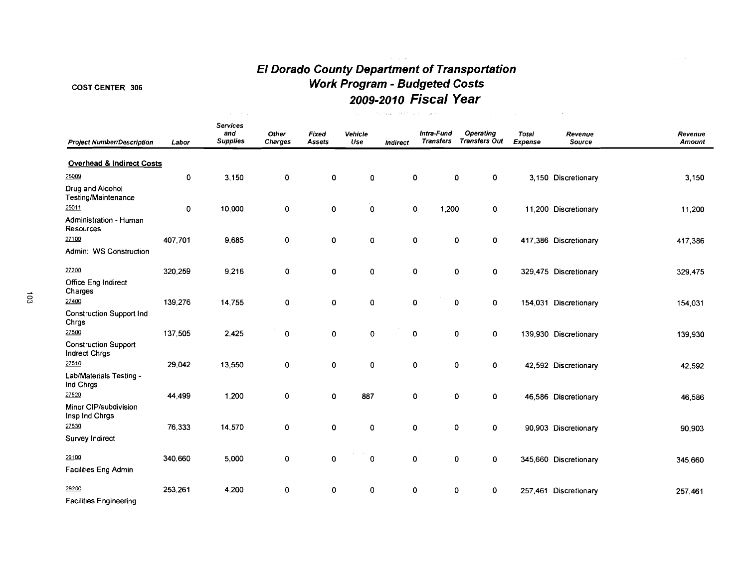COST CENTER 306

# El Dorado County Department of Transportation
## Work Program - Budgeted Costs
## 2009-2010 Fiscal Year

| Project Number/Description | Labor | Services and Supplies | Other Charges | Fixed Assets | Vehicle Use | Indirect | Intra-Fund Transfers | Operating Transfers Out | Total Expense | Revenue Source | Revenue Amount |
|---|---|---|---|---|---|---|---|---|---|---|---|
| **Overhead & Indirect Costs** | | | | | | | | | | | |
| 25009 Drug and Alcohol Testing/Maintenance | 0 | 3,150 | 0 | 0 | 0 | 0 | 0 | 0 | 3,150 | Discretionary | 3,150 |
| 25011 Administration - Human Resources | 0 | 10,000 | 0 | 0 | 0 | 0 | 1,200 | 0 | 11,200 | Discretionary | 11,200 |
| 27100 Admin: WS Construction | 407,701 | 9,685 | 0 | 0 | 0 | 0 | 0 | 0 | 417,386 | Discretionary | 417,386 |
| 27200 Office Eng Indirect Charges | 320,259 | 9,216 | 0 | 0 | 0 | 0 | 0 | 0 | 329,475 | Discretionary | 329,475 |
| 27400 Construction Support Ind Chrgs | 139,276 | 14,755 | 0 | 0 | 0 | 0 | 0 | 0 | 154,031 | Discretionary | 154,031 |
| 27500 Construction Support Indrect Chrgs | 137,505 | 2,425 | 0 | 0 | 0 | 0 | 0 | 0 | 139,930 | Discretionary | 139,930 |
| 27510 Lab/Materials Testing - Ind Chrgs | 29,042 | 13,550 | 0 | 0 | 0 | 0 | 0 | 0 | 42,592 | Discretionary | 42,592 |
| 27520 Minor CIP/subdivision Insp Ind Chrgs | 44,499 | 1,200 | 0 | 0 | 887 | 0 | 0 | 0 | 46,586 | Discretionary | 46,586 |
| 27530 Survey Indirect | 76,333 | 14,570 | 0 | 0 | 0 | 0 | 0 | 0 | 90,903 | Discretionary | 90,903 |
| 29100 Facilities Eng Admin | 340,660 | 5,000 | 0 | 0 | 0 | 0 | 0 | 0 | 345,660 | Discretionary | 345,660 |
| 29200 Facilities Engineering | 253,261 | 4,200 | 0 | 0 | 0 | 0 | 0 | 0 | 257,461 | Discretionary | 257,461 |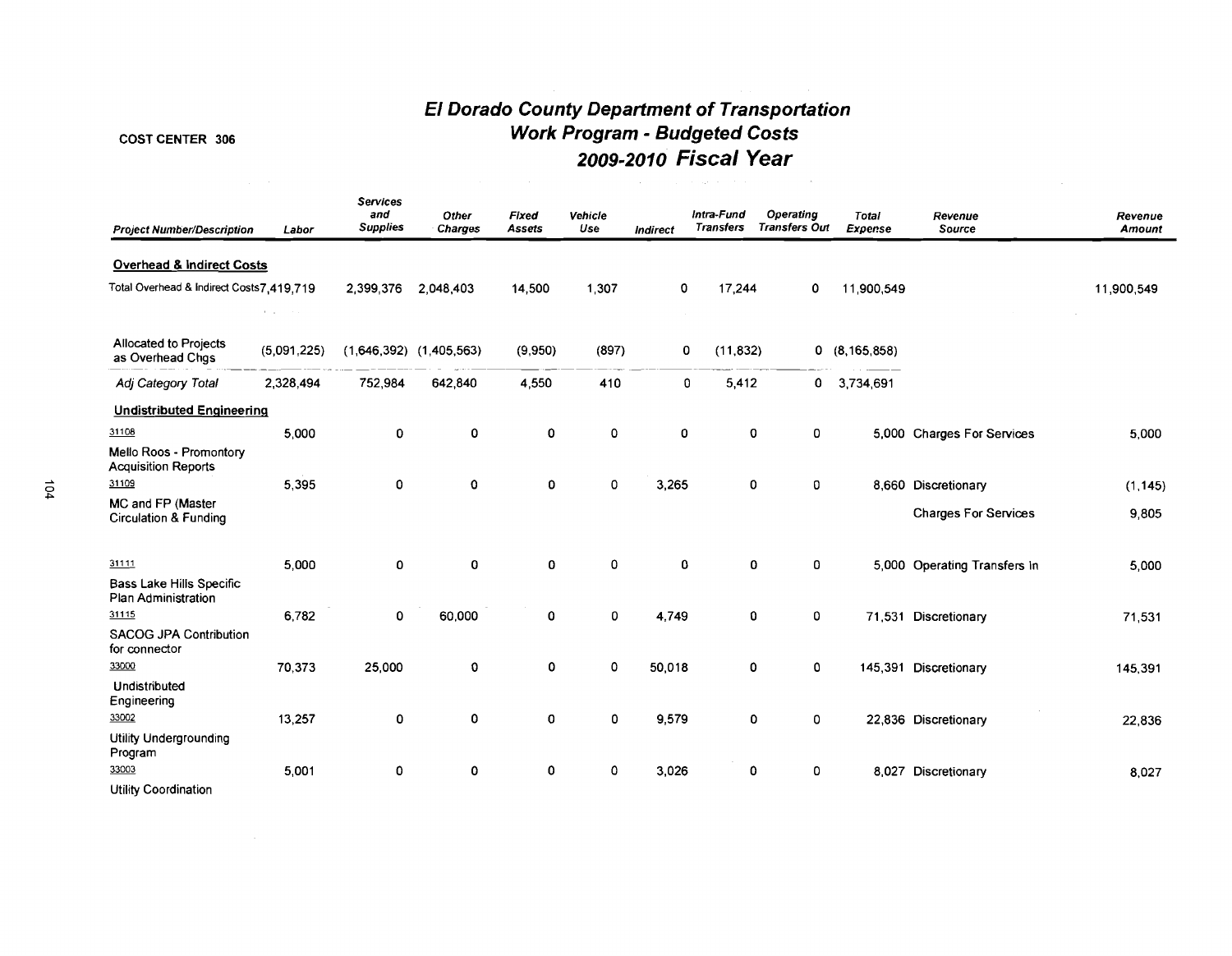COST CENTER 306

# El Dorado County Department of Transportation
## Work Program - Budgeted Costs
## 2009-2010 Fiscal Year

| Project Number/Description | Labor | Services and Supplies | Other Charges | Fixed Assets | Vehicle Use | Indirect | Intra-Fund Transfers | Operating Transfers Out | Total Expense | Revenue Source | Revenue Amount |
|---|---|---|---|---|---|---|---|---|---|---|---|
| **Overhead & Indirect Costs** | | | | | | | | | | | |
| Total Overhead & Indirect Costs | 7,419,719 | 2,399,376 | 2,048,403 | 14,500 | 1,307 | 0 | 17,244 | 0 | 11,900,549 | | 11,900,549 |
| Allocated to Projects as Overhead Chgs | (5,091,225) | (1,646,392) | (1,405,563) | (9,950) | (897) | 0 | (11,832) | 0 | (8,165,858) | | |
| *Adj Category Total* | 2,328,494 | 752,984 | 642,840 | 4,550 | 410 | 0 | 5,412 | 0 | 3,734,691 | | |
| **Undistributed Engineering** | | | | | | | | | | | |
| 31108 Mello Roos - Promontory Acquisition Reports | 5,000 | 0 | 0 | 0 | 0 | 0 | 0 | 0 | 5,000 | Charges For Services | 5,000 |
| 31109 MC and FP (Master Circulation & Funding | 5,395 | 0 | 0 | 0 | 0 | 3,265 | 0 | 0 | 8,660 | Discretionary | (1,145) |
| | | | | | | | | | | Charges For Services | 9,805 |
| 31111 Bass Lake Hills Specific Plan Administration | 5,000 | 0 | 0 | 0 | 0 | 0 | 0 | 0 | 5,000 | Operating Transfers In | 5,000 |
| 31115 SACOG JPA Contribution for connector | 6,782 | 0 | 60,000 | 0 | 0 | 4,749 | 0 | 0 | 71,531 | Discretionary | 71,531 |
| 33000 Undistributed Engineering | 70,373 | 25,000 | 0 | 0 | 0 | 50,018 | 0 | 0 | 145,391 | Discretionary | 145,391 |
| 33002 Utility Undergrounding Program | 13,257 | 0 | 0 | 0 | 0 | 9,579 | 0 | 0 | 22,836 | Discretionary | 22,836 |
| 33003 Utility Coordination | 5,001 | 0 | 0 | 0 | 0 | 3,026 | 0 | 0 | 8,027 | Discretionary | 8,027 |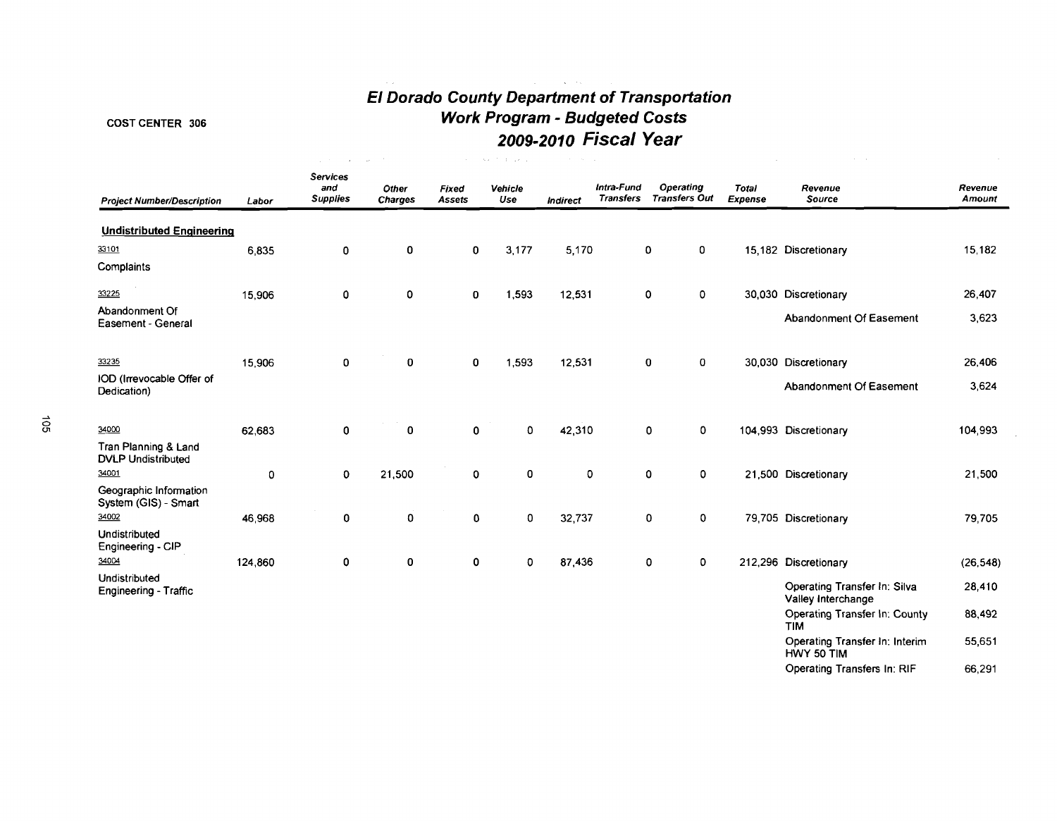COST CENTER 306

# El Dorado County Department of Transportation
## Work Program - Budgeted Costs
## 2009-2010 Fiscal Year

| Project Number/Description | Labor | Services and Supplies | Other Charges | Fixed Assets | Vehicle Use | Indirect | Intra-Fund Transfers | Operating Transfers Out | Total Expense | Revenue Source | Revenue Amount |
|---|---|---|---|---|---|---|---|---|---|---|---|
| **Undistributed Engineering** | | | | | | | | | | | |
| 33101 Complaints | 6,835 | 0 | 0 | 0 | 3,177 | 5,170 | 0 | 0 | 15,182 | Discretionary | 15,182 |
| 33225 Abandonment Of Easement - General | 15,906 | 0 | 0 | 0 | 1,593 | 12,531 | 0 | 0 | 30,030 | Discretionary | 26,407 |
| | | | | | | | | | | Abandonment Of Easement | 3,623 |
| 33235 IOD (Irrevocable Offer of Dedication) | 15,906 | 0 | 0 | 0 | 1,593 | 12,531 | 0 | 0 | 30,030 | Discretionary | 26,406 |
| | | | | | | | | | | Abandonment Of Easement | 3,624 |
| 34000 Tran Planning & Land DVLP Undistributed | 62,683 | 0 | 0 | 0 | 0 | 42,310 | 0 | 0 | 104,993 | Discretionary | 104,993 |
| 34001 Geographic Information System (GIS) - Smart | 0 | 0 | 21,500 | 0 | 0 | 0 | 0 | 0 | 21,500 | Discretionary | 21,500 |
| 34002 Undistributed Engineering - CIP | 46,968 | 0 | 0 | 0 | 0 | 32,737 | 0 | 0 | 79,705 | Discretionary | 79,705 |
| 34004 Undistributed Engineering - Traffic | 124,860 | 0 | 0 | 0 | 0 | 87,436 | 0 | 0 | 212,296 | Discretionary | (26,548) |
| | | | | | | | | | | Operating Transfer In: Silva Valley Interchange | 28,410 |
| | | | | | | | | | | Operating Transfer In: County TIM | 88,492 |
| | | | | | | | | | | Operating Transfer In: Interim HWY 50 TIM | 55,651 |
| | | | | | | | | | | Operating Transfers In: RIF | 66,291 |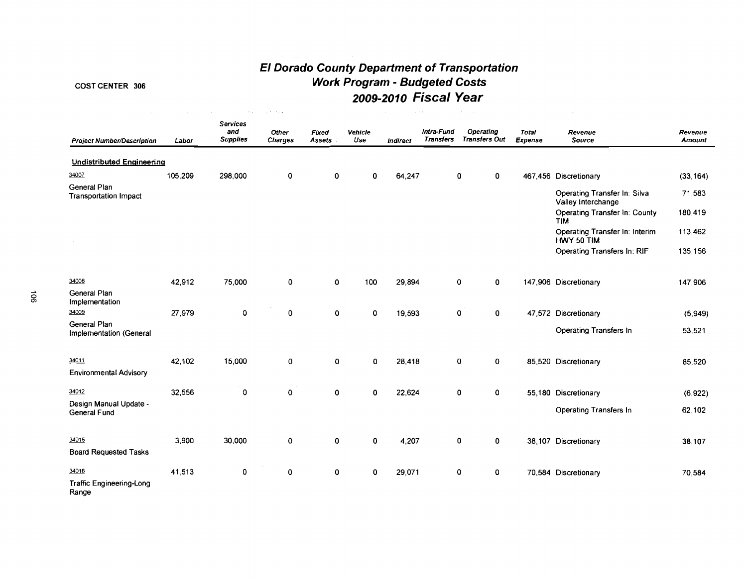COST CENTER 306

# El Dorado County Department of Transportation
## Work Program - Budgeted Costs
## 2009-2010 Fiscal Year

| Project Number/Description | Labor | Services and Supplies | Other Charges | Fixed Assets | Vehicle Use | Indirect | Intra-Fund Transfers | Operating Transfers Out | Total Expense | Revenue Source | Revenue Amount |
|---|---|---|---|---|---|---|---|---|---|---|---|
| **Undistributed Engineering** | | | | | | | | | | | |
| 34007 | 105,209 | 298,000 | 0 | 0 | 0 | 64,247 | 0 | 0 | 467,456 | Discretionary | (33,164) |
| General Plan Transportation Impact | | | | | | | | | | Operating Transfer In: Silva Valley Interchange | 71,583 |
| | | | | | | | | | | Operating Transfer In: County TIM | 180,419 |
| | | | | | | | | | | Operating Transfer In: Interim HWY 50 TIM | 113,462 |
| | | | | | | | | | | Operating Transfers In: RIF | 135,156 |
| 34008 | 42,912 | 75,000 | 0 | 0 | 100 | 29,894 | 0 | 0 | 147,906 | Discretionary | 147,906 |
| General Plan Implementation | | | | | | | | | | | |
| 34009 | 27,979 | 0 | 0 | 0 | 0 | 19,593 | 0 | 0 | 47,572 | Discretionary | (5,949) |
| General Plan Implementation (General | | | | | | | | | | Operating Transfers In | 53,521 |
| 34011 | 42,102 | 15,000 | 0 | 0 | 0 | 28,418 | 0 | 0 | 85,520 | Discretionary | 85,520 |
| Environmental Advisory | | | | | | | | | | | |
| 34012 | 32,556 | 0 | 0 | 0 | 0 | 22,624 | 0 | 0 | 55,180 | Discretionary | (6,922) |
| Design Manual Update - General Fund | | | | | | | | | | Operating Transfers In | 62,102 |
| 34015 | 3,900 | 30,000 | 0 | 0 | 0 | 4,207 | 0 | 0 | 38,107 | Discretionary | 38,107 |
| Board Requested Tasks | | | | | | | | | | | |
| 34016 | 41,513 | 0 | 0 | 0 | 0 | 29,071 | 0 | 0 | 70,584 | Discretionary | 70,584 |
| Traffic Engineering-Long Range | | | | | | | | | | | |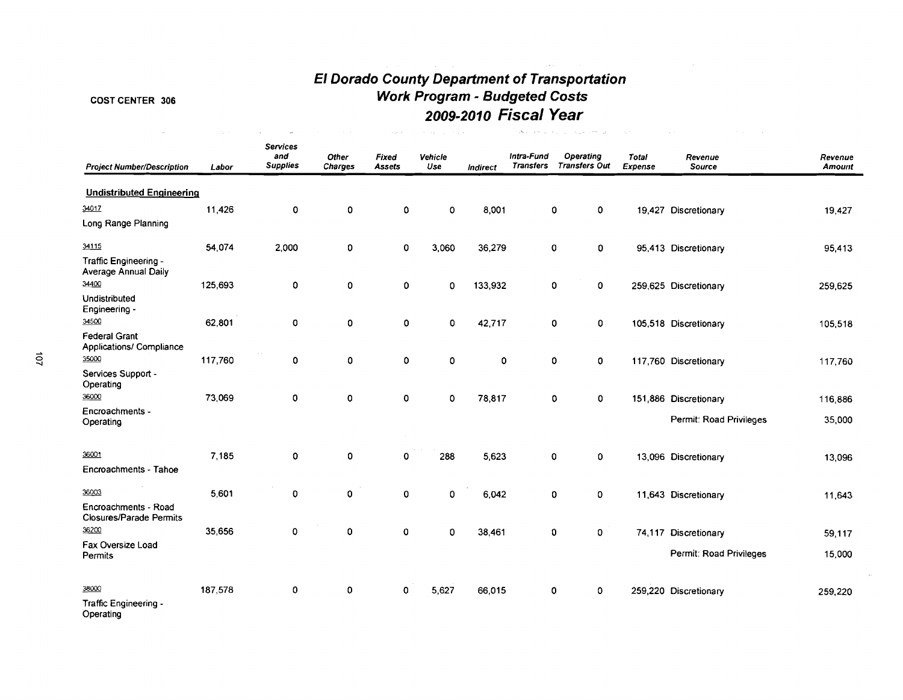COST CENTER 306

# El Dorado County Department of Transportation
## Work Program - Budgeted Costs
## 2009-2010 Fiscal Year

| Project Number/Description | Labor | Services and Supplies | Other Charges | Fixed Assets | Vehicle Use | Indirect | Intra-Fund Transfers | Operating Transfers Out | Total Expense | Revenue Source | Revenue Amount |
|---|---|---|---|---|---|---|---|---|---|---|---|
| **Undistributed Engineering** | | | | | | | | | | | |
| 34017 Long Range Planning | 11,426 | 0 | 0 | 0 | 0 | 8,001 | 0 | 0 | 19,427 | Discretionary | 19,427 |
| 34115 Traffic Engineering - Average Annual Daily | 54,074 | 2,000 | 0 | 0 | 3,060 | 36,279 | 0 | 0 | 95,413 | Discretionary | 95,413 |
| 34400 Undistributed Engineering - | 125,693 | 0 | 0 | 0 | 0 | 133,932 | 0 | 0 | 259,625 | Discretionary | 259,625 |
| 34500 Federal Grant Applications/ Compliance | 62,801 | 0 | 0 | 0 | 0 | 42,717 | 0 | 0 | 105,518 | Discretionary | 105,518 |
| 35000 Services Support - Operating | 117,760 | 0 | 0 | 0 | 0 | 0 | 0 | 0 | 117,760 | Discretionary | 117,760 |
| 36000 Encroachments - Operating | 73,069 | 0 | 0 | 0 | 0 | 78,817 | 0 | 0 | 151,886 | Discretionary | 116,886 |
| | | | | | | | | | | Permit: Road Privileges | 35,000 |
| 36001 Encroachments - Tahoe | 7,185 | 0 | 0 | 0 | 288 | 5,623 | 0 | 0 | 13,096 | Discretionary | 13,096 |
| 36003 Encroachments - Road Closures/Parade Permits | 5,601 | 0 | 0 | 0 | 0 | 6,042 | 0 | 0 | 11,643 | Discretionary | 11,643 |
| 36200 Fax Oversize Load Permits | 35,656 | 0 | 0 | 0 | 0 | 38,461 | 0 | 0 | 74,117 | Discretionary | 59,117 |
| | | | | | | | | | | Permit: Road Privileges | 15,000 |
| 38000 Traffic Engineering - Operating | 187,578 | 0 | 0 | 0 | 5,627 | 66,015 | 0 | 0 | 259,220 | Discretionary | 259,220 |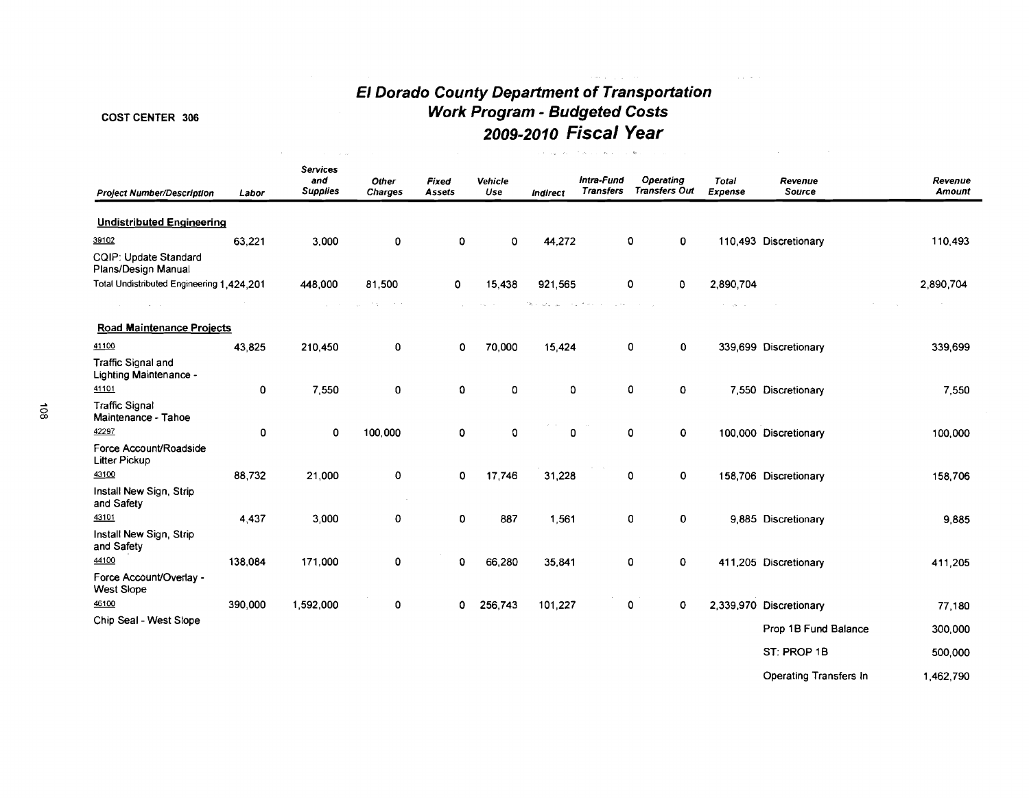**COST CENTER 306**

# El Dorado County Department of Transportation
## Work Program - Budgeted Costs
## 2009-2010 Fiscal Year

| Project Number/Description | Labor | Services and Supplies | Other Charges | Fixed Assets | Vehicle Use | Indirect | Intra-Fund Transfers | Operating Transfers Out | Total Expense | Revenue Source | Revenue Amount |
|---|---|---|---|---|---|---|---|---|---|---|---|
| **Undistributed Engineering** | | | | | | | | | | | |
| 39102 CQIP: Update Standard Plans/Design Manual | 63,221 | 3,000 | 0 | 0 | 0 | 44,272 | 0 | 0 | 110,493 | Discretionary | 110,493 |
| Total Undistributed Engineering | 1,424,201 | 448,000 | 81,500 | 0 | 15,438 | 921,565 | 0 | 0 | 2,890,704 | | 2,890,704 |
| **Road Maintenance Projects** | | | | | | | | | | | |
| 41100 Traffic Signal and Lighting Maintenance - | 43,825 | 210,450 | 0 | 0 | 70,000 | 15,424 | 0 | 0 | 339,699 | Discretionary | 339,699 |
| 41101 Traffic Signal Maintenance - Tahoe | 0 | 7,550 | 0 | 0 | 0 | 0 | 0 | 0 | 7,550 | Discretionary | 7,550 |
| 42297 Force Account/Roadside Litter Pickup | 0 | 0 | 100,000 | 0 | 0 | 0 | 0 | 0 | 100,000 | Discretionary | 100,000 |
| 43100 Install New Sign, Strip and Safety | 88,732 | 21,000 | 0 | 0 | 17,746 | 31,228 | 0 | 0 | 158,706 | Discretionary | 158,706 |
| 43101 Install New Sign, Strip and Safety | 4,437 | 3,000 | 0 | 0 | 887 | 1,561 | 0 | 0 | 9,885 | Discretionary | 9,885 |
| 44100 Force Account/Overlay - West Slope | 138,084 | 171,000 | 0 | 0 | 66,280 | 35,841 | 0 | 0 | 411,205 | Discretionary | 411,205 |
| 45100 Chip Seal - West Slope | 390,000 | 1,592,000 | 0 | 0 | 256,743 | 101,227 | 0 | 0 | 2,339,970 | Discretionary | 77,180 |
| | | | | | | | | | | Prop 1B Fund Balance | 300,000 |
| | | | | | | | | | | ST: PROP 1B | 500,000 |
| | | | | | | | | | | Operating Transfers In | 1,462,790 |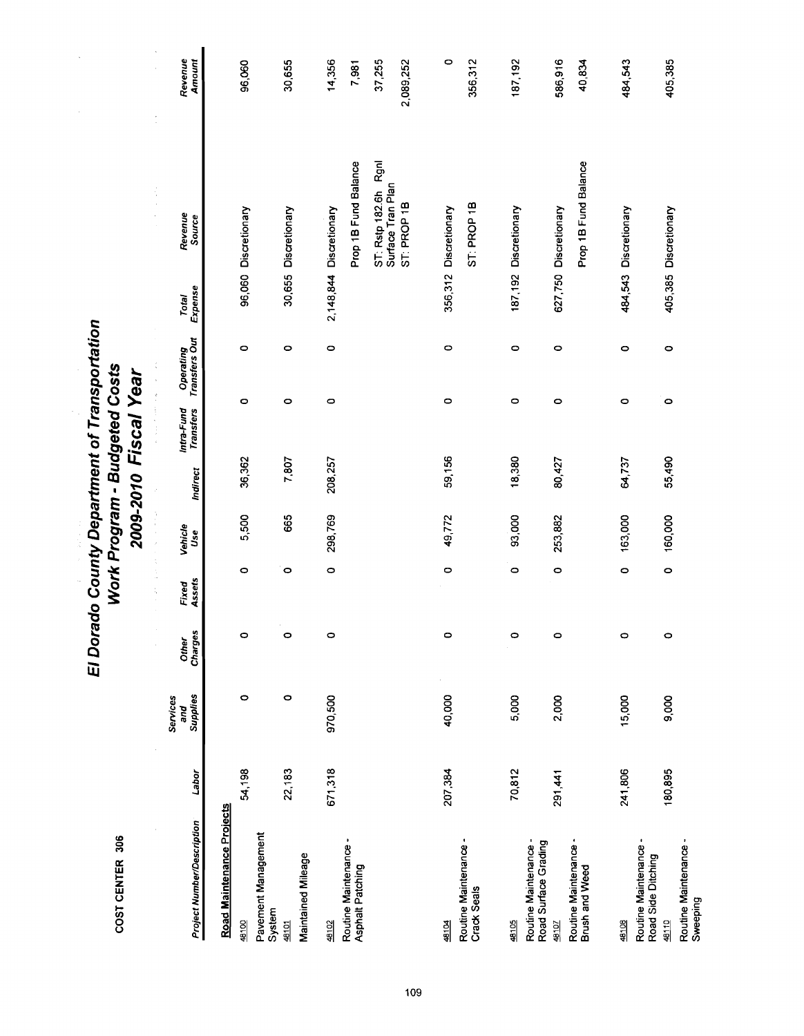COST CENTER 306

# El Dorado County Department of Transportation
## Work Program - Budgeted Costs
## 2009-2010 Fiscal Year

| Project Number/Description | Labor | Services and Supplies | Other Charges | Fixed Assets | Vehicle Use | Indirect | Intra-Fund Transfers | Operating Transfers Out | Total Expense | Revenue Source | Revenue Amount |
|---|---|---|---|---|---|---|---|---|---|---|---|
| **Road Maintenance Projects** | | | | | | | | | | | |
| 48100 Pavement Management System | 54,198 | 0 | 0 | 0 | 5,500 | 36,362 | 0 | 0 | 96,060 | Discretionary | 96,060 |
| 48101 Maintained Mileage | 22,183 | 0 | 0 | 0 | 665 | 7,807 | 0 | 0 | 30,655 | Discretionary | 30,655 |
| 48102 Routine Maintenance - Asphalt Patching | 671,318 | 970,500 | 0 | 0 | 298,769 | 208,257 | 0 | 0 | 2,148,844 | Discretionary | 14,356 |
| | | | | | | | | | | Prop 1B Fund Balance | 7,981 |
| | | | | | | | | | | ST: Rstp 182.6h Rgnl Surface Tran Plan | 37,255 |
| | | | | | | | | | | ST: PROP 1B | 2,089,252 |
| 48104 Routine Maintenance - Crack Seals | 207,384 | 40,000 | 0 | 0 | 49,772 | 59,156 | 0 | 0 | 356,312 | Discretionary | 0 |
| | | | | | | | | | | ST: PROP 1B | 356,312 |
| 48105 Routine Maintenance - Road Surface Grading | 70,812 | 5,000 | 0 | 0 | 93,000 | 18,380 | 0 | 0 | 187,192 | Discretionary | 187,192 |
| 48107 Routine Maintenance - Brush and Weed | 291,441 | 2,000 | 0 | 0 | 253,882 | 80,427 | 0 | 0 | 627,750 | Discretionary | 586,916 |
| | | | | | | | | | | Prop 1B Fund Balance | 40,834 |
| 48108 Routine Maintenance - Road Side Ditching | 241,806 | 15,000 | 0 | 0 | 163,000 | 64,737 | 0 | 0 | 484,543 | Discretionary | 484,543 |
| 48110 Routine Maintenance - Sweeping | 180,895 | 9,000 | 0 | 0 | 160,000 | 55,490 | 0 | 0 | 405,385 | Discretionary | 405,385 |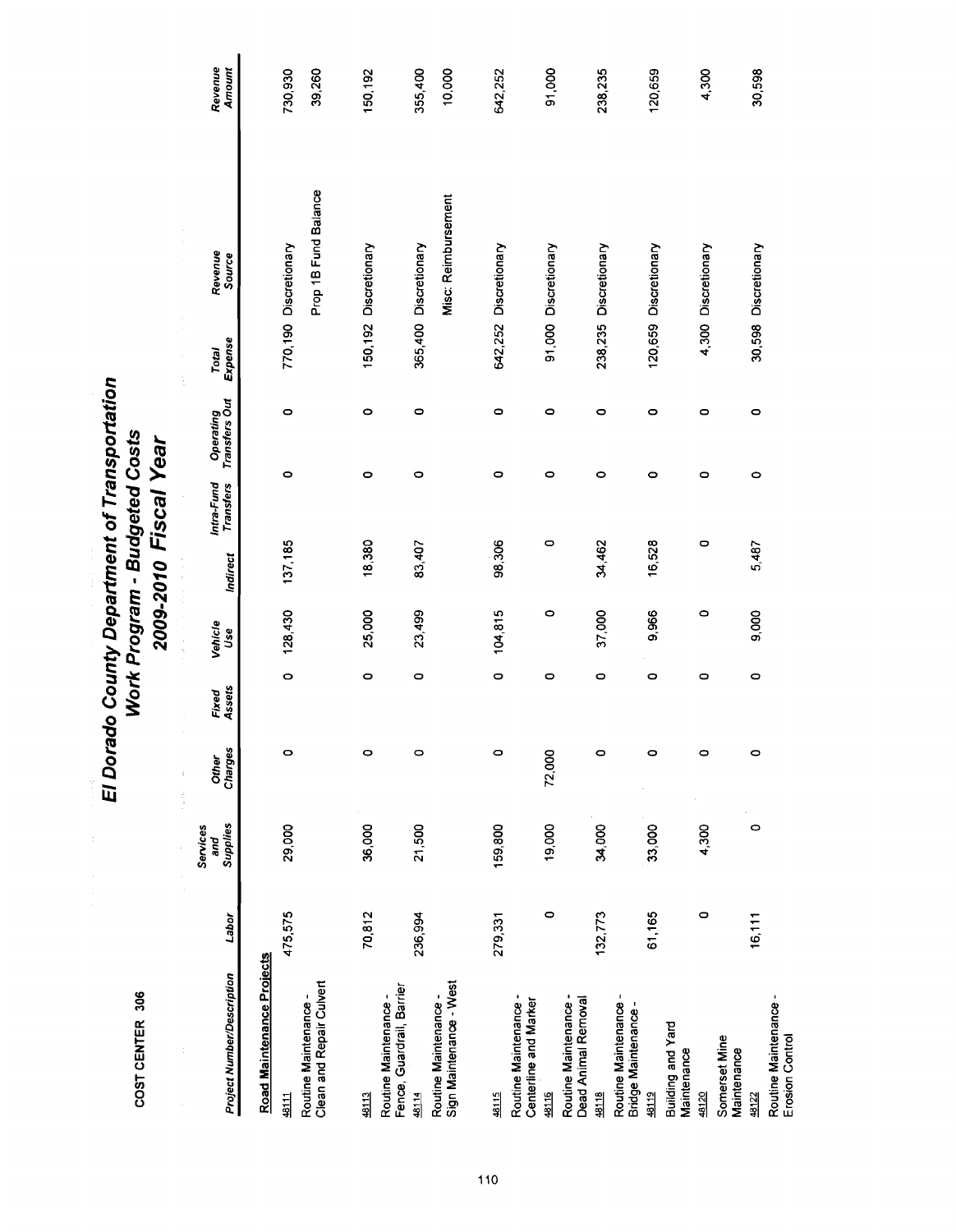# El Dorado County Department of Transportation
## Work Program - Budgeted Costs
## 2009-2010 Fiscal Year

COST CENTER 306

| Project Number/Description | Labor | Services and Supplies | Other Charges | Fixed Assets | Vehicle Use | Indirect | Intra-Fund Transfers | Operating Transfers Out | Total Expense | Revenue Source | Revenue Amount |
|---|---|---|---|---|---|---|---|---|---|---|---|
| **Road Maintenance Projects** | | | | | | | | | | | |
| 48111 Routine Maintenance - Clean and Repair Culvert | 475,575 | 29,000 | 0 | 0 | 128,430 | 137,185 | 0 | 0 | 770,190 | Discretionary | 730,930 |
| | | | | | | | | | | Prop 1B Fund Balance | 39,260 |
| 48113 Routine Maintenance - Fence, Guardrail, Barrier | 70,812 | 36,000 | 0 | 0 | 25,000 | 18,380 | 0 | 0 | 150,192 | Discretionary | 150,192 |
| 48114 Routine Maintenance - Sign Maintenance - West | 236,994 | 21,500 | 0 | 0 | 23,499 | 83,407 | 0 | 0 | 365,400 | Discretionary | 355,400 |
| | | | | | | | | | | Misc: Reimbursement | 10,000 |
| 48115 Routine Maintenance - Centerline and Marker | 279,331 | 159,800 | 0 | 0 | 104,815 | 98,306 | 0 | 0 | 642,252 | Discretionary | 642,252 |
| 48116 Routine Maintenance - Dead Animal Removal | 0 | 19,000 | 72,000 | 0 | 0 | 0 | 0 | 0 | 91,000 | Discretionary | 91,000 |
| 48118 Routine Maintenance - Bridge Maintenance - | 132,773 | 34,000 | 0 | 0 | 37,000 | 34,462 | 0 | 0 | 238,235 | Discretionary | 238,235 |
| 48119 Building and Yard Maintenance | 61,165 | 33,000 | 0 | 0 | 9,966 | 16,528 | 0 | 0 | 120,659 | Discretionary | 120,659 |
| 48120 Somerset Mine Maintenance | 0 | 4,300 | 0 | 0 | 0 | 0 | 0 | 0 | 4,300 | Discretionary | 4,300 |
| 48122 Routine Maintenance - Erosion Control | 16,111 | 0 | 0 | 0 | 9,000 | 5,487 | 0 | 0 | 30,598 | Discretionary | 30,598 |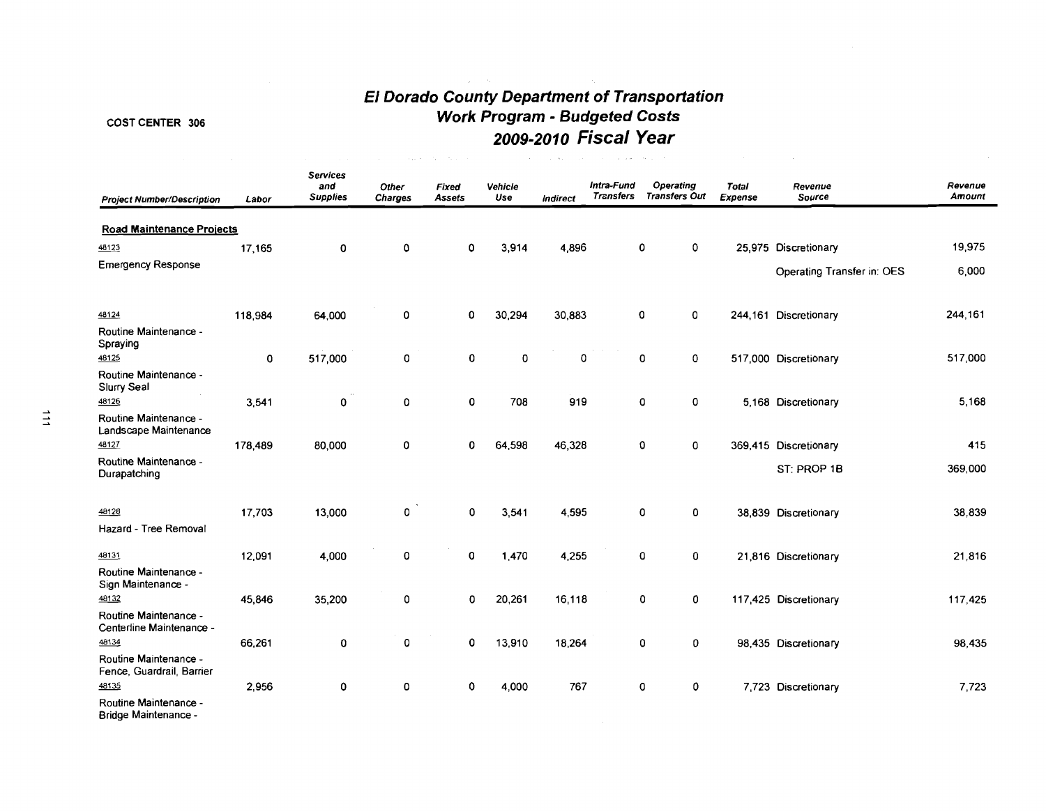# El Dorado County Department of Transportation
## Work Program - Budgeted Costs
## 2009-2010 Fiscal Year

COST CENTER 306

| Project Number/Description | Labor | Services and Supplies | Other Charges | Fixed Assets | Vehicle Use | Indirect | Intra-Fund Transfers | Operating Transfers Out | Total Expense | Revenue Source | Revenue Amount |
|---|---|---|---|---|---|---|---|---|---|---|---|
| **Road Maintenance Projects** | | | | | | | | | | | |
| 48123 | 17,165 | 0 | 0 | 0 | 3,914 | 4,896 | 0 | 0 | 25,975 | Discretionary | 19,975 |
| Emergency Response | | | | | | | | | | Operating Transfer in: OES | 6,000 |
| 48124 | 118,984 | 64,000 | 0 | 0 | 30,294 | 30,883 | 0 | 0 | 244,161 | Discretionary | 244,161 |
| Routine Maintenance - Spraying | | | | | | | | | | | |
| 48125 | 0 | 517,000 | 0 | 0 | 0 | 0 | 0 | 0 | 517,000 | Discretionary | 517,000 |
| Routine Maintenance - Slurry Seal | | | | | | | | | | | |
| 48126 | 3,541 | 0 | 0 | 0 | 708 | 919 | 0 | 0 | 5,168 | Discretionary | 5,168 |
| Routine Maintenance - Landscape Maintenance | | | | | | | | | | | |
| 48127 | 178,489 | 80,000 | 0 | 0 | 64,598 | 46,328 | 0 | 0 | 369,415 | Discretionary | 415 |
| Routine Maintenance - Durapatching | | | | | | | | | | ST: PROP 1B | 369,000 |
| 48128 | 17,703 | 13,000 | 0 | 0 | 3,541 | 4,595 | 0 | 0 | 38,839 | Discretionary | 38,839 |
| Hazard - Tree Removal | | | | | | | | | | | |
| 48131 | 12,091 | 4,000 | 0 | 0 | 1,470 | 4,255 | 0 | 0 | 21,816 | Discretionary | 21,816 |
| Routine Maintenance - Sign Maintenance - | | | | | | | | | | | |
| 48132 | 45,846 | 35,200 | 0 | 0 | 20,261 | 16,118 | 0 | 0 | 117,425 | Discretionary | 117,425 |
| Routine Maintenance - Centerline Maintenance - | | | | | | | | | | | |
| 48134 | 66,261 | 0 | 0 | 0 | 13,910 | 18,264 | 0 | 0 | 98,435 | Discretionary | 98,435 |
| Routine Maintenance - Fence, Guardrail, Barrier | | | | | | | | | | | |
| 48135 | 2,956 | 0 | 0 | 0 | 4,000 | 767 | 0 | 0 | 7,723 | Discretionary | 7,723 |
| Routine Maintenance - Bridge Maintenance - | | | | | | | | | | | |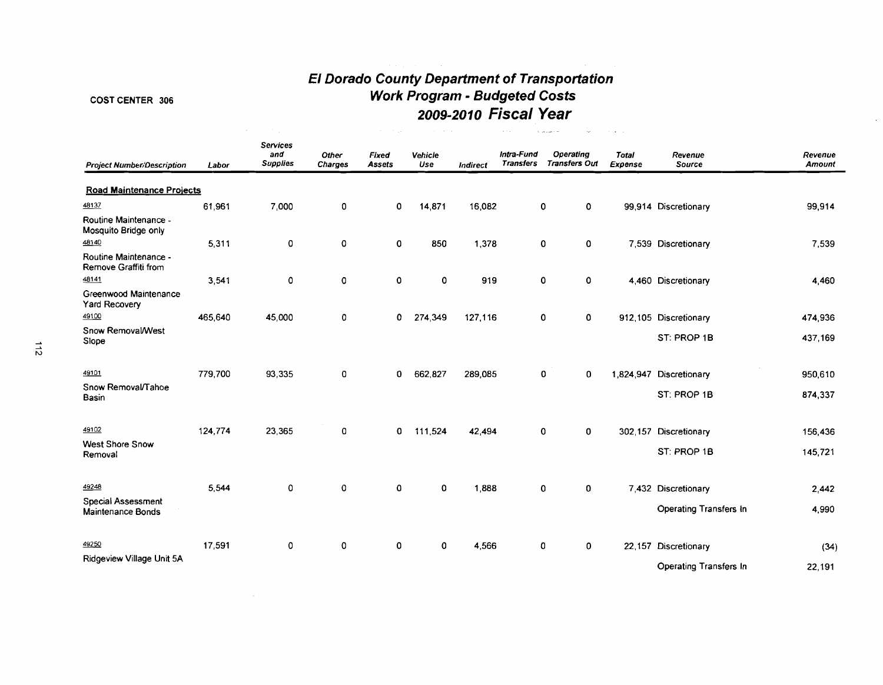COST CENTER 306

# El Dorado County Department of Transportation
## Work Program - Budgeted Costs
## 2009-2010 Fiscal Year

| Project Number/Description | Labor | Services and Supplies | Other Charges | Fixed Assets | Vehicle Use | Indirect | Intra-Fund Transfers | Operating Transfers Out | Total Expense | Revenue Source | Revenue Amount |
|---|---|---|---|---|---|---|---|---|---|---|---|
| **Road Maintenance Projects** | | | | | | | | | | | |
| 48137 Routine Maintenance - Mosquito Bridge only | 61,961 | 7,000 | 0 | 0 | 14,871 | 16,082 | 0 | 0 | 99,914 | Discretionary | 99,914 |
| 48140 Routine Maintenance - Remove Graffiti from | 5,311 | 0 | 0 | 0 | 850 | 1,378 | 0 | 0 | 7,539 | Discretionary | 7,539 |
| 48141 Greenwood Maintenance Yard Recovery | 3,541 | 0 | 0 | 0 | 0 | 919 | 0 | 0 | 4,460 | Discretionary | 4,460 |
| 49100 Snow Removal/West Slope | 465,640 | 45,000 | 0 | 0 | 274,349 | 127,116 | 0 | 0 | 912,105 | Discretionary | 474,936 |
| | | | | | | | | | | ST: PROP 1B | 437,169 |
| 49101 Snow Removal/Tahoe Basin | 779,700 | 93,335 | 0 | 0 | 662,827 | 289,085 | 0 | 0 | 1,824,947 | Discretionary | 950,610 |
| | | | | | | | | | | ST: PROP 1B | 874,337 |
| 49102 West Shore Snow Removal | 124,774 | 23,365 | 0 | 0 | 111,524 | 42,494 | 0 | 0 | 302,157 | Discretionary | 156,436 |
| | | | | | | | | | | ST: PROP 1B | 145,721 |
| 49248 Special Assessment Maintenance Bonds | 5,544 | 0 | 0 | 0 | 0 | 1,888 | 0 | 0 | 7,432 | Discretionary | 2,442 |
| | | | | | | | | | | Operating Transfers In | 4,990 |
| 49250 Ridgeview Village Unit 5A | 17,591 | 0 | 0 | 0 | 0 | 4,566 | 0 | 0 | 22,157 | Discretionary | (34) |
| | | | | | | | | | | Operating Transfers In | 22,191 |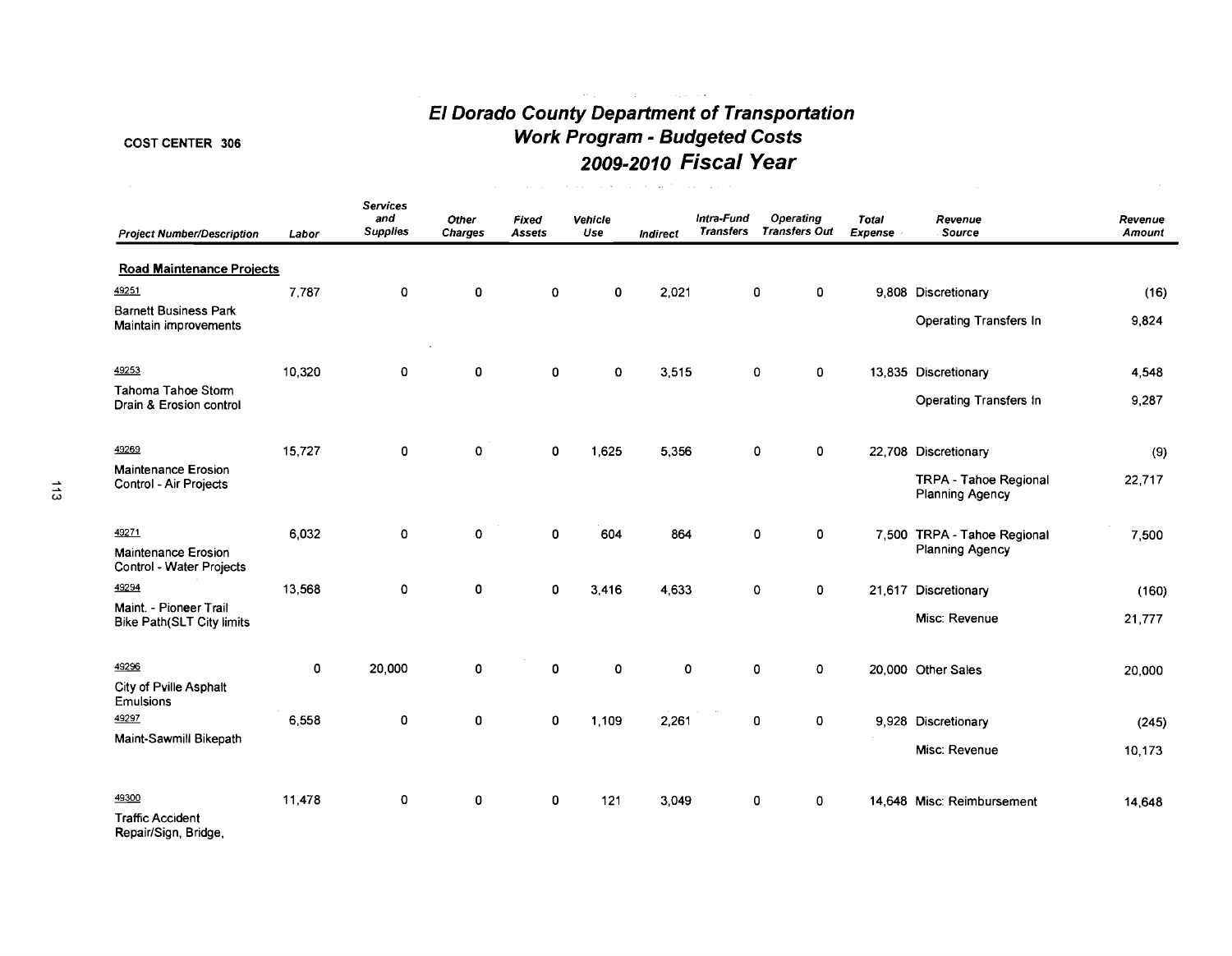**COST CENTER 306**

# El Dorado County Department of Transportation
## Work Program - Budgeted Costs
## 2009-2010 Fiscal Year

| Project Number/Description | Labor | Services and Supplies | Other Charges | Fixed Assets | Vehicle Use | Indirect | Intra-Fund Transfers | Operating Transfers Out | Total Expense | Revenue Source | Revenue Amount |
|---|---|---|---|---|---|---|---|---|---|---|---|
| **Road Maintenance Projects** | | | | | | | | | | | |
| 49251 | 7,787 | 0 | 0 | 0 | 0 | 2,021 | 0 | 0 | 9,808 | Discretionary | (16) |
| Barnett Business Park Maintain improvements | | | | | | | | | | Operating Transfers In | 9,824 |
| 49253 | 10,320 | 0 | 0 | 0 | 0 | 3,515 | 0 | 0 | 13,835 | Discretionary | 4,548 |
| Tahoma Tahoe Storm Drain & Erosion control | | | | | | | | | | Operating Transfers In | 9,287 |
| 49269 | 15,727 | 0 | 0 | 0 | 1,625 | 5,356 | 0 | 0 | 22,708 | Discretionary | (9) |
| Maintenance Erosion Control - Air Projects | | | | | | | | | | TRPA - Tahoe Regional Planning Agency | 22,717 |
| 49271 | 6,032 | 0 | 0 | 0 | 604 | 864 | 0 | 0 | 7,500 | TRPA - Tahoe Regional Planning Agency | 7,500 |
| Maintenance Erosion Control - Water Projects | | | | | | | | | | | |
| 49294 | 13,568 | 0 | 0 | 0 | 3,416 | 4,633 | 0 | 0 | 21,617 | Discretionary | (160) |
| Maint. - Pioneer Trail Bike Path(SLT City limits | | | | | | | | | | Misc: Revenue | 21,777 |
| 49296 | 0 | 20,000 | 0 | 0 | 0 | 0 | 0 | 0 | 20,000 | Other Sales | 20,000 |
| City of Pville Asphalt Emulsions | | | | | | | | | | | |
| 49297 | 6,558 | 0 | 0 | 0 | 1,109 | 2,261 | 0 | 0 | 9,928 | Discretionary | (245) |
| Maint-Sawmill Bikepath | | | | | | | | | | Misc: Revenue | 10,173 |
| 49300 | 11,478 | 0 | 0 | 0 | 121 | 3,049 | 0 | 0 | 14,648 | Misc: Reimbursement | 14,648 |
| Traffic Accident Repair/Sign, Bridge, | | | | | | | | | | | |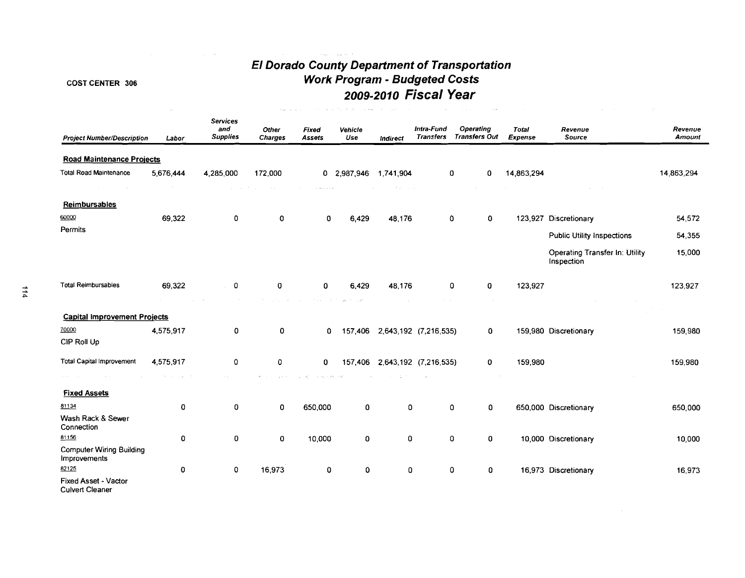COST CENTER 306

# El Dorado County Department of Transportation
## Work Program - Budgeted Costs
## 2009-2010 Fiscal Year

| Project Number/Description | Labor | Services and Supplies | Other Charges | Fixed Assets | Vehicle Use | Indirect | Intra-Fund Transfers | Operating Transfers Out | Total Expense | Revenue Source | Revenue Amount |
|---|---|---|---|---|---|---|---|---|---|---|---|
| **Road Maintenance Projects** | | | | | | | | | | | |
| Total Road Maintenance | 5,676,444 | 4,285,000 | 172,000 | 0 | 2,987,946 | 1,741,904 | 0 | 0 | 14,863,294 | | 14,863,294 |
| **Reimbursables** | | | | | | | | | | | |
| 60000 Permits | 69,322 | 0 | 0 | 0 | 6,429 | 48,176 | 0 | 0 | 123,927 | Discretionary | 54,572 |
| | | | | | | | | | | Public Utility Inspections | 54,355 |
| | | | | | | | | | | Operating Transfer In: Utility Inspection | 15,000 |
| Total Reimbursables | 69,322 | 0 | 0 | 0 | 6,429 | 48,176 | 0 | 0 | 123,927 | | 123,927 |
| **Capital Improvement Projects** | | | | | | | | | | | |
| 70000 CIP Roll Up | 4,575,917 | 0 | 0 | 0 | 157,406 | 2,643,192 | (7,216,535) | 0 | 159,980 | Discretionary | 159,980 |
| Total Capital Improvement | 4,575,917 | 0 | 0 | 0 | 157,406 | 2,643,192 | (7,216,535) | 0 | 159,980 | | 159,980 |
| **Fixed Assets** | | | | | | | | | | | |
| 81134 Wash Rack & Sewer Connection | 0 | 0 | 0 | 650,000 | 0 | 0 | 0 | 0 | 650,000 | Discretionary | 650,000 |
| 81156 Computer Wiring Building Improvements | 0 | 0 | 0 | 10,000 | 0 | 0 | 0 | 0 | 10,000 | Discretionary | 10,000 |
| 82125 Fixed Asset - Vactor Culvert Cleaner | 0 | 0 | 16,973 | 0 | 0 | 0 | 0 | 0 | 16,973 | Discretionary | 16,973 |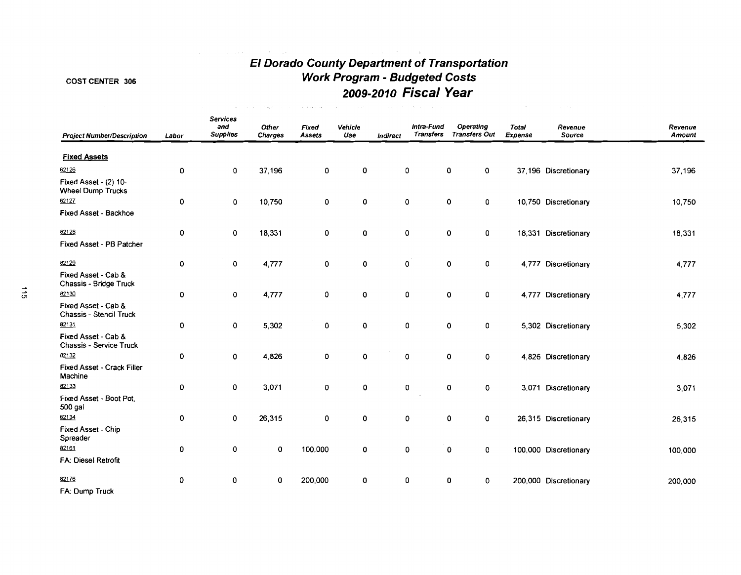# El Dorado County Department of Transportation
## Work Program - Budgeted Costs
## 2009-2010 Fiscal Year

COST CENTER 306

| Project Number/Description | Labor | Services and Supplies | Other Charges | Fixed Assets | Vehicle Use | Indirect | Intra-Fund Transfers | Operating Transfers Out | Total Expense | Revenue Source | Revenue Amount |
|---|---|---|---|---|---|---|---|---|---|---|---|
| **Fixed Assets** | | | | | | | | | | | |
| 82126 Fixed Asset - (2) 10-Wheel Dump Trucks | 0 | 0 | 37,196 | 0 | 0 | 0 | 0 | 0 | 37,196 | Discretionary | 37,196 |
| 82127 Fixed Asset - Backhoe | 0 | 0 | 10,750 | 0 | 0 | 0 | 0 | 0 | 10,750 | Discretionary | 10,750 |
| 82128 Fixed Asset - PB Patcher | 0 | 0 | 18,331 | 0 | 0 | 0 | 0 | 0 | 18,331 | Discretionary | 18,331 |
| 82129 Fixed Asset - Cab & Chassis - Bridge Truck | 0 | 0 | 4,777 | 0 | 0 | 0 | 0 | 0 | 4,777 | Discretionary | 4,777 |
| 82130 Fixed Asset - Cab & Chassis - Stencil Truck | 0 | 0 | 4,777 | 0 | 0 | 0 | 0 | 0 | 4,777 | Discretionary | 4,777 |
| 82131 Fixed Asset - Cab & Chassis - Service Truck | 0 | 0 | 5,302 | 0 | 0 | 0 | 0 | 0 | 5,302 | Discretionary | 5,302 |
| 82132 Fixed Asset - Crack Filler Machine | 0 | 0 | 4,826 | 0 | 0 | 0 | 0 | 0 | 4,826 | Discretionary | 4,826 |
| 82133 Fixed Asset - Boot Pot, 500 gal | 0 | 0 | 3,071 | 0 | 0 | 0 | 0 | 0 | 3,071 | Discretionary | 3,071 |
| 82134 Fixed Asset - Chip Spreader | 0 | 0 | 26,315 | 0 | 0 | 0 | 0 | 0 | 26,315 | Discretionary | 26,315 |
| 82161 FA: Diesel Retrofit | 0 | 0 | 0 | 100,000 | 0 | 0 | 0 | 0 | 100,000 | Discretionary | 100,000 |
| 82176 FA: Dump Truck | 0 | 0 | 0 | 200,000 | 0 | 0 | 0 | 0 | 200,000 | Discretionary | 200,000 |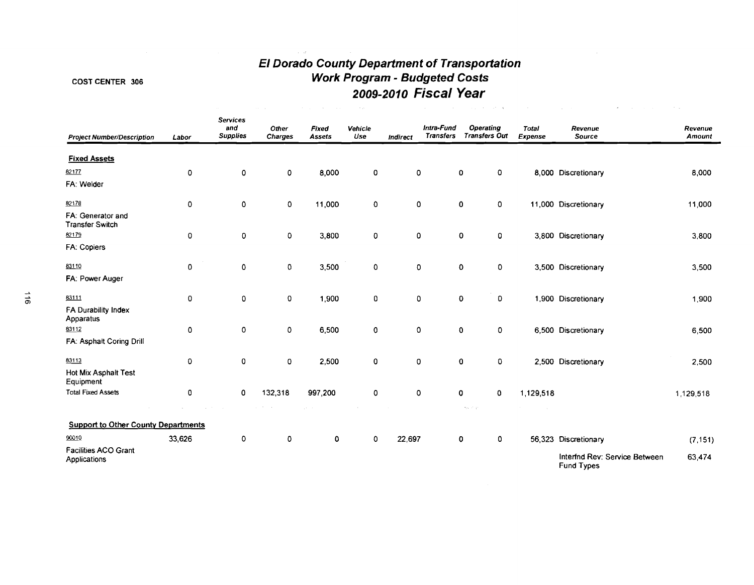**COST CENTER 306**

# El Dorado County Department of Transportation
## Work Program - Budgeted Costs
## 2009-2010 Fiscal Year

| Project Number/Description | Labor | Services and Supplies | Other Charges | Fixed Assets | Vehicle Use | Indirect | Intra-Fund Transfers | Operating Transfers Out | Total Expense | Revenue Source | Revenue Amount |
|---|---|---|---|---|---|---|---|---|---|---|---|
| **Fixed Assets** | | | | | | | | | | | |
| 82177 FA: Welder | 0 | 0 | 0 | 8,000 | 0 | 0 | 0 | 0 | 8,000 | Discretionary | 8,000 |
| 82178 FA: Generator and Transfer Switch | 0 | 0 | 0 | 11,000 | 0 | 0 | 0 | 0 | 11,000 | Discretionary | 11,000 |
| 82179 FA: Copiers | 0 | 0 | 0 | 3,800 | 0 | 0 | 0 | 0 | 3,800 | Discretionary | 3,800 |
| 83110 FA: Power Auger | 0 | 0 | 0 | 3,500 | 0 | 0 | 0 | 0 | 3,500 | Discretionary | 3,500 |
| 83111 FA Durability Index Apparatus | 0 | 0 | 0 | 1,900 | 0 | 0 | 0 | 0 | 1,900 | Discretionary | 1,900 |
| 83112 FA: Asphalt Coring Drill | 0 | 0 | 0 | 6,500 | 0 | 0 | 0 | 0 | 6,500 | Discretionary | 6,500 |
| 83113 Hot Mix Asphalt Test Equipment | 0 | 0 | 0 | 2,500 | 0 | 0 | 0 | 0 | 2,500 | Discretionary | 2,500 |
| Total Fixed Assets | 0 | 0 | 132,318 | 997,200 | 0 | 0 | 0 | 0 | 1,129,518 | | 1,129,518 |
| **Support to Other County Departments** | | | | | | | | | | | |
| 90010 Facilities ACO Grant Applications | 33,626 | 0 | 0 | 0 | 0 | 22,697 | 0 | 0 | 56,323 | Discretionary | (7,151) |
| | | | | | | | | | | Interfnd Rev: Service Between Fund Types | 63,474 |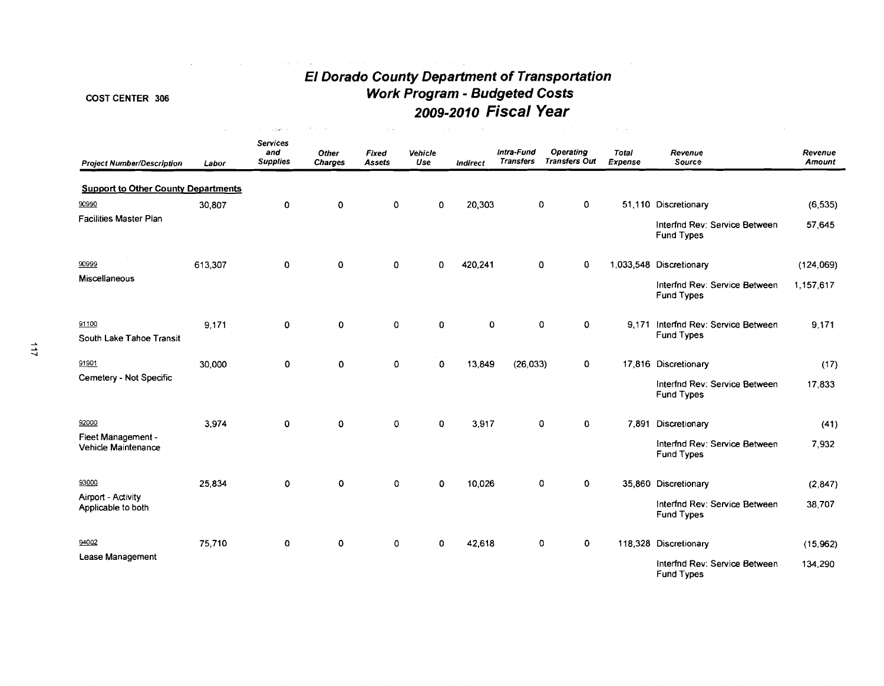**COST CENTER 306**

# El Dorado County Department of Transportation
## Work Program - Budgeted Costs
## 2009-2010 Fiscal Year

| Project Number/Description | Labor | Services and Supplies | Other Charges | Fixed Assets | Vehicle Use | Indirect | Intra-Fund Transfers | Operating Transfers Out | Total Expense | Revenue Source | Revenue Amount |
|---|---|---|---|---|---|---|---|---|---|---|---|
| **Support to Other County Departments** | | | | | | | | | | | |
| 90990 Facilities Master Plan | 30,807 | 0 | 0 | 0 | 0 | 20,303 | 0 | 0 | 51,110 | Discretionary | (6,535) |
| | | | | | | | | | | Interfnd Rev: Service Between Fund Types | 57,645 |
| 90999 Miscellaneous | 613,307 | 0 | 0 | 0 | 0 | 420,241 | 0 | 0 | 1,033,548 | Discretionary | (124,069) |
| | | | | | | | | | | Interfnd Rev: Service Between Fund Types | 1,157,617 |
| 91100 South Lake Tahoe Transit | 9,171 | 0 | 0 | 0 | 0 | 0 | 0 | 0 | 9,171 | Interfnd Rev: Service Between Fund Types | 9,171 |
| 91901 Cemetery - Not Specific | 30,000 | 0 | 0 | 0 | 0 | 13,849 | (26,033) | 0 | 17,816 | Discretionary | (17) |
| | | | | | | | | | | Interfnd Rev: Service Between Fund Types | 17,833 |
| 92000 Fleet Management - Vehicle Maintenance | 3,974 | 0 | 0 | 0 | 0 | 3,917 | 0 | 0 | 7,891 | Discretionary | (41) |
| | | | | | | | | | | Interfnd Rev: Service Between Fund Types | 7,932 |
| 93000 Airport - Activity Applicable to both | 25,834 | 0 | 0 | 0 | 0 | 10,026 | 0 | 0 | 35,860 | Discretionary | (2,847) |
| | | | | | | | | | | Interfnd Rev: Service Between Fund Types | 38,707 |
| 94002 Lease Management | 75,710 | 0 | 0 | 0 | 0 | 42,618 | 0 | 0 | 118,328 | Discretionary | (15,962) |
| | | | | | | | | | | Interfnd Rev: Service Between Fund Types | 134,290 |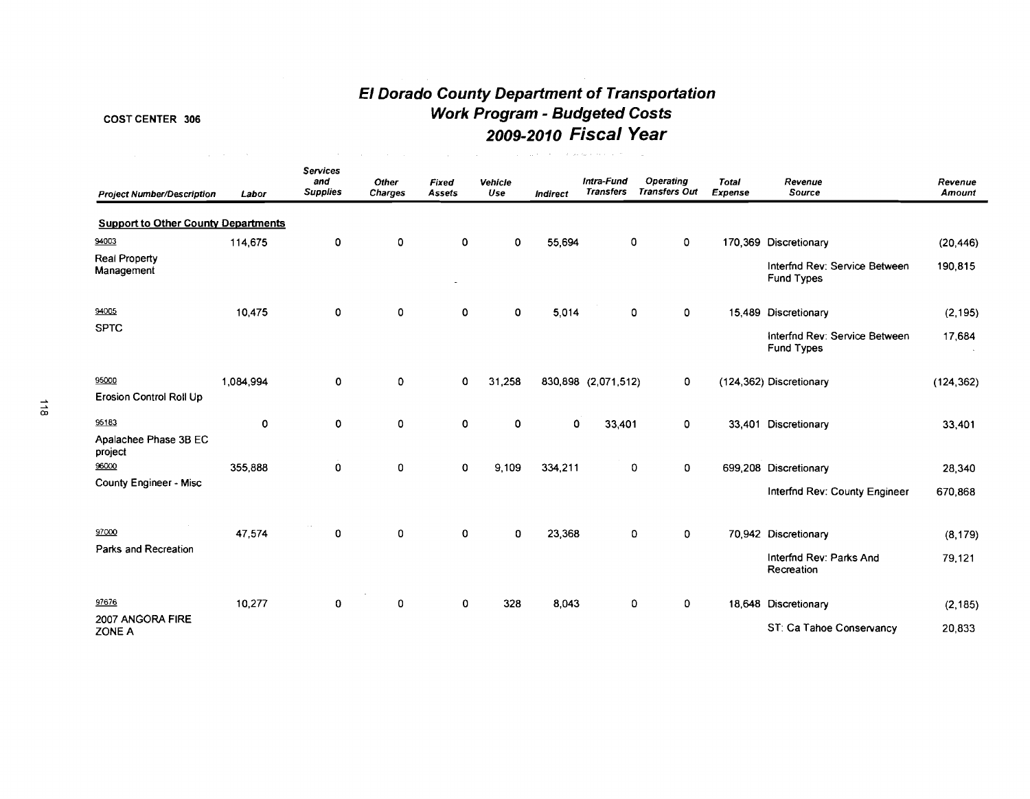COST CENTER 306

# *El Dorado County Department of Transportation*
## *Work Program - Budgeted Costs*
## *2009-2010 Fiscal Year*

| *Project Number/Description* | *Labor* | *Services and Supplies* | *Other Charges* | *Fixed Assets* | *Vehicle Use* | *Indirect* | *Intra-Fund Transfers* | *Operating Transfers Out* | *Total Expense* | *Revenue Source* | *Revenue Amount* |
|---|---|---|---|---|---|---|---|---|---|---|---|
| **Support to Other County Departments** | | | | | | | | | | | |
| 94003 | 114,675 | 0 | 0 | 0 | 0 | 55,694 | 0 | 0 | 170,369 | Discretionary | (20,446) |
| Real Property Management | | | | | | | | | | Interfnd Rev: Service Between Fund Types | 190,815 |
| 94005 | 10,475 | 0 | 0 | 0 | 0 | 5,014 | 0 | 0 | 15,489 | Discretionary | (2,195) |
| SPTC | | | | | | | | | | Interfnd Rev: Service Between Fund Types | 17,684 |
| 95000 | 1,084,994 | 0 | 0 | 0 | 31,258 | 830,898 | (2,071,512) | 0 | (124,362) | Discretionary | (124,362) |
| Erosion Control Roll Up | | | | | | | | | | | |
| 95183 | 0 | 0 | 0 | 0 | 0 | 0 | 33,401 | 0 | 33,401 | Discretionary | 33,401 |
| Apalachee Phase 3B EC project | | | | | | | | | | | |
| 96000 | 355,888 | 0 | 0 | 0 | 9,109 | 334,211 | 0 | 0 | 699,208 | Discretionary | 28,340 |
| County Engineer - Misc | | | | | | | | | | Interfnd Rev: County Engineer | 670,868 |
| 97000 | 47,574 | 0 | 0 | 0 | 0 | 23,368 | 0 | 0 | 70,942 | Discretionary | (8,179) |
| Parks and Recreation | | | | | | | | | | Interfnd Rev: Parks And Recreation | 79,121 |
| 97676 | 10,277 | 0 | 0 | 0 | 328 | 8,043 | 0 | 0 | 18,648 | Discretionary | (2,185) |
| 2007 ANGORA FIRE ZONE A | | | | | | | | | | ST: Ca Tahoe Conservancy | 20,833 |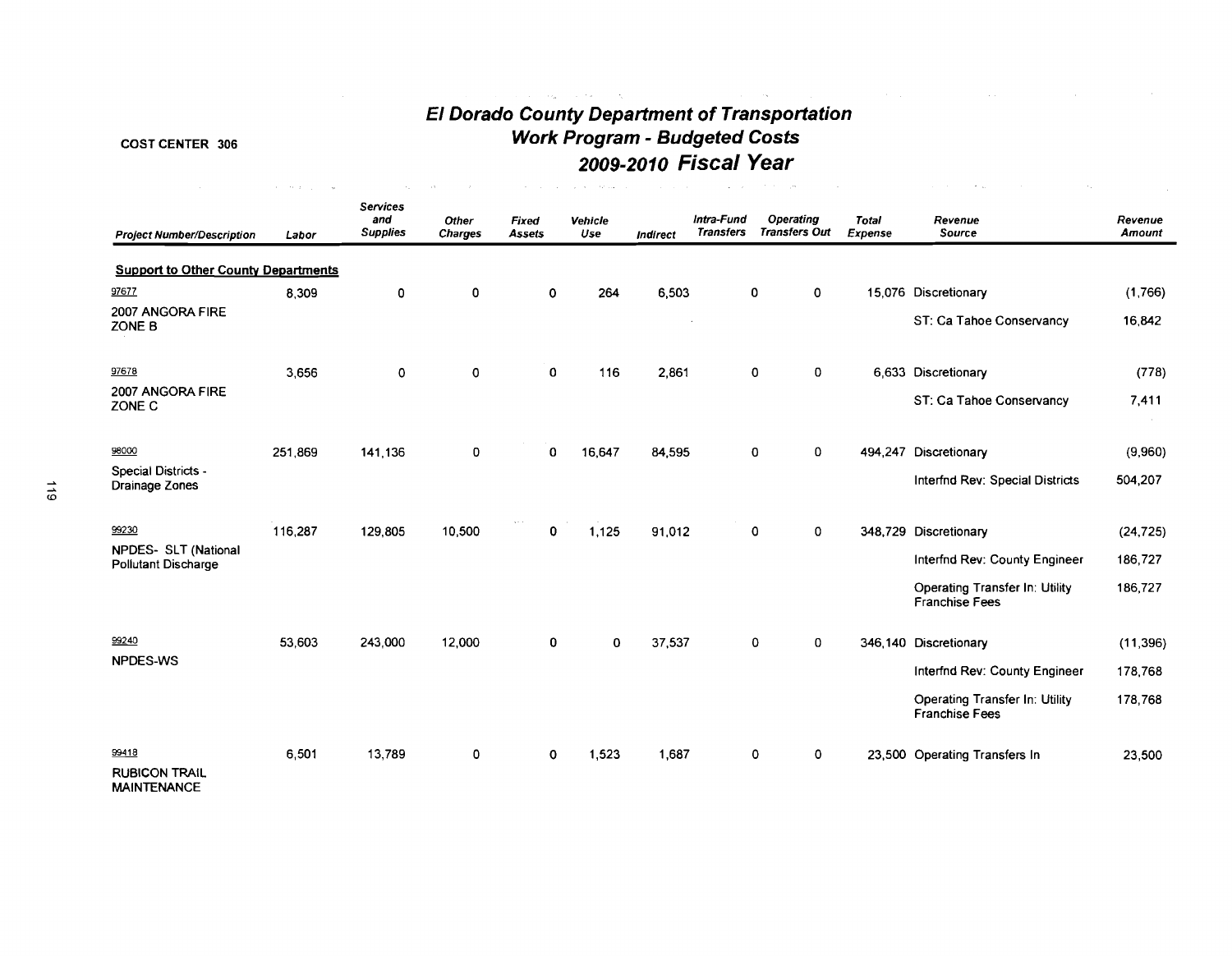# El Dorado County Department of Transportation
## Work Program - Budgeted Costs
## 2009-2010 Fiscal Year

COST CENTER 306

| Project Number/Description | Labor | Services and Supplies | Other Charges | Fixed Assets | Vehicle Use | Indirect | Intra-Fund Transfers | Operating Transfers Out | Total Expense | Revenue Source | Revenue Amount |
|---|---|---|---|---|---|---|---|---|---|---|---|
| **Support to Other County Departments** | | | | | | | | | | | |
| 97677 | 8,309 | 0 | 0 | 0 | 264 | 6,503 | 0 | 0 | 15,076 | Discretionary | (1,766) |
| 2007 ANGORA FIRE ZONE B | | | | | | | | | | ST: Ca Tahoe Conservancy | 16,842 |
| 97678 | 3,656 | 0 | 0 | 0 | 116 | 2,861 | 0 | 0 | 6,633 | Discretionary | (778) |
| 2007 ANGORA FIRE ZONE C | | | | | | | | | | ST: Ca Tahoe Conservancy | 7,411 |
| 98000 | 251,869 | 141,136 | 0 | 0 | 16,647 | 84,595 | 0 | 0 | 494,247 | Discretionary | (9,960) |
| Special Districts - Drainage Zones | | | | | | | | | | Interfnd Rev: Special Districts | 504,207 |
| 99230 | 116,287 | 129,805 | 10,500 | 0 | 1,125 | 91,012 | 0 | 0 | 348,729 | Discretionary | (24,725) |
| NPDES- SLT (National Pollutant Discharge | | | | | | | | | | Interfnd Rev: County Engineer | 186,727 |
| | | | | | | | | | | Operating Transfer In: Utility Franchise Fees | 186,727 |
| 99240 | 53,603 | 243,000 | 12,000 | 0 | 0 | 37,537 | 0 | 0 | 346,140 | Discretionary | (11,396) |
| NPDES-WS | | | | | | | | | | Interfnd Rev: County Engineer | 178,768 |
| | | | | | | | | | | Operating Transfer In: Utility Franchise Fees | 178,768 |
| 99418 | 6,501 | 13,789 | 0 | 0 | 1,523 | 1,687 | 0 | 0 | 23,500 | Operating Transfers In | 23,500 |
| RUBICON TRAIL MAINTENANCE | | | | | | | | | | | |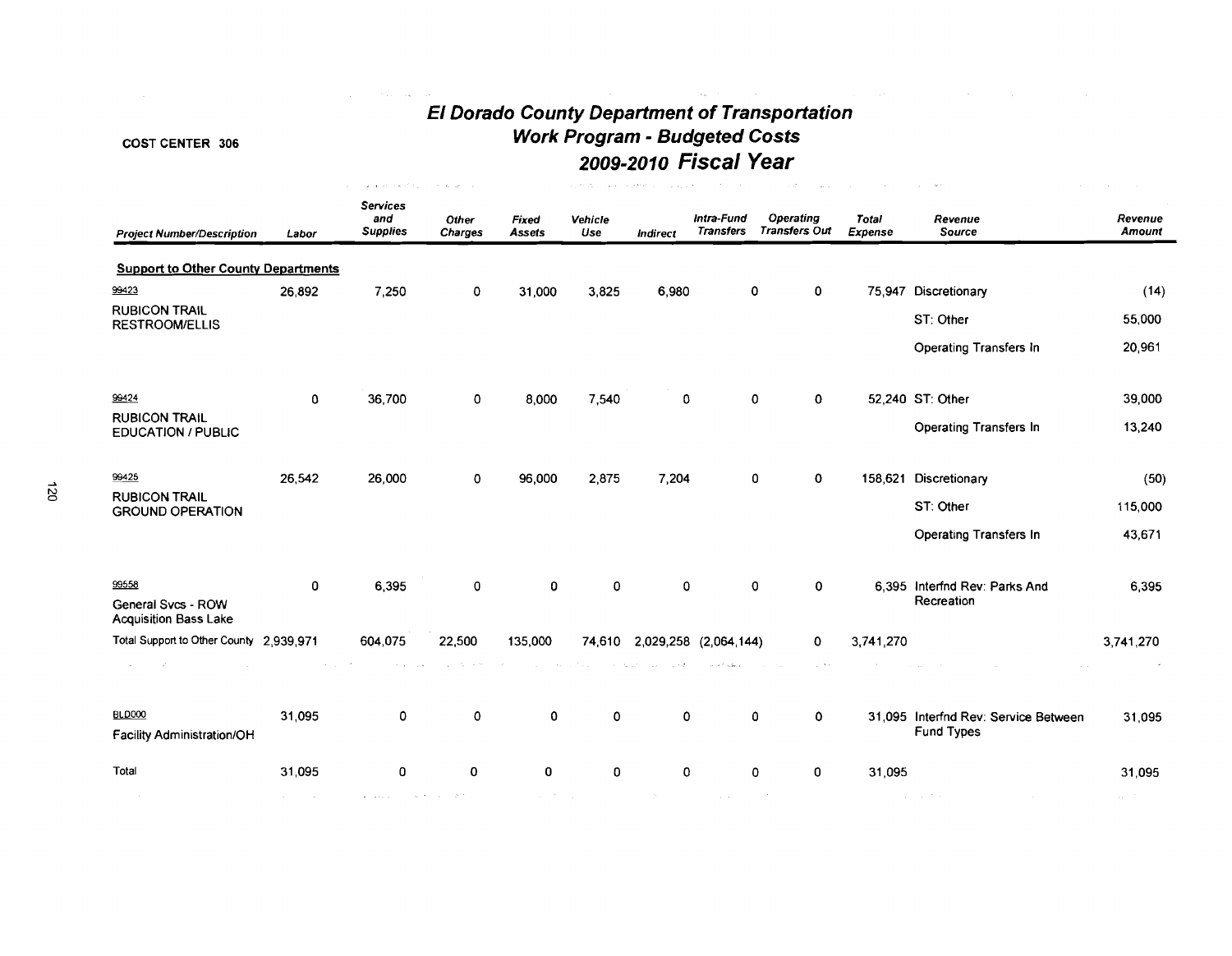COST CENTER 306

# El Dorado County Department of Transportation
## Work Program - Budgeted Costs
## 2009-2010 Fiscal Year

| Project Number/Description | Labor | Services and Supplies | Other Charges | Fixed Assets | Vehicle Use | Indirect | Intra-Fund Transfers | Operating Transfers Out | Total Expense | Revenue Source | Revenue Amount |
|---|---|---|---|---|---|---|---|---|---|---|---|
| **Support to Other County Departments** | | | | | | | | | | | |
| 99423 RUBICON TRAIL RESTROOM/ELLIS | 26,892 | 7,250 | 0 | 31,000 | 3,825 | 6,980 | 0 | 0 | 75,947 | Discretionary | (14) |
| | | | | | | | | | | ST: Other | 55,000 |
| | | | | | | | | | | Operating Transfers In | 20,961 |
| 99424 RUBICON TRAIL EDUCATION / PUBLIC | 0 | 36,700 | 0 | 8,000 | 7,540 | 0 | 0 | 0 | 52,240 | ST: Other | 39,000 |
| | | | | | | | | | | Operating Transfers In | 13,240 |
| 99425 RUBICON TRAIL GROUND OPERATION | 26,542 | 26,000 | 0 | 96,000 | 2,875 | 7,204 | 0 | 0 | 158,621 | Discretionary | (50) |
| | | | | | | | | | | ST: Other | 115,000 |
| | | | | | | | | | | Operating Transfers In | 43,671 |
| 99558 General Svcs - ROW Acquisition Bass Lake | 0 | 6,395 | 0 | 0 | 0 | 0 | 0 | 0 | 6,395 | Interfnd Rev: Parks And Recreation | 6,395 |
| Total Support to Other County | 2,939,971 | 604,075 | 22,500 | 135,000 | 74,610 | 2,029,258 | (2,064,144) | 0 | 3,741,270 | | 3,741,270 |
| BLD000 Facility Administration/OH | 31,095 | 0 | 0 | 0 | 0 | 0 | 0 | 0 | 31,095 | Interfnd Rev: Service Between Fund Types | 31,095 |
| Total | 31,095 | 0 | 0 | 0 | 0 | 0 | 0 | 0 | 31,095 | | 31,095 |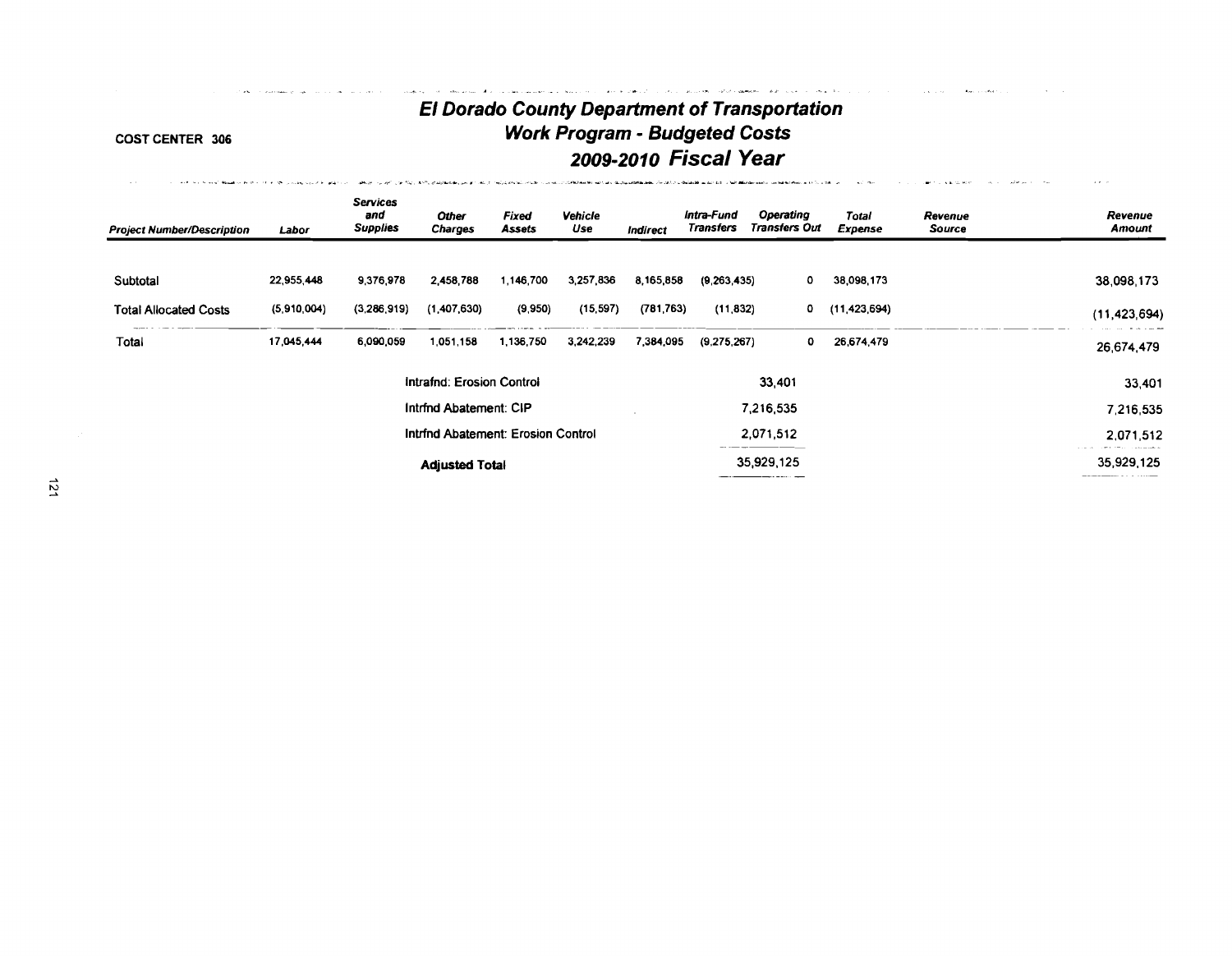COST CENTER 306

# El Dorado County Department of Transportation
## Work Program - Budgeted Costs
## 2009-2010 Fiscal Year

| Project Number/Description | Labor | Services and Supplies | Other Charges | Fixed Assets | Vehicle Use | Indirect | Intra-Fund Transfers | Operating Transfers Out | Total Expense | Revenue Source | Revenue Amount |
|---|---|---|---|---|---|---|---|---|---|---|---|
| Subtotal | 22,955,448 | 9,376,978 | 2,458,788 | 1,146,700 | 3,257,836 | 8,165,858 | (9,263,435) | 0 | 38,098,173 | | 38,098,173 |
| Total Allocated Costs | (5,910,004) | (3,286,919) | (1,407,630) | (9,950) | (15,597) | (781,763) | (11,832) | 0 | (11,423,694) | | (11,423,694) |
| Total | 17,045,444 | 6,090,059 | 1,051,158 | 1,136,750 | 3,242,239 | 7,384,095 | (9,275,267) | 0 | 26,674,479 | | 26,674,479 |
| | | | Intrafnd: Erosion Control | | | | | 33,401 | | | 33,401 |
| | | | Intrfnd Abatement: CIP | | | | | 7,216,535 | | | 7,216,535 |
| | | | Intrfnd Abatement: Erosion Control | | | | | 2,071,512 | | | 2,071,512 |
| | | | **Adjusted Total** | | | | | 35,929,125 | | | 35,929,125 |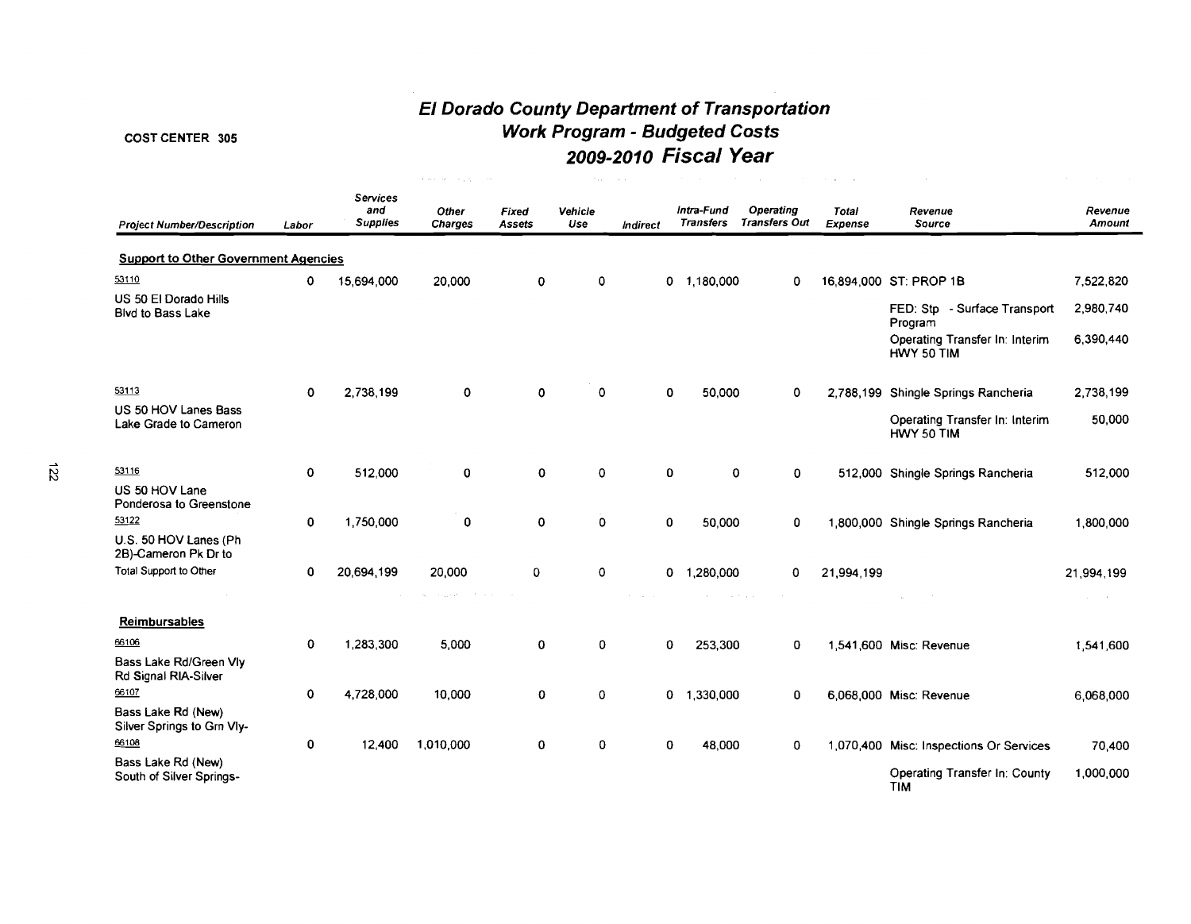COST CENTER 305

# El Dorado County Department of Transportation
## Work Program - Budgeted Costs
## 2009-2010 Fiscal Year

| Project Number/Description | Labor | Services and Supplies | Other Charges | Fixed Assets | Vehicle Use | Indirect | Intra-Fund Transfers | Operating Transfers Out | Total Expense | Revenue Source | Revenue Amount |
|---|---|---|---|---|---|---|---|---|---|---|---|
| **Support to Other Government Agencies** | | | | | | | | | | | |
| 53110 | 0 | 15,694,000 | 20,000 | 0 | 0 | 0 | 1,180,000 | 0 | 16,894,000 | ST: PROP 1B | 7,522,820 |
| US 50 El Dorado Hills Blvd to Bass Lake | | | | | | | | | | FED: Stp - Surface Transport Program | 2,980,740 |
| | | | | | | | | | | Operating Transfer In: Interim HWY 50 TIM | 6,390,440 |
| 53113 | 0 | 2,738,199 | 0 | 0 | 0 | 0 | 50,000 | 0 | 2,788,199 | Shingle Springs Rancheria | 2,738,199 |
| US 50 HOV Lanes Bass Lake Grade to Cameron | | | | | | | | | | Operating Transfer In: Interim HWY 50 TIM | 50,000 |
| 53116 | 0 | 512,000 | 0 | 0 | 0 | 0 | 0 | 0 | 512,000 | Shingle Springs Rancheria | 512,000 |
| US 50 HOV Lane Ponderosa to Greenstone | | | | | | | | | | | |
| 53122 | 0 | 1,750,000 | 0 | 0 | 0 | 0 | 50,000 | 0 | 1,800,000 | Shingle Springs Rancheria | 1,800,000 |
| U.S. 50 HOV Lanes (Ph 2B)-Cameron Pk Dr to | | | | | | | | | | | |
| Total Support to Other | 0 | 20,694,199 | 20,000 | 0 | 0 | 0 | 1,280,000 | 0 | 21,994,199 | | 21,994,199 |
| **Reimbursables** | | | | | | | | | | | |
| 66106 | 0 | 1,283,300 | 5,000 | 0 | 0 | 0 | 253,300 | 0 | 1,541,600 | Misc: Revenue | 1,541,600 |
| Bass Lake Rd/Green Vly Rd Signal RIA-Silver | | | | | | | | | | | |
| 66107 | 0 | 4,728,000 | 10,000 | 0 | 0 | 0 | 1,330,000 | 0 | 6,068,000 | Misc: Revenue | 6,068,000 |
| Bass Lake Rd (New) Silver Springs to Grn Vly- | | | | | | | | | | | |
| 66108 | 0 | 12,400 | 1,010,000 | 0 | 0 | 0 | 48,000 | 0 | 1,070,400 | Misc: Inspections Or Services | 70,400 |
| Bass Lake Rd (New) South of Silver Springs- | | | | | | | | | | Operating Transfer In: County TIM | 1,000,000 |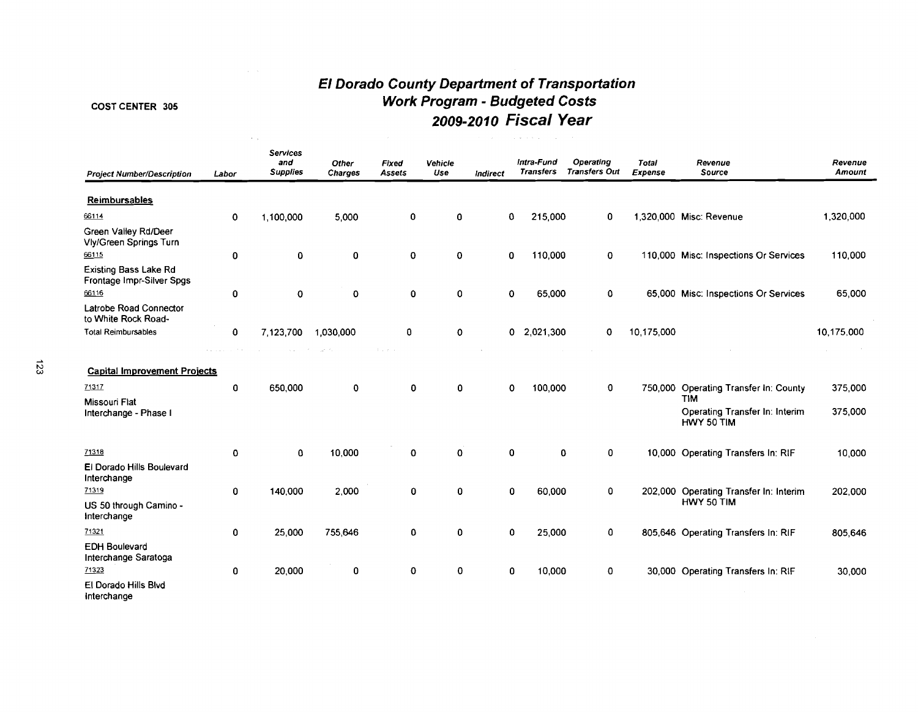# El Dorado County Department of Transportation
## Work Program - Budgeted Costs
## 2009-2010 Fiscal Year

COST CENTER 305

| Project Number/Description | Labor | Services and Supplies | Other Charges | Fixed Assets | Vehicle Use | Indirect | Intra-Fund Transfers | Operating Transfers Out | Total Expense | Revenue Source | Revenue Amount |
|---|---|---|---|---|---|---|---|---|---|---|---|
| **Reimbursables** | | | | | | | | | | | |
| 66114 Green Valley Rd/Deer Vly/Green Springs Turn | 0 | 1,100,000 | 5,000 | 0 | 0 | 0 | 215,000 | 0 | 1,320,000 | Misc: Revenue | 1,320,000 |
| 66115 Existing Bass Lake Rd Frontage Impr-Silver Spgs | 0 | 0 | 0 | 0 | 0 | 0 | 110,000 | 0 | 110,000 | Misc: Inspections Or Services | 110,000 |
| 66116 Latrobe Road Connector to White Rock Road- | 0 | 0 | 0 | 0 | 0 | 0 | 65,000 | 0 | 65,000 | Misc: Inspections Or Services | 65,000 |
| Total Reimbursables | 0 | 7,123,700 | 1,030,000 | 0 | 0 | 0 | 2,021,300 | 0 | 10,175,000 | | 10,175,000 |
| **Capital Improvement Projects** | | | | | | | | | | | |
| 71317 Missouri Flat Interchange - Phase I | 0 | 650,000 | 0 | 0 | 0 | 0 | 100,000 | 0 | 750,000 | Operating Transfer In: County TIM | 375,000 |
| | | | | | | | | | | Operating Transfer In: Interim HWY 50 TIM | 375,000 |
| 71318 El Dorado Hills Boulevard Interchange | 0 | 0 | 10,000 | 0 | 0 | 0 | 0 | 0 | 10,000 | Operating Transfers In: RIF | 10,000 |
| 71319 US 50 through Camino - Interchange | 0 | 140,000 | 2,000 | 0 | 0 | 0 | 60,000 | 0 | 202,000 | Operating Transfer In: Interim HWY 50 TIM | 202,000 |
| 71321 EDH Boulevard Interchange Saratoga | 0 | 25,000 | 755,646 | 0 | 0 | 0 | 25,000 | 0 | 805,646 | Operating Transfers In: RIF | 805,646 |
| 71323 El Dorado Hills Blvd Interchange | 0 | 20,000 | 0 | 0 | 0 | 0 | 10,000 | 0 | 30,000 | Operating Transfers In: RIF | 30,000 |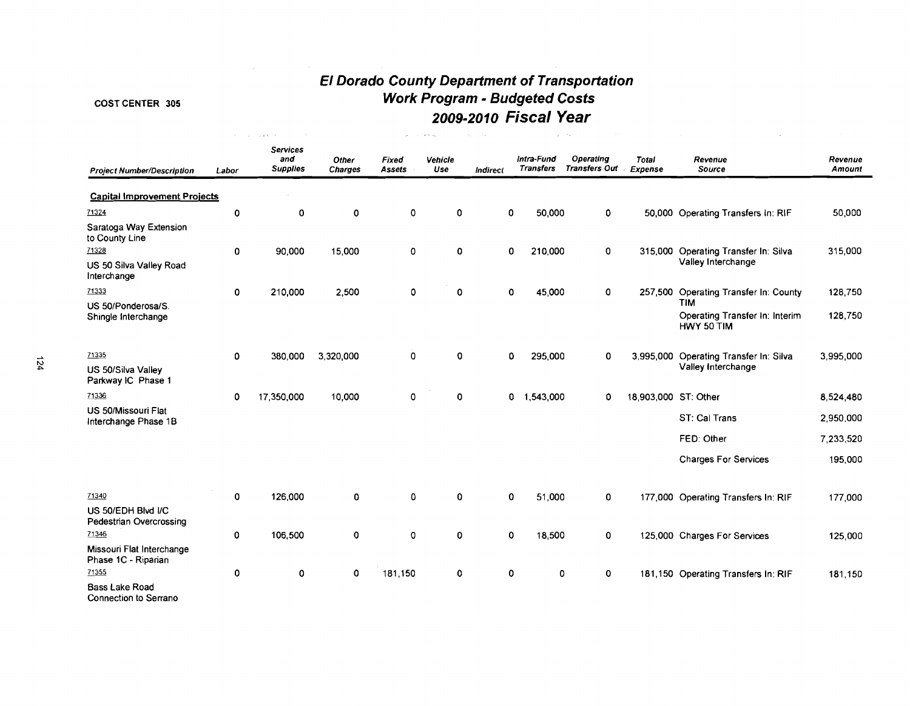COST CENTER 305

# El Dorado County Department of Transportation
## Work Program - Budgeted Costs
## 2009-2010 Fiscal Year

| Project Number/Description | Labor | Services and Supplies | Other Charges | Fixed Assets | Vehicle Use | Indirect | Intra-Fund Transfers | Operating Transfers Out | Total Expense | Revenue Source | Revenue Amount |
|---|---|---|---|---|---|---|---|---|---|---|---|
| **Capital Improvement Projects** | | | | | | | | | | | |
| 71324 Saratoga Way Extension to County Line | 0 | 0 | 0 | 0 | 0 | 0 | 50,000 | 0 | 50,000 | Operating Transfers In: RIF | 50,000 |
| 71328 US 50 Silva Valley Road Interchange | 0 | 90,000 | 15,000 | 0 | 0 | 0 | 210,000 | 0 | 315,000 | Operating Transfer In: Silva Valley Interchange | 315,000 |
| 71333 US 50/Ponderosa/S. Shingle Interchange | 0 | 210,000 | 2,500 | 0 | 0 | 0 | 45,000 | 0 | 257,500 | Operating Transfer In: County TIM | 128,750 |
| | | | | | | | | | | Operating Transfer In: Interim HWY 50 TIM | 128,750 |
| 71335 US 50/Silva Valley Parkway IC Phase 1 | 0 | 380,000 | 3,320,000 | 0 | 0 | 0 | 295,000 | 0 | 3,995,000 | Operating Transfer In: Silva Valley Interchange | 3,995,000 |
| 71336 US 50/Missouri Flat Interchange Phase 1B | 0 | 17,350,000 | 10,000 | 0 | 0 | 0 | 1,543,000 | 0 | 18,903,000 | ST: Other | 8,524,480 |
| | | | | | | | | | | ST: Cal Trans | 2,950,000 |
| | | | | | | | | | | FED: Other | 7,233,520 |
| | | | | | | | | | | Charges For Services | 195,000 |
| 71340 US 50/EDH Blvd I/C Pedestrian Overcrossing | 0 | 126,000 | 0 | 0 | 0 | 0 | 51,000 | 0 | 177,000 | Operating Transfers In: RIF | 177,000 |
| 71346 Missouri Flat Interchange Phase 1C - Riparian | 0 | 106,500 | 0 | 0 | 0 | 0 | 18,500 | 0 | 125,000 | Charges For Services | 125,000 |
| 71355 Bass Lake Road Connection to Serrano | 0 | 0 | 0 | 181,150 | 0 | 0 | 0 | 0 | 181,150 | Operating Transfers In: RIF | 181,150 |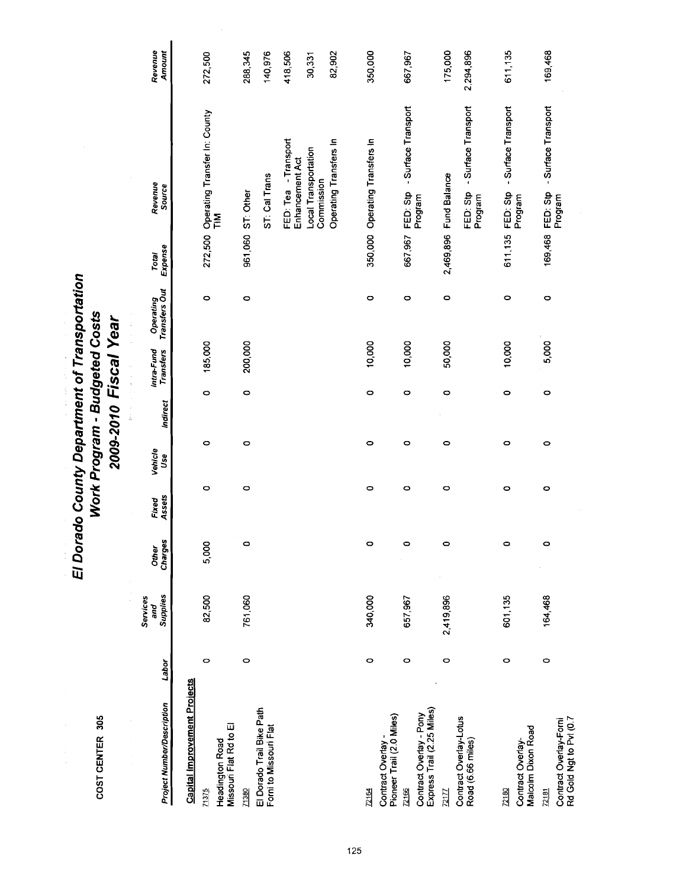# El Dorado County Department of Transportation
## Work Program - Budgeted Costs
## 2009-2010 Fiscal Year

COST CENTER 305

| Project Number/Description | Labor | Services and Supplies | Other Charges | Fixed Assets | Vehicle Use | Indirect | Intra-Fund Transfers | Operating Transfers Out | Total Expense | Revenue Source | Revenue Amount |
|---|---|---|---|---|---|---|---|---|---|---|---|
| **Capital Improvement Projects** | | | | | | | | | | | |
| 71375 Headington Road Missouri Flat Rd to El | 0 | 82,500 | 5,000 | 0 | 0 | 0 | 185,000 | 0 | 272,500 | Operating Transfer In: County TIM | 272,500 |
| 71380 El Dorado Trail Bike Path Forni to Missouri Flat | 0 | 761,060 | 0 | 0 | 0 | 0 | 200,000 | 0 | 961,060 | ST: Other | 288,345 |
| | | | | | | | | | | ST: Cal Trans | 140,976 |
| | | | | | | | | | | FED: Tea - Transport Enhancement Act | 418,506 |
| | | | | | | | | | | Local Transportation Commission | 30,331 |
| | | | | | | | | | | Operating Transfers In | 82,902 |
| 72164 Contract Overlay - Pioneer Trail (2.0 Miles) | 0 | 340,000 | 0 | 0 | 0 | 0 | 10,000 | 0 | 350,000 | Operating Transfers In | 350,000 |
| 72166 Contract Overlay - Pony Express Trail (2.25 Miles) | 0 | 657,967 | 0 | 0 | 0 | 0 | 10,000 | 0 | 667,967 | FED: Stp - Surface Transport Program | 667,967 |
| 72177 Contract Overlay-Lotus Road (6.66 miles) | 0 | 2,419,896 | 0 | 0 | 0 | 0 | 50,000 | 0 | 2,469,896 | Fund Balance | 175,000 |
| | | | | | | | | | | FED: Stp - Surface Transport Program | 2,294,896 |
| 72180 Contract Overlay-Malcolm Dixon Road | 0 | 601,135 | 0 | 0 | 0 | 0 | 10,000 | 0 | 611,135 | FED: Stp - Surface Transport Program | 611,135 |
| 72181 Contract Overlay-Forni Rd Gold Ngt to Pvl (0.7 | 0 | 164,468 | 0 | 0 | 0 | 0 | 5,000 | 0 | 169,468 | FED: Stp - Surface Transport Program | 169,468 |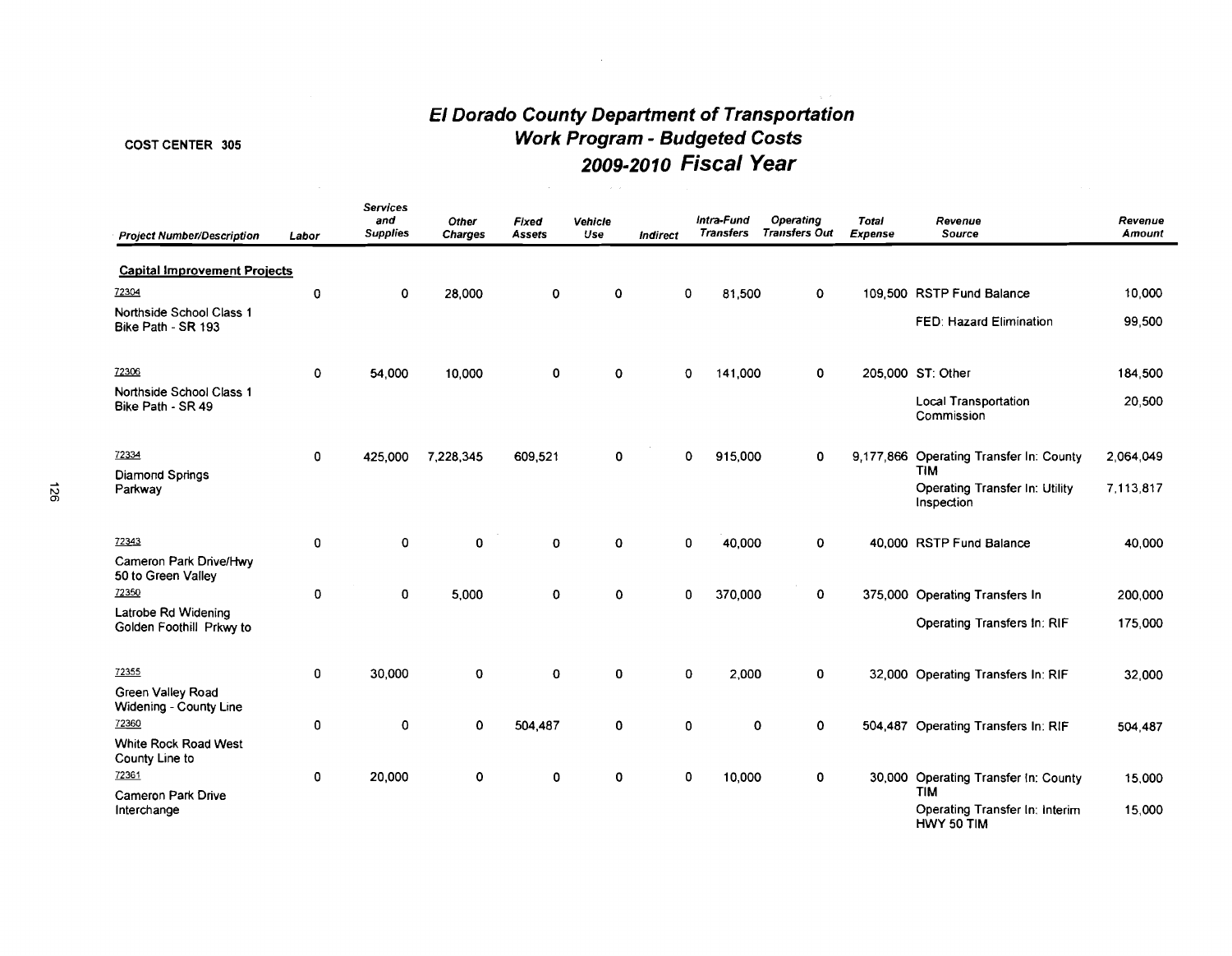# El Dorado County Department of Transportation
## Work Program - Budgeted Costs
## 2009-2010 Fiscal Year

COST CENTER 305

| Project Number/Description | Labor | Services and Supplies | Other Charges | Fixed Assets | Vehicle Use | Indirect | Intra-Fund Transfers | Operating Transfers Out | Total Expense | Revenue Source | Revenue Amount |
|---|---|---|---|---|---|---|---|---|---|---|---|
| **Capital Improvement Projects** | | | | | | | | | | | |
| 72304 | 0 | 0 | 28,000 | 0 | 0 | 0 | 81,500 | 0 | 109,500 | RSTP Fund Balance | 10,000 |
| Northside School Class 1 Bike Path - SR 193 | | | | | | | | | | FED: Hazard Elimination | 99,500 |
| 72306 | 0 | 54,000 | 10,000 | 0 | 0 | 0 | 141,000 | 0 | 205,000 | ST: Other | 184,500 |
| Northside School Class 1 Bike Path - SR 49 | | | | | | | | | | Local Transportation Commission | 20,500 |
| 72334 | 0 | 425,000 | 7,228,345 | 609,521 | 0 | 0 | 915,000 | 0 | 9,177,866 | Operating Transfer In: County TIM | 2,064,049 |
| Diamond Springs Parkway | | | | | | | | | | Operating Transfer In: Utility Inspection | 7,113,817 |
| 72343 | 0 | 0 | 0 | 0 | 0 | 0 | 40,000 | 0 | 40,000 | RSTP Fund Balance | 40,000 |
| Cameron Park Drive/Hwy 50 to Green Valley | | | | | | | | | | | |
| 72350 | 0 | 0 | 5,000 | 0 | 0 | 0 | 370,000 | 0 | 375,000 | Operating Transfers In | 200,000 |
| Latrobe Rd Widening Golden Foothill Prkwy to | | | | | | | | | | Operating Transfers In: RIF | 175,000 |
| 72355 | 0 | 30,000 | 0 | 0 | 0 | 0 | 2,000 | 0 | 32,000 | Operating Transfers In: RIF | 32,000 |
| Green Valley Road Widening - County Line | | | | | | | | | | | |
| 72360 | 0 | 0 | 0 | 504,487 | 0 | 0 | 0 | 0 | 504,487 | Operating Transfers In: RIF | 504,487 |
| White Rock Road West County Line to | | | | | | | | | | | |
| 72361 | 0 | 20,000 | 0 | 0 | 0 | 0 | 10,000 | 0 | 30,000 | Operating Transfer In: County TIM | 15,000 |
| Cameron Park Drive Interchange | | | | | | | | | | Operating Transfer In: Interim HWY 50 TIM | 15,000 |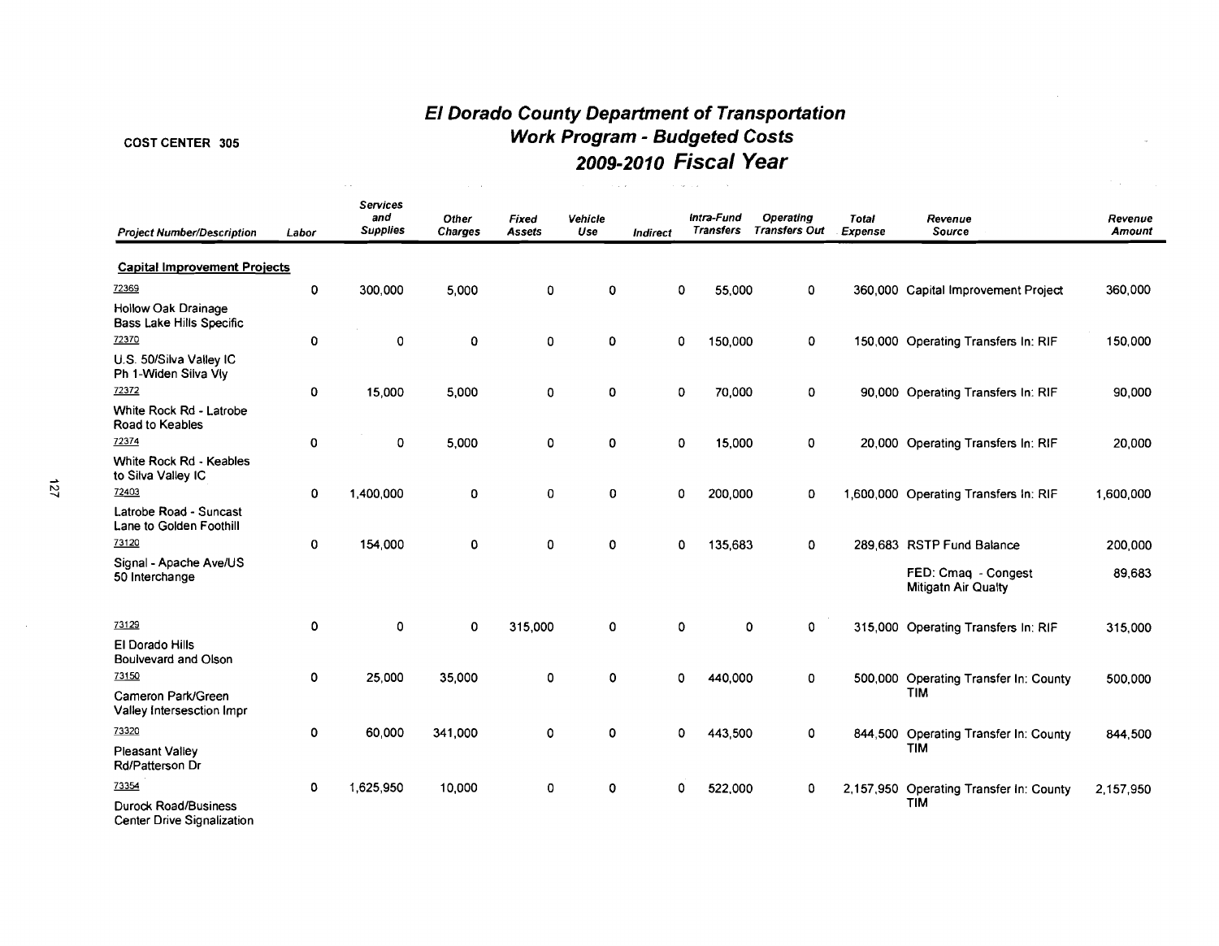# El Dorado County Department of Transportation
## Work Program - Budgeted Costs
## 2009-2010 Fiscal Year

COST CENTER 305

| Project Number/Description | Labor | Services and Supplies | Other Charges | Fixed Assets | Vehicle Use | Indirect | Intra-Fund Transfers | Operating Transfers Out | Total Expense | Revenue Source | Revenue Amount |
|---|---|---|---|---|---|---|---|---|---|---|---|
| **Capital Improvement Projects** | | | | | | | | | | | |
| 72369 Hollow Oak Drainage Bass Lake Hills Specific | 0 | 300,000 | 5,000 | 0 | 0 | 0 | 55,000 | 0 | 360,000 | Capital Improvement Project | 360,000 |
| 72370 U.S. 50/Silva Valley IC Ph 1-Widen Silva Vly | 0 | 0 | 0 | 0 | 0 | 0 | 150,000 | 0 | 150,000 | Operating Transfers In: RIF | 150,000 |
| 72372 White Rock Rd - Latrobe Road to Keables | 0 | 15,000 | 5,000 | 0 | 0 | 0 | 70,000 | 0 | 90,000 | Operating Transfers In: RIF | 90,000 |
| 72374 White Rock Rd - Keables to Silva Valley IC | 0 | 0 | 5,000 | 0 | 0 | 0 | 15,000 | 0 | 20,000 | Operating Transfers In: RIF | 20,000 |
| 72403 Latrobe Road - Suncast Lane to Golden Foothill | 0 | 1,400,000 | 0 | 0 | 0 | 0 | 200,000 | 0 | 1,600,000 | Operating Transfers In: RIF | 1,600,000 |
| 73120 Signal - Apache Ave/US 50 Interchange | 0 | 154,000 | 0 | 0 | 0 | 0 | 135,683 | 0 | 289,683 | RSTP Fund Balance | 200,000 |
| | | | | | | | | | | FED: Cmaq - Congest Mitigatn Air Qualty | 89,683 |
| 73129 El Dorado Hills Boulvevard and Olson | 0 | 0 | 0 | 315,000 | 0 | 0 | 0 | 0 | 315,000 | Operating Transfers In: RIF | 315,000 |
| 73150 Cameron Park/Green Valley Intersesction Impr | 0 | 25,000 | 35,000 | 0 | 0 | 0 | 440,000 | 0 | 500,000 | Operating Transfer In: County TIM | 500,000 |
| 73320 Pleasant Valley Rd/Patterson Dr | 0 | 60,000 | 341,000 | 0 | 0 | 0 | 443,500 | 0 | 844,500 | Operating Transfer In: County TIM | 844,500 |
| 73354 Durock Road/Business Center Drive Signalization | 0 | 1,625,950 | 10,000 | 0 | 0 | 0 | 522,000 | 0 | 2,157,950 | Operating Transfer In: County TIM | 2,157,950 |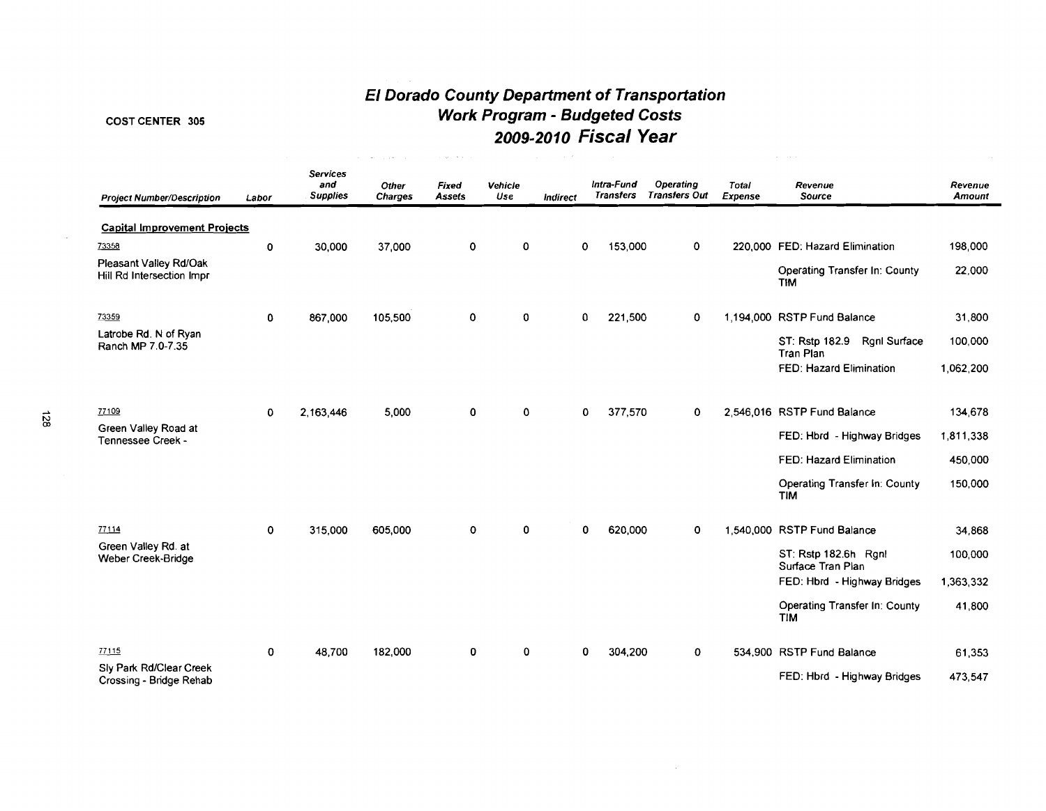COST CENTER 305

# El Dorado County Department of Transportation
## Work Program - Budgeted Costs
## 2009-2010 Fiscal Year

| Project Number/Description | Labor | Services and Supplies | Other Charges | Fixed Assets | Vehicle Use | Indirect | Intra-Fund Transfers | Operating Transfers Out | Total Expense | Revenue Source | Revenue Amount |
|---|---|---|---|---|---|---|---|---|---|---|---|
| **Capital Improvement Projects** | | | | | | | | | | | |
| 73358 | 0 | 30,000 | 37,000 | 0 | 0 | 0 | 153,000 | 0 | 220,000 | FED: Hazard Elimination | 198,000 |
| Pleasant Valley Rd/Oak Hill Rd Intersection Impr | | | | | | | | | | Operating Transfer In: County TIM | 22,000 |
| 73359 | 0 | 867,000 | 105,500 | 0 | 0 | 0 | 221,500 | 0 | 1,194,000 | RSTP Fund Balance | 31,800 |
| Latrobe Rd. N of Ryan Ranch MP 7.0-7.35 | | | | | | | | | | ST: Rstp 182.9 Rgnl Surface Tran Plan | 100,000 |
| | | | | | | | | | | FED: Hazard Elimination | 1,062,200 |
| 77109 | 0 | 2,163,446 | 5,000 | 0 | 0 | 0 | 377,570 | 0 | 2,546,016 | RSTP Fund Balance | 134,678 |
| Green Valley Road at Tennessee Creek - | | | | | | | | | | FED: Hbrd - Highway Bridges | 1,811,338 |
| | | | | | | | | | | FED: Hazard Elimination | 450,000 |
| | | | | | | | | | | Operating Transfer In: County TIM | 150,000 |
| 77114 | 0 | 315,000 | 605,000 | 0 | 0 | 0 | 620,000 | 0 | 1,540,000 | RSTP Fund Balance | 34,868 |
| Green Valley Rd. at Weber Creek-Bridge | | | | | | | | | | ST: Rstp 182.6h Rgnl Surface Tran Plan | 100,000 |
| | | | | | | | | | | FED: Hbrd - Highway Bridges | 1,363,332 |
| | | | | | | | | | | Operating Transfer In: County TIM | 41,800 |
| 77115 | 0 | 48,700 | 182,000 | 0 | 0 | 0 | 304,200 | 0 | 534,900 | RSTP Fund Balance | 61,353 |
| Sly Park Rd/Clear Creek Crossing - Bridge Rehab | | | | | | | | | | FED: Hbrd - Highway Bridges | 473,547 |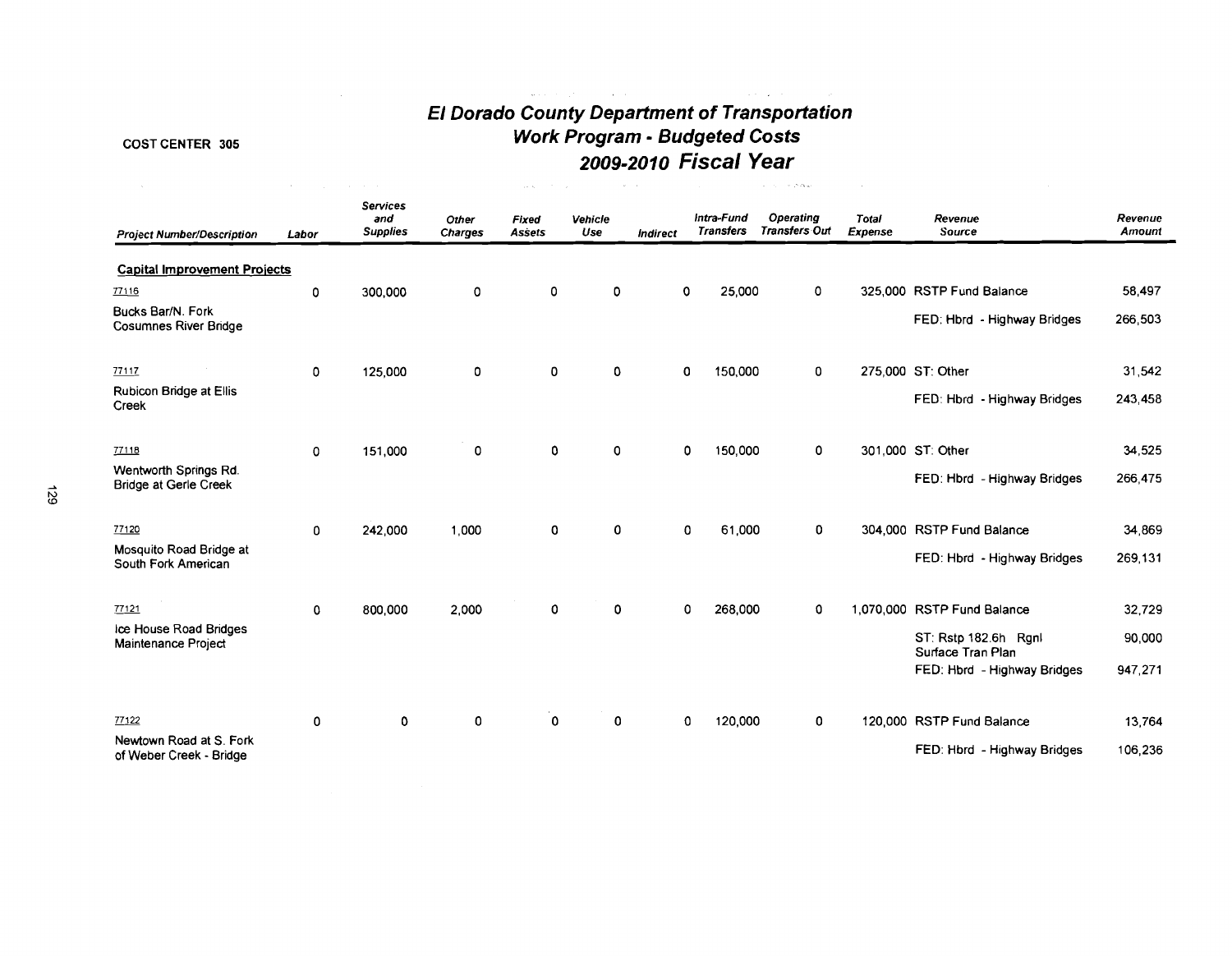**COST CENTER 305**

# El Dorado County Department of Transportation
## Work Program - Budgeted Costs
## 2009-2010 Fiscal Year

| Project Number/Description | Labor | Services and Supplies | Other Charges | Fixed Assets | Vehicle Use | Indirect | Intra-Fund Transfers | Operating Transfers Out | Total Expense | Revenue Source | Revenue Amount |
|---|---|---|---|---|---|---|---|---|---|---|---|
| **Capital Improvement Projects** | | | | | | | | | | | |
| 77116 | 0 | 300,000 | 0 | 0 | 0 | 0 | 25,000 | 0 | 325,000 | RSTP Fund Balance | 58,497 |
| Bucks Bar/N. Fork Cosumnes River Bridge | | | | | | | | | | FED: Hbrd - Highway Bridges | 266,503 |
| 77117 | 0 | 125,000 | 0 | 0 | 0 | 0 | 150,000 | 0 | 275,000 | ST: Other | 31,542 |
| Rubicon Bridge at Ellis Creek | | | | | | | | | | FED: Hbrd - Highway Bridges | 243,458 |
| 77118 | 0 | 151,000 | 0 | 0 | 0 | 0 | 150,000 | 0 | 301,000 | ST: Other | 34,525 |
| Wentworth Springs Rd. Bridge at Gerle Creek | | | | | | | | | | FED: Hbrd - Highway Bridges | 266,475 |
| 77120 | 0 | 242,000 | 1,000 | 0 | 0 | 0 | 61,000 | 0 | 304,000 | RSTP Fund Balance | 34,869 |
| Mosquito Road Bridge at South Fork American | | | | | | | | | | FED: Hbrd - Highway Bridges | 269,131 |
| 77121 | 0 | 800,000 | 2,000 | 0 | 0 | 0 | 268,000 | 0 | 1,070,000 | RSTP Fund Balance | 32,729 |
| Ice House Road Bridges Maintenance Project | | | | | | | | | | ST: Rstp 182.6h Rgnl Surface Tran Plan | 90,000 |
| | | | | | | | | | | FED: Hbrd - Highway Bridges | 947,271 |
| 77122 | 0 | 0 | 0 | 0 | 0 | 0 | 120,000 | 0 | 120,000 | RSTP Fund Balance | 13,764 |
| Newtown Road at S. Fork of Weber Creek - Bridge | | | | | | | | | | FED: Hbrd - Highway Bridges | 106,236 |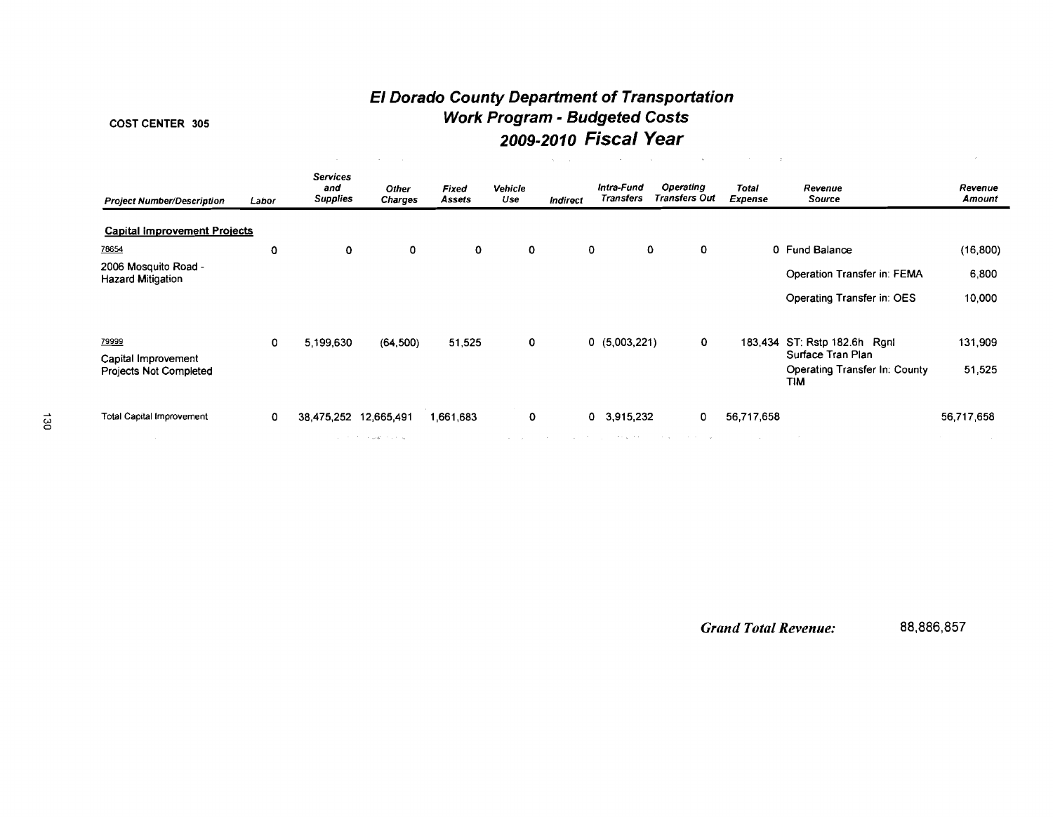COST CENTER 305

# *El Dorado County Department of Transportation*
## *Work Program - Budgeted Costs*
## *2009-2010 Fiscal Year*

| *Project Number/Description* | *Labor* | *Services and Supplies* | *Other Charges* | *Fixed Assets* | *Vehicle Use* | *Indirect* | *Intra-Fund Transfers* | *Operating Transfers Out* | *Total Expense* | *Revenue Source* | *Revenue Amount* |
|---|---|---|---|---|---|---|---|---|---|---|---|
| **Capital Improvement Projects** | | | | | | | | | | | |
| 78654 | 0 | 0 | 0 | 0 | 0 | 0 | 0 | 0 | 0 | Fund Balance | (16,800) |
| 2006 Mosquito Road - Hazard Mitigation | | | | | | | | | | Operation Transfer in: FEMA | 6,800 |
| | | | | | | | | | | Operating Transfer in: OES | 10,000 |
| 79999 | 0 | 5,199,630 | (64,500) | 51,525 | 0 | 0 | (5,003,221) | 0 | 183,434 | ST: Rstp 182.6h Rgnl Surface Tran Plan | 131,909 |
| Capital Improvement Projects Not Completed | | | | | | | | | | Operating Transfer In: County TIM | 51,525 |
| Total Capital Improvement | 0 | 38,475,252 | 12,665,491 | 1,661,683 | 0 | 0 | 3,915,232 | 0 | 56,717,658 | | 56,717,658 |

***Grand Total Revenue:*** 88,886,857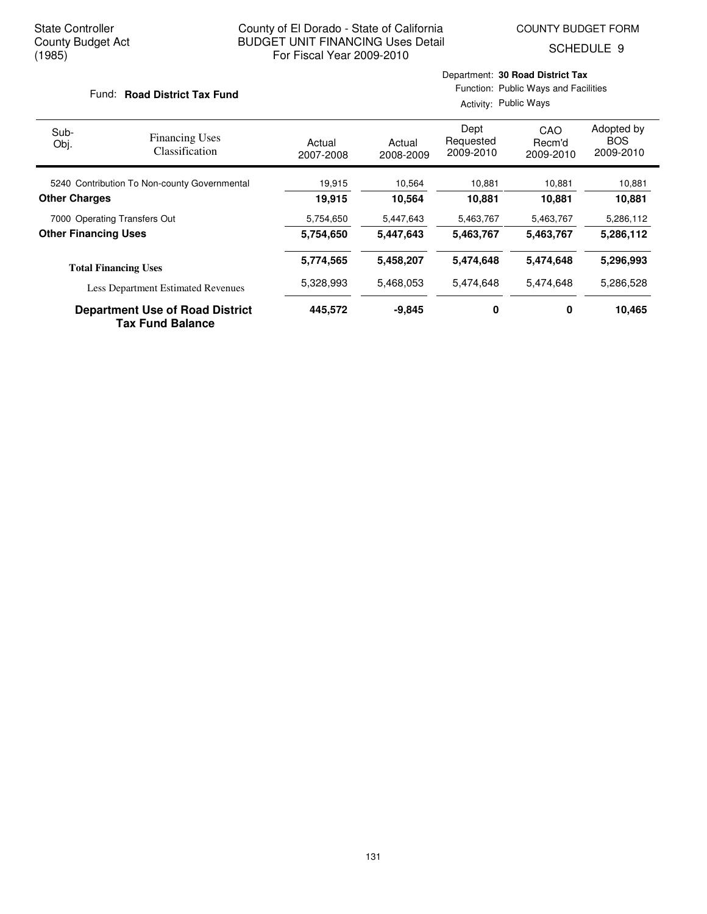State Controller
County Budget Act
(1985)

County of El Dorado - State of California
BUDGET UNIT FINANCING Uses Detail
For Fiscal Year 2009-2010

COUNTY BUDGET FORM
SCHEDULE 9

Fund: **Road District Tax Fund**

Department: **30 Road District Tax**
Function: Public Ways and Facilities
Activity: Public Ways

| Sub-Obj. | Financing Uses Classification | Actual 2007-2008 | Actual 2008-2009 | Dept Requested 2009-2010 | CAO Recm'd 2009-2010 | Adopted by BOS 2009-2010 |
|---|---|---|---|---|---|---|
| 5240 | Contribution To Non-county Governmental | 19,915 | 10,564 | 10,881 | 10,881 | 10,881 |
| **Other Charges** | | **19,915** | **10,564** | **10,881** | **10,881** | **10,881** |
| 7000 | Operating Transfers Out | 5,754,650 | 5,447,643 | 5,463,767 | 5,463,767 | 5,286,112 |
| **Other Financing Uses** | | **5,754,650** | **5,447,643** | **5,463,767** | **5,463,767** | **5,286,112** |
| **Total Financing Uses** | | **5,774,565** | **5,458,207** | **5,474,648** | **5,474,648** | **5,296,993** |
| | Less Department Estimated Revenues | 5,328,993 | 5,468,053 | 5,474,648 | 5,474,648 | 5,286,528 |
| **Department Use of Road District Tax Fund Balance** | | **445,572** | **-9,845** | **0** | **0** | **10,465** |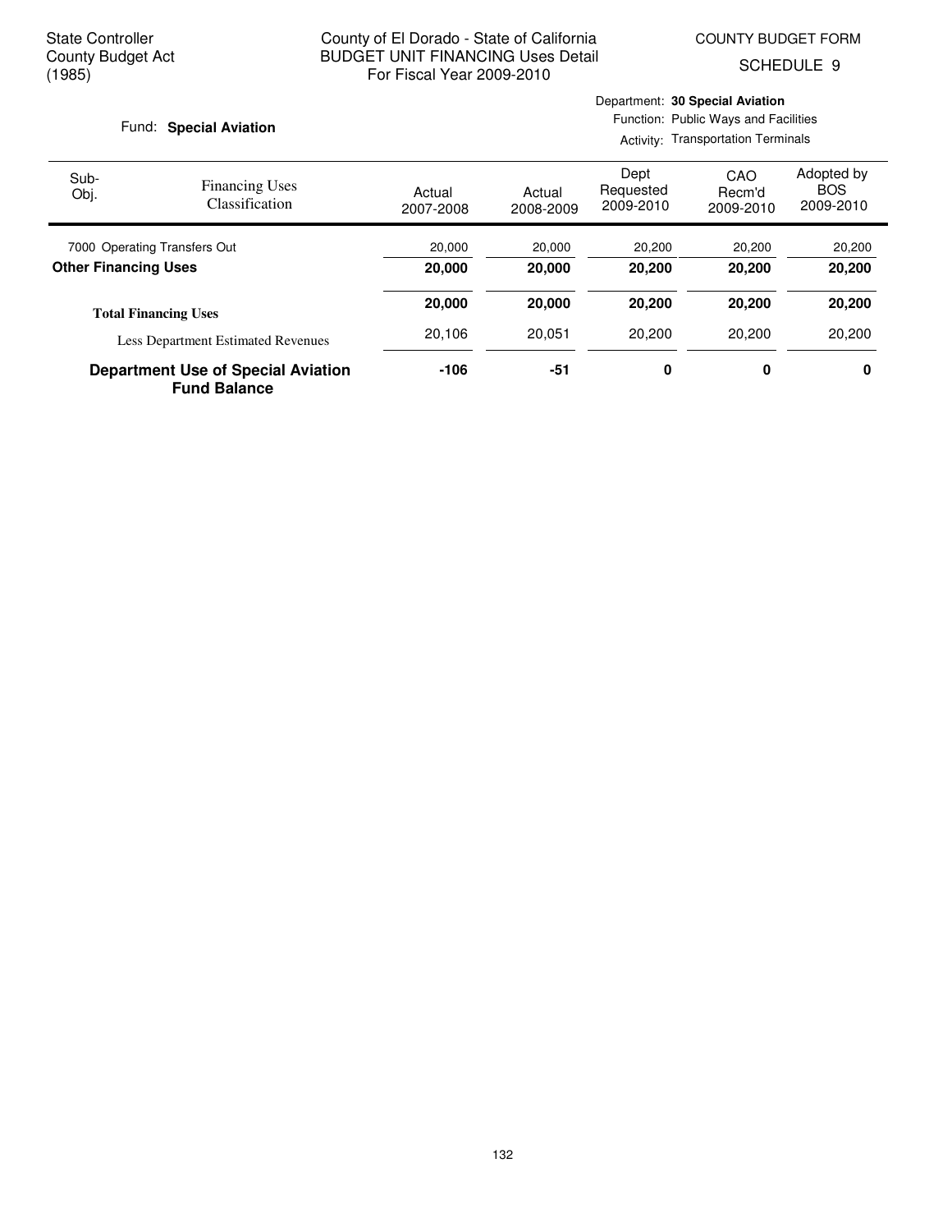State Controller
County Budget Act
(1985)

County of El Dorado - State of California
BUDGET UNIT FINANCING Uses Detail
For Fiscal Year 2009-2010

COUNTY BUDGET FORM
SCHEDULE 9

Fund: **Special Aviation**

Department: **30 Special Aviation**
Function: Public Ways and Facilities
Activity: Transportation Terminals

| Sub-Obj. | Financing Uses Classification | Actual 2007-2008 | Actual 2008-2009 | Dept Requested 2009-2010 | CAO Recm'd 2009-2010 | Adopted by BOS 2009-2010 |
|---|---|---|---|---|---|---|
| 7000 | Operating Transfers Out | 20,000 | 20,000 | 20,200 | 20,200 | 20,200 |
| **Other Financing Uses** | | **20,000** | **20,000** | **20,200** | **20,200** | **20,200** |
| **Total Financing Uses** | | **20,000** | **20,000** | **20,200** | **20,200** | **20,200** |
| | Less Department Estimated Revenues | 20,106 | 20,051 | 20,200 | 20,200 | 20,200 |
| **Department Use of Special Aviation Fund Balance** | | **-106** | **-51** | **0** | **0** | **0** |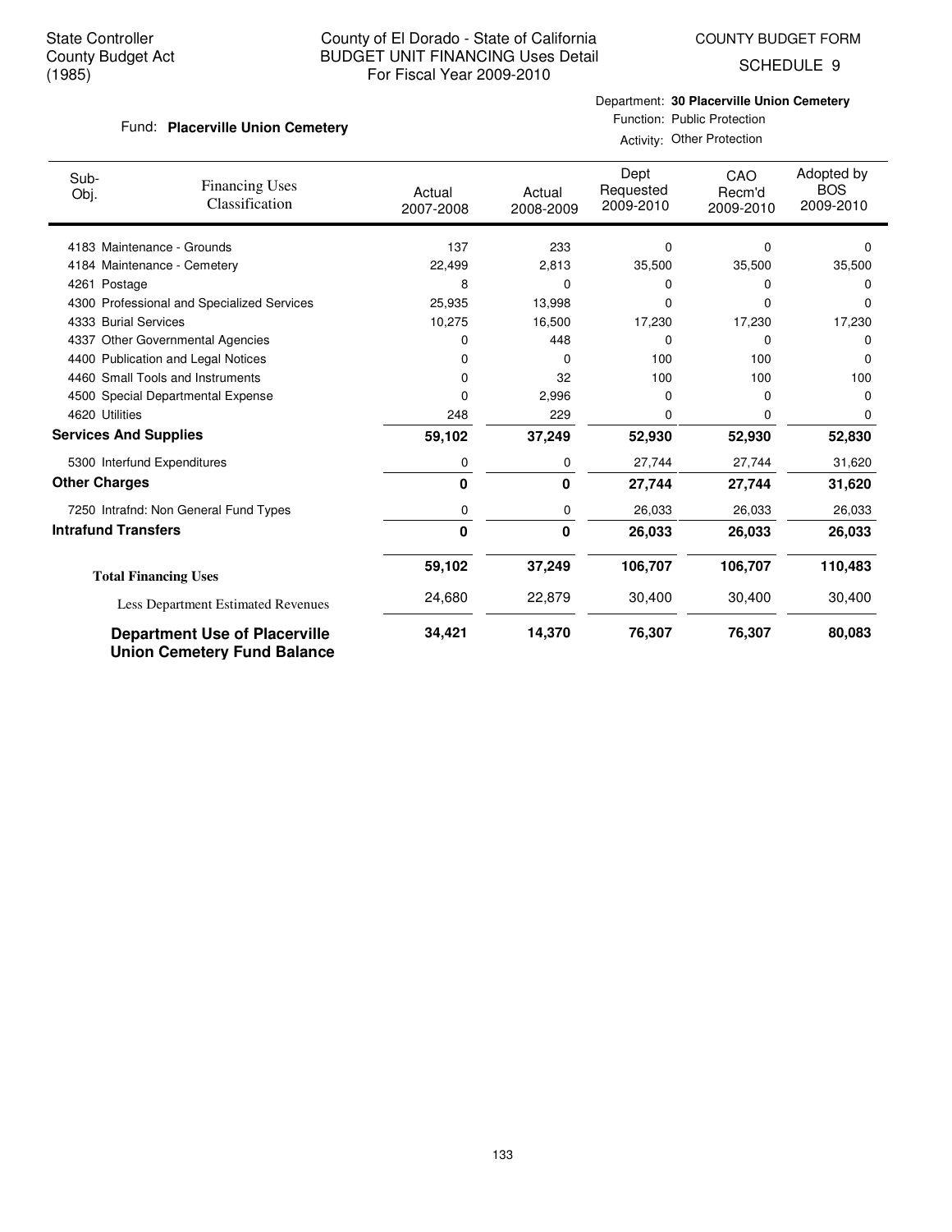State Controller
County Budget Act
(1985)

County of El Dorado - State of California
BUDGET UNIT FINANCING Uses Detail
For Fiscal Year 2009-2010

COUNTY BUDGET FORM
SCHEDULE 9

Fund: **Placerville Union Cemetery**

Department: **30 Placerville Union Cemetery**
Function: Public Protection
Activity: Other Protection

| Sub-Obj. | Financing Uses Classification | Actual 2007-2008 | Actual 2008-2009 | Dept Requested 2009-2010 | CAO Recm'd 2009-2010 | Adopted by BOS 2009-2010 |
|---|---|---|---|---|---|---|
| 4183 | Maintenance - Grounds | 137 | 233 | 0 | 0 | 0 |
| 4184 | Maintenance - Cemetery | 22,499 | 2,813 | 35,500 | 35,500 | 35,500 |
| 4261 | Postage | 8 | 0 | 0 | 0 | 0 |
| 4300 | Professional and Specialized Services | 25,935 | 13,998 | 0 | 0 | 0 |
| 4333 | Burial Services | 10,275 | 16,500 | 17,230 | 17,230 | 17,230 |
| 4337 | Other Governmental Agencies | 0 | 448 | 0 | 0 | 0 |
| 4400 | Publication and Legal Notices | 0 | 0 | 100 | 100 | 0 |
| 4460 | Small Tools and Instruments | 0 | 32 | 100 | 100 | 100 |
| 4500 | Special Departmental Expense | 0 | 2,996 | 0 | 0 | 0 |
| 4620 | Utilities | 248 | 229 | 0 | 0 | 0 |
| **Services And Supplies** | | **59,102** | **37,249** | **52,930** | **52,930** | **52,830** |
| 5300 | Interfund Expenditures | 0 | 0 | 27,744 | 27,744 | 31,620 |
| **Other Charges** | | **0** | **0** | **27,744** | **27,744** | **31,620** |
| 7250 | Intrafnd: Non General Fund Types | 0 | 0 | 26,033 | 26,033 | 26,033 |
| **Intrafund Transfers** | | **0** | **0** | **26,033** | **26,033** | **26,033** |
| **Total Financing Uses** | | **59,102** | **37,249** | **106,707** | **106,707** | **110,483** |
| | Less Department Estimated Revenues | 24,680 | 22,879 | 30,400 | 30,400 | 30,400 |
| **Department Use of Placerville Union Cemetery Fund Balance** | | **34,421** | **14,370** | **76,307** | **76,307** | **80,083** |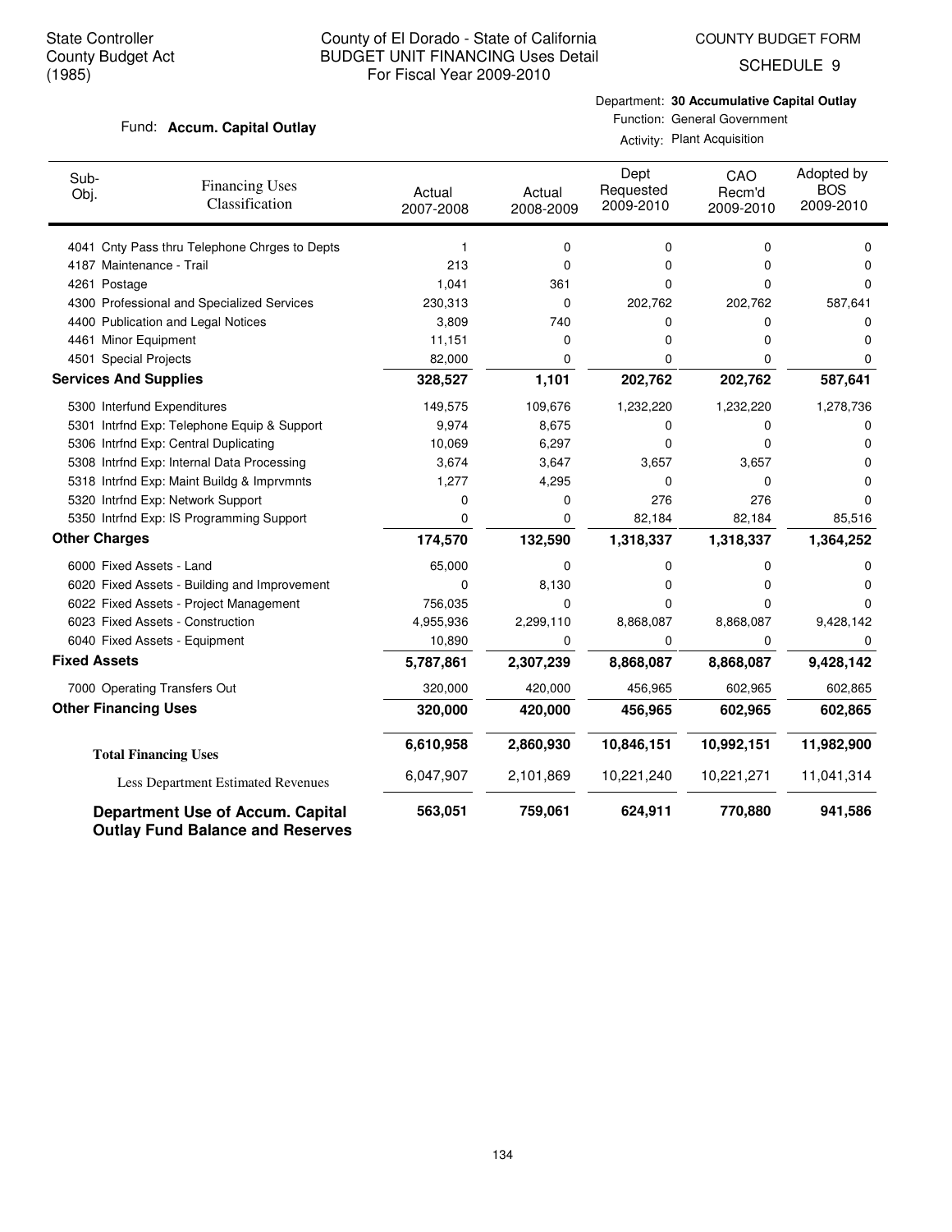State Controller
County Budget Act
(1985)

# County of El Dorado - State of California
## BUDGET UNIT FINANCING Uses Detail
For Fiscal Year 2009-2010

COUNTY BUDGET FORM
SCHEDULE 9

Fund: **Accum. Capital Outlay**

Department: **30 Accumulative Capital Outlay**
Function: General Government
Activity: Plant Acquisition

| Sub-Obj. | Financing Uses Classification | Actual 2007-2008 | Actual 2008-2009 | Dept Requested 2009-2010 | CAO Recm'd 2009-2010 | Adopted by BOS 2009-2010 |
|---|---|---|---|---|---|---|
| 4041 | Cnty Pass thru Telephone Chrges to Depts | 1 | 0 | 0 | 0 | 0 |
| 4187 | Maintenance - Trail | 213 | 0 | 0 | 0 | 0 |
| 4261 | Postage | 1,041 | 361 | 0 | 0 | 0 |
| 4300 | Professional and Specialized Services | 230,313 | 0 | 202,762 | 202,762 | 587,641 |
| 4400 | Publication and Legal Notices | 3,809 | 740 | 0 | 0 | 0 |
| 4461 | Minor Equipment | 11,151 | 0 | 0 | 0 | 0 |
| 4501 | Special Projects | 82,000 | 0 | 0 | 0 | 0 |
| **Services And Supplies** | | **328,527** | **1,101** | **202,762** | **202,762** | **587,641** |
| 5300 | Interfund Expenditures | 149,575 | 109,676 | 1,232,220 | 1,232,220 | 1,278,736 |
| 5301 | Intrfnd Exp: Telephone Equip & Support | 9,974 | 8,675 | 0 | 0 | 0 |
| 5306 | Intrfnd Exp: Central Duplicating | 10,069 | 6,297 | 0 | 0 | 0 |
| 5308 | Intrfnd Exp: Internal Data Processing | 3,674 | 3,647 | 3,657 | 3,657 | 0 |
| 5318 | Intrfnd Exp: Maint Buildg & Imprvmnts | 1,277 | 4,295 | 0 | 0 | 0 |
| 5320 | Intrfnd Exp: Network Support | 0 | 0 | 276 | 276 | 0 |
| 5350 | Intrfnd Exp: IS Programming Support | 0 | 0 | 82,184 | 82,184 | 85,516 |
| **Other Charges** | | **174,570** | **132,590** | **1,318,337** | **1,318,337** | **1,364,252** |
| 6000 | Fixed Assets - Land | 65,000 | 0 | 0 | 0 | 0 |
| 6020 | Fixed Assets - Building and Improvement | 0 | 8,130 | 0 | 0 | 0 |
| 6022 | Fixed Assets - Project Management | 756,035 | 0 | 0 | 0 | 0 |
| 6023 | Fixed Assets - Construction | 4,955,936 | 2,299,110 | 8,868,087 | 8,868,087 | 9,428,142 |
| 6040 | Fixed Assets - Equipment | 10,890 | 0 | 0 | 0 | 0 |
| **Fixed Assets** | | **5,787,861** | **2,307,239** | **8,868,087** | **8,868,087** | **9,428,142** |
| 7000 | Operating Transfers Out | 320,000 | 420,000 | 456,965 | 602,965 | 602,865 |
| **Other Financing Uses** | | **320,000** | **420,000** | **456,965** | **602,965** | **602,865** |
| **Total Financing Uses** | | **6,610,958** | **2,860,930** | **10,846,151** | **10,992,151** | **11,982,900** |
| Less Department Estimated Revenues | | 6,047,907 | 2,101,869 | 10,221,240 | 10,221,271 | 11,041,314 |
| **Department Use of Accum. Capital Outlay Fund Balance and Reserves** | | **563,051** | **759,061** | **624,911** | **770,880** | **941,586** |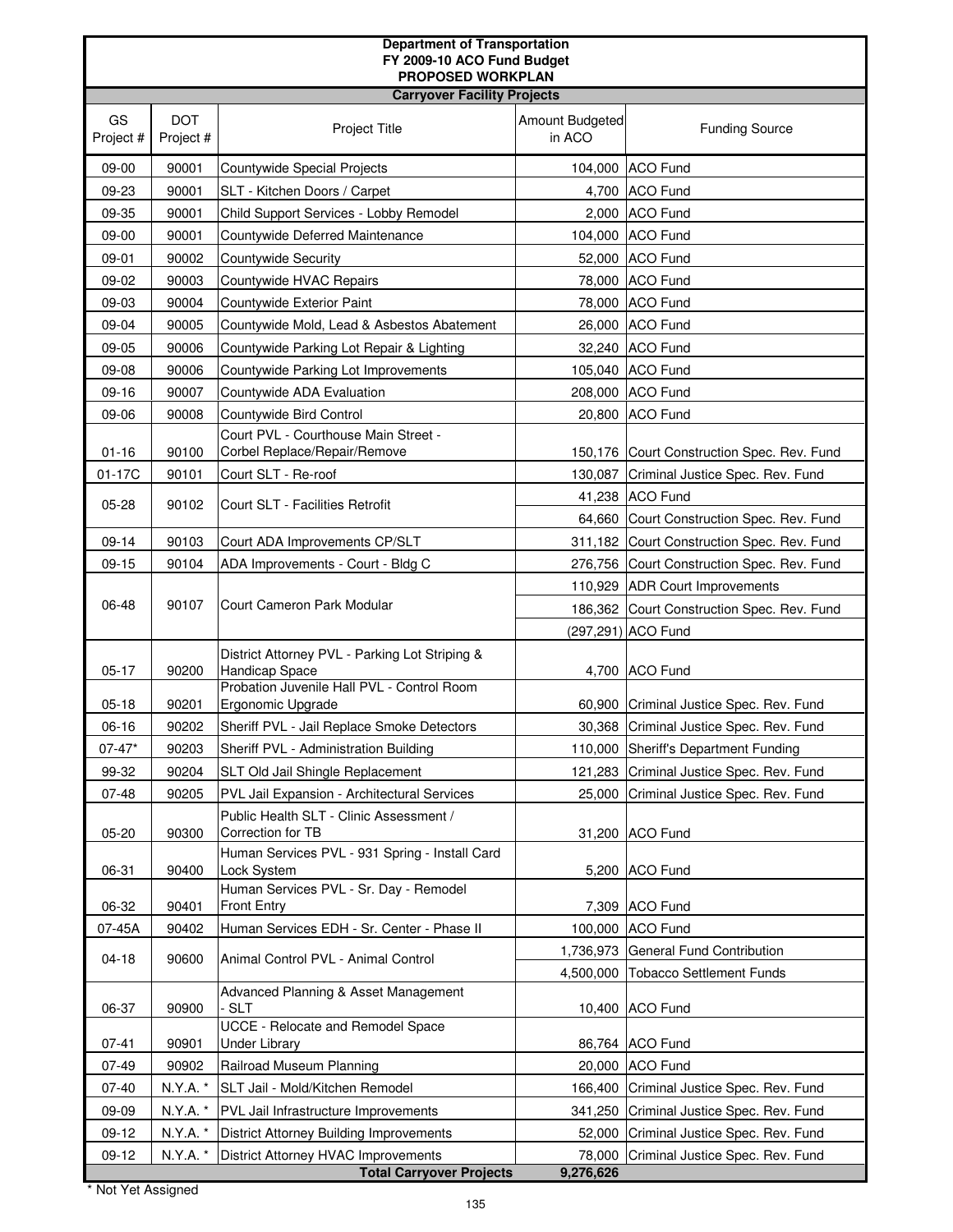**Department of Transportation**
**FY 2009-10 ACO Fund Budget**
**PROPOSED WORKPLAN**
**Carryover Facility Projects**

| GS Project # | DOT Project # | Project Title | Amount Budgeted in ACO | Funding Source |
|---|---|---|---|---|
| 09-00 | 90001 | Countywide Special Projects | 104,000 | ACO Fund |
| 09-23 | 90001 | SLT - Kitchen Doors / Carpet | 4,700 | ACO Fund |
| 09-35 | 90001 | Child Support Services - Lobby Remodel | 2,000 | ACO Fund |
| 09-00 | 90001 | Countywide Deferred Maintenance | 104,000 | ACO Fund |
| 09-01 | 90002 | Countywide Security | 52,000 | ACO Fund |
| 09-02 | 90003 | Countywide HVAC Repairs | 78,000 | ACO Fund |
| 09-03 | 90004 | Countywide Exterior Paint | 78,000 | ACO Fund |
| 09-04 | 90005 | Countywide Mold, Lead & Asbestos Abatement | 26,000 | ACO Fund |
| 09-05 | 90006 | Countywide Parking Lot Repair & Lighting | 32,240 | ACO Fund |
| 09-08 | 90006 | Countywide Parking Lot Improvements | 105,040 | ACO Fund |
| 09-16 | 90007 | Countywide ADA Evaluation | 208,000 | ACO Fund |
| 09-06 | 90008 | Countywide Bird Control | 20,800 | ACO Fund |
| 01-16 | 90100 | Court PVL - Courthouse Main Street - Corbel Replace/Repair/Remove | 150,176 | Court Construction Spec. Rev. Fund |
| 01-17C | 90101 | Court SLT - Re-roof | 130,087 | Criminal Justice Spec. Rev. Fund |
| 05-28 | 90102 | Court SLT - Facilities Retrofit | 41,238 | ACO Fund |
| | | | 64,660 | Court Construction Spec. Rev. Fund |
| 09-14 | 90103 | Court ADA Improvements CP/SLT | 311,182 | Court Construction Spec. Rev. Fund |
| 09-15 | 90104 | ADA Improvements - Court - Bldg C | 276,756 | Court Construction Spec. Rev. Fund |
| 06-48 | 90107 | Court Cameron Park Modular | 110,929 | ADR Court Improvements |
| | | | 186,362 | Court Construction Spec. Rev. Fund |
| | | | (297,291) | ACO Fund |
| 05-17 | 90200 | District Attorney PVL - Parking Lot Striping & Handicap Space | 4,700 | ACO Fund |
| 05-18 | 90201 | Probation Juvenile Hall PVL - Control Room Ergonomic Upgrade | 60,900 | Criminal Justice Spec. Rev. Fund |
| 06-16 | 90202 | Sheriff PVL - Jail Replace Smoke Detectors | 30,368 | Criminal Justice Spec. Rev. Fund |
| 07-47* | 90203 | Sheriff PVL - Administration Building | 110,000 | Sheriff's Department Funding |
| 99-32 | 90204 | SLT Old Jail Shingle Replacement | 121,283 | Criminal Justice Spec. Rev. Fund |
| 07-48 | 90205 | PVL Jail Expansion - Architectural Services | 25,000 | Criminal Justice Spec. Rev. Fund |
| 05-20 | 90300 | Public Health SLT - Clinic Assessment / Correction for TB | 31,200 | ACO Fund |
| 06-31 | 90400 | Human Services PVL - 931 Spring - Install Card Lock System | 5,200 | ACO Fund |
| 06-32 | 90401 | Human Services PVL - Sr. Day - Remodel Front Entry | 7,309 | ACO Fund |
| 07-45A | 90402 | Human Services EDH - Sr. Center - Phase II | 100,000 | ACO Fund |
| 04-18 | 90600 | Animal Control PVL - Animal Control | 1,736,973 | General Fund Contribution |
| | | | 4,500,000 | Tobacco Settlement Funds |
| 06-37 | 90900 | Advanced Planning & Asset Management - SLT | 10,400 | ACO Fund |
| 07-41 | 90901 | UCCE - Relocate and Remodel Space Under Library | 86,764 | ACO Fund |
| 07-49 | 90902 | Railroad Museum Planning | 20,000 | ACO Fund |
| 07-40 | N.Y.A. * | SLT Jail - Mold/Kitchen Remodel | 166,400 | Criminal Justice Spec. Rev. Fund |
| 09-09 | N.Y.A. * | PVL Jail Infrastructure Improvements | 341,250 | Criminal Justice Spec. Rev. Fund |
| 09-12 | N.Y.A. * | District Attorney Building Improvements | 52,000 | Criminal Justice Spec. Rev. Fund |
| 09-12 | N.Y.A. * | District Attorney HVAC Improvements | 78,000 | Criminal Justice Spec. Rev. Fund |
| | | **Total Carryover Projects** | **9,276,626** | |

\* Not Yet Assigned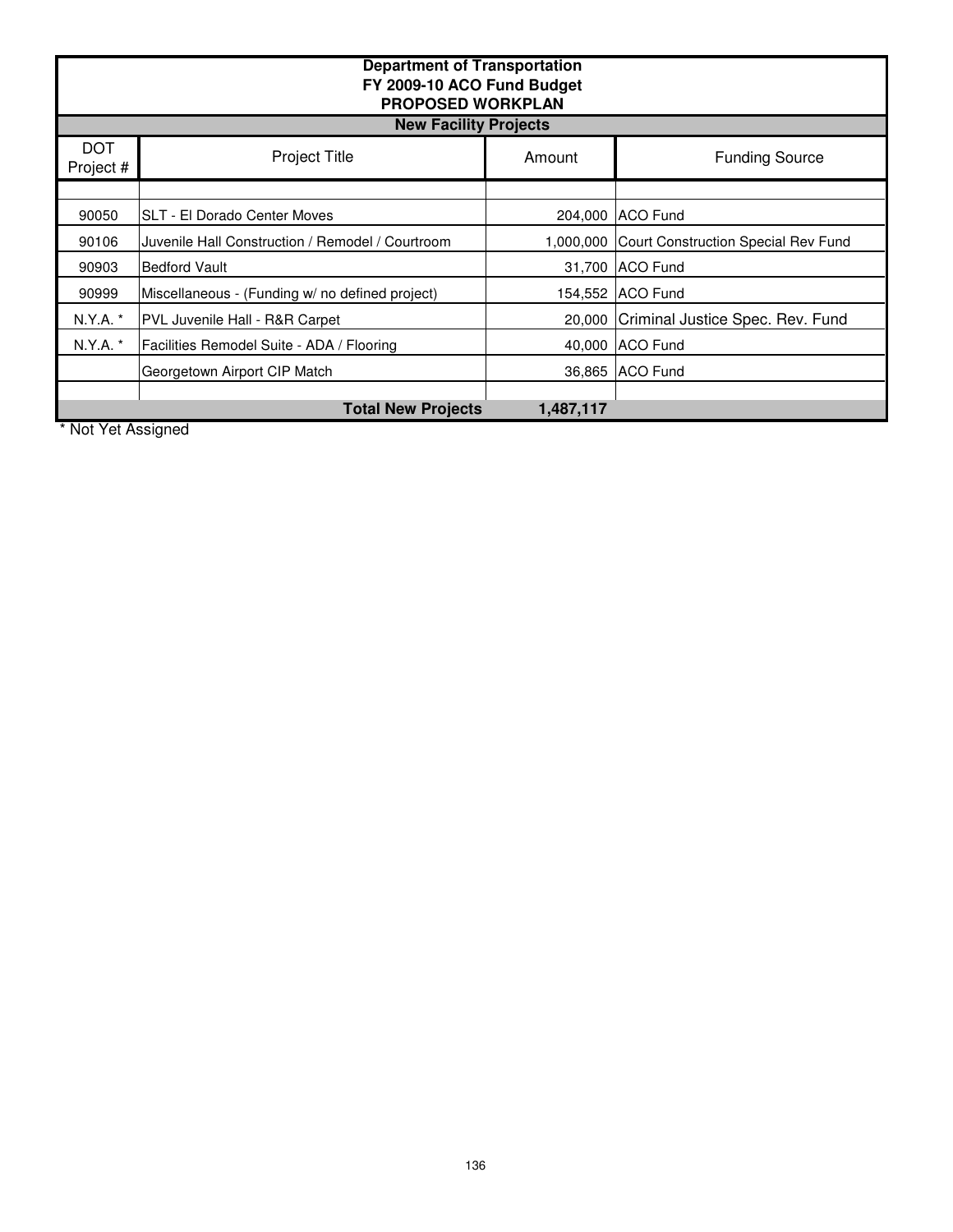**Department of Transportation**
**FY 2009-10 ACO Fund Budget**
**PROPOSED WORKPLAN**

**New Facility Projects**

| DOT Project # | Project Title | Amount | Funding Source |
|---|---|---|---|
| | | | |
| 90050 | SLT - El Dorado Center Moves | 204,000 | ACO Fund |
| 90106 | Juvenile Hall Construction / Remodel / Courtroom | 1,000,000 | Court Construction Special Rev Fund |
| 90903 | Bedford Vault | 31,700 | ACO Fund |
| 90999 | Miscellaneous - (Funding w/ no defined project) | 154,552 | ACO Fund |
| N.Y.A. * | PVL Juvenile Hall - R&R Carpet | 20,000 | Criminal Justice Spec. Rev. Fund |
| N.Y.A. * | Facilities Remodel Suite - ADA / Flooring | 40,000 | ACO Fund |
| | Georgetown Airport CIP Match | 36,865 | ACO Fund |
| | | | |
| | **Total New Projects** | **1,487,117** | |

\* Not Yet Assigned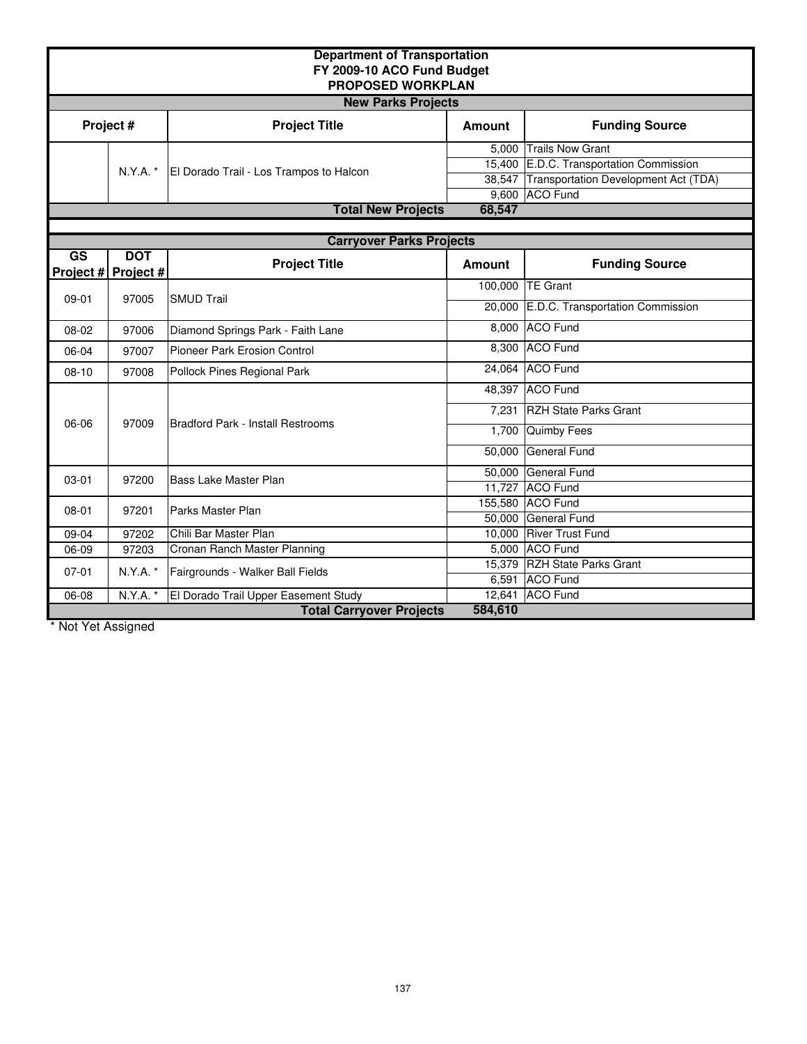**Department of Transportation**
**FY 2009-10 ACO Fund Budget**
**PROPOSED WORKPLAN**

**New Parks Projects**

| Project # | | Project Title | Amount | Funding Source |
|---|---|---|---|---|
| | N.Y.A. * | El Dorado Trail - Los Trampos to Halcon | 5,000 | Trails Now Grant |
| | | | 15,400 | E.D.C. Transportation Commission |
| | | | 38,547 | Transportation Development Act (TDA) |
| | | | 9,600 | ACO Fund |
| | | **Total New Projects** | **68,547** | |

**Carryover Parks Projects**

| GS Project # | DOT Project # | Project Title | Amount | Funding Source |
|---|---|---|---|---|
| 09-01 | 97005 | SMUD Trail | 100,000 | TE Grant |
| | | | 20,000 | E.D.C. Transportation Commission |
| 08-02 | 97006 | Diamond Springs Park - Faith Lane | 8,000 | ACO Fund |
| 06-04 | 97007 | Pioneer Park Erosion Control | 8,300 | ACO Fund |
| 08-10 | 97008 | Pollock Pines Regional Park | 24,064 | ACO Fund |
| 06-06 | 97009 | Bradford Park - Install Restrooms | 48,397 | ACO Fund |
| | | | 7,231 | RZH State Parks Grant |
| | | | 1,700 | Quimby Fees |
| | | | 50,000 | General Fund |
| 03-01 | 97200 | Bass Lake Master Plan | 50,000 | General Fund |
| | | | 11,727 | ACO Fund |
| 08-01 | 97201 | Parks Master Plan | 155,580 | ACO Fund |
| | | | 50,000 | General Fund |
| 09-04 | 97202 | Chili Bar Master Plan | 10,000 | River Trust Fund |
| 06-09 | 97203 | Cronan Ranch Master Planning | 5,000 | ACO Fund |
| 07-01 | N.Y.A. * | Fairgrounds - Walker Ball Fields | 15,379 | RZH State Parks Grant |
| | | | 6,591 | ACO Fund |
| 06-08 | N.Y.A. * | El Dorado Trail Upper Easement Study | 12,641 | ACO Fund |
| | | **Total Carryover Projects** | **584,610** | |

* Not Yet Assigned